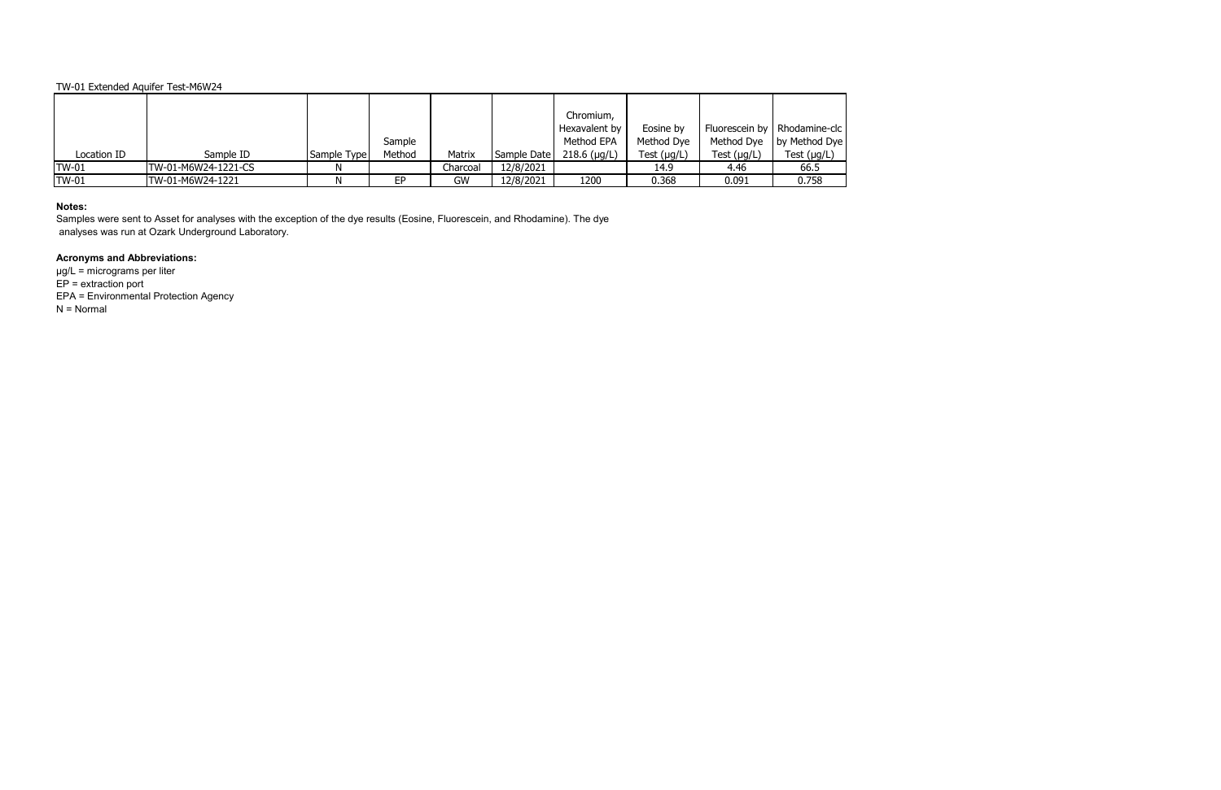TW-01 Extended Aquifer Test-M6W24

| Location ID | Sample ID | Sample Type | Sample Method | Matrix | Sample Date | Chromium, Hexavalent by Method EPA 218.6 (µg/L) | Eosine by Method Dye Test (µg/L) | Fluorescein by Method Dye Test (µg/L) | Rhodamine-clc by Method Dye Test (µg/L) |
|---|---|---|---|---|---|---|---|---|---|
| TW-01 | TW-01-M6W24-1221-CS | N | | Charcoal | 12/8/2021 | | 14.9 | 4.46 | 66.5 |
| TW-01 | TW-01-M6W24-1221 | N | EP | GW | 12/8/2021 | 1200 | 0.368 | 0.091 | 0.758 |

**Notes:**

Samples were sent to Asset for analyses with the exception of the dye results (Eosine, Fluorescein, and Rhodamine). The dye analyses was run at Ozark Underground Laboratory.

**Acronyms and Abbreviations:**

µg/L = micrograms per liter
EP = extraction port
EPA = Environmental Protection Agency
N = Normal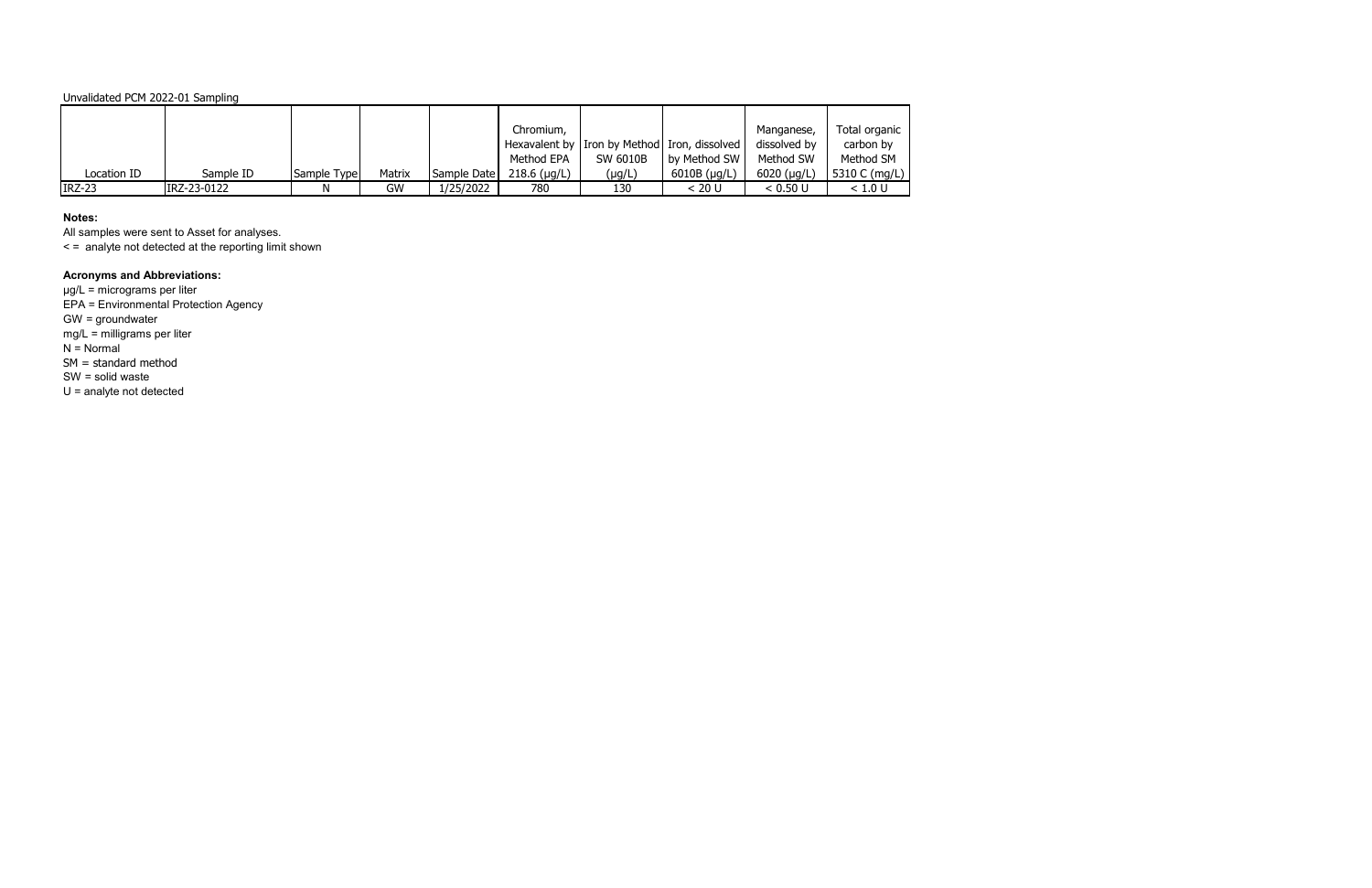Unvalidated PCM 2022-01 Sampling

| Location ID | Sample ID | Sample Type | Matrix | Sample Date | Chromium, Hexavalent by Method EPA 218.6 (µg/L) | Iron by Method SW 6010B (µg/L) | Iron, dissolved by Method SW 6010B (µg/L) | Manganese, dissolved by Method SW 6020 (µg/L) | Total organic carbon by Method SM 5310 C (mg/L) |
|---|---|---|---|---|---|---|---|---|---|
| IRZ-23 | IRZ-23-0122 | N | GW | 1/25/2022 | 780 | 130 | < 20 U | < 0.50 U | < 1.0 U |

**Notes:**

All samples were sent to Asset for analyses.
< = analyte not detected at the reporting limit shown

**Acronyms and Abbreviations:**

µg/L = micrograms per liter
EPA = Environmental Protection Agency
GW = groundwater
mg/L = milligrams per liter
N = Normal
SM = standard method
SW = solid waste
U = analyte not detected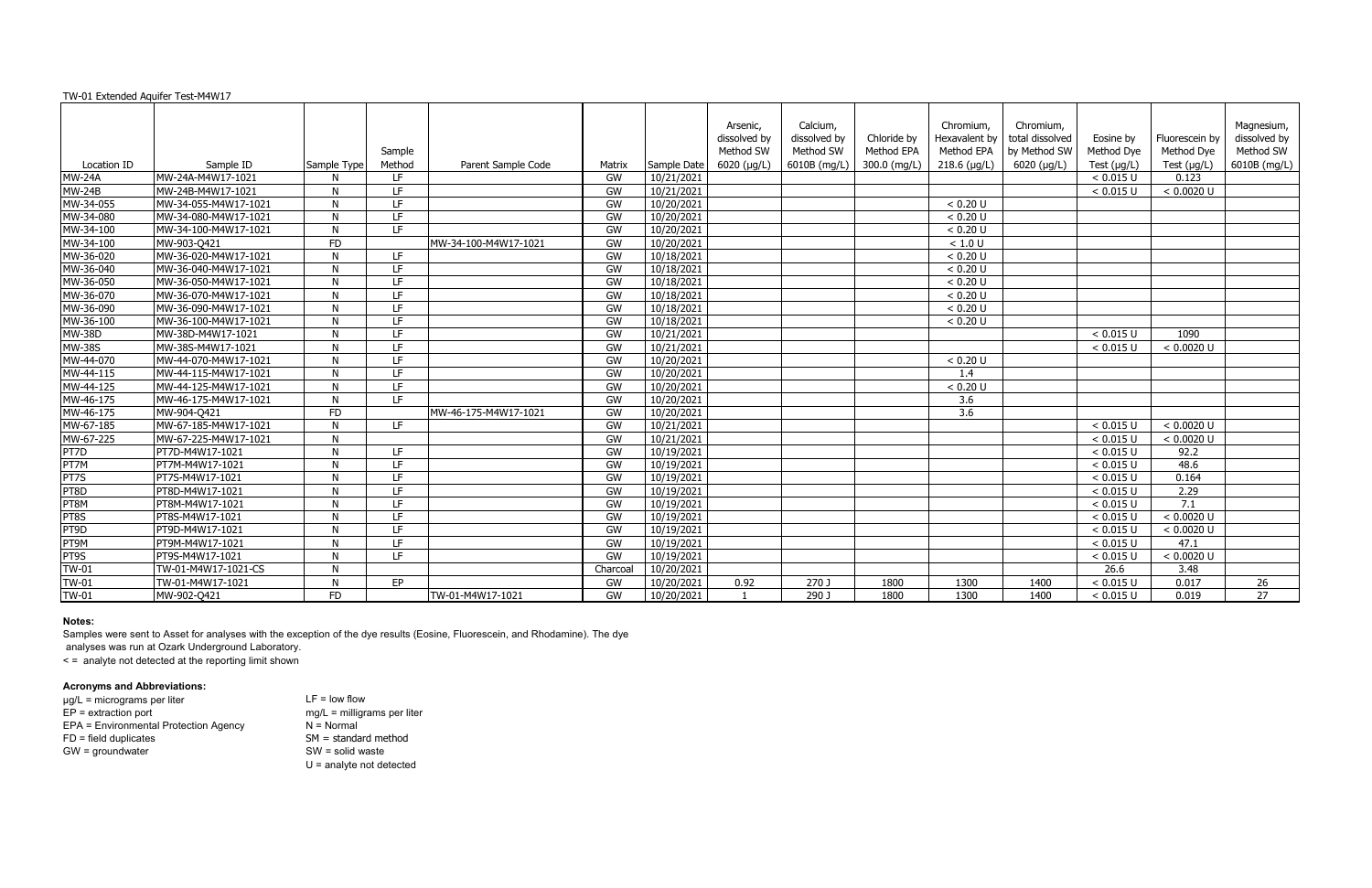TW-01 Extended Aquifer Test-M4W17

| Location ID | Sample ID | Sample Type | Sample Method | Parent Sample Code | Matrix | Sample Date | Arsenic, dissolved by Method SW 6020 (µg/L) | Calcium, dissolved by Method SW 6010B (mg/L) | Chloride by Method EPA 300.0 (mg/L) | Chromium, Hexavalent by Method EPA 218.6 (µg/L) | Chromium, total dissolved by Method SW 6020 (µg/L) | Eosine by Method Dye Test (µg/L) | Fluorescein by Method Dye Test (µg/L) | Magnesium, dissolved by Method SW 6010B (mg/L) |
|---|---|---|---|---|---|---|---|---|---|---|---|---|---|---|
| MW-24A | MW-24A-M4W17-1021 | N | LF | | GW | 10/21/2021 | | | | | | < 0.015 U | 0.123 | |
| MW-24B | MW-24B-M4W17-1021 | N | LF | | GW | 10/21/2021 | | | | | | < 0.015 U | < 0.0020 U | |
| MW-34-055 | MW-34-055-M4W17-1021 | N | LF | | GW | 10/20/2021 | | | | < 0.20 U | | | | |
| MW-34-080 | MW-34-080-M4W17-1021 | N | LF | | GW | 10/20/2021 | | | | < 0.20 U | | | | |
| MW-34-100 | MW-34-100-M4W17-1021 | N | LF | | GW | 10/20/2021 | | | | < 0.20 U | | | | |
| MW-34-100 | MW-903-Q421 | FD | | MW-34-100-M4W17-1021 | GW | 10/20/2021 | | | | < 1.0 U | | | | |
| MW-36-020 | MW-36-020-M4W17-1021 | N | LF | | GW | 10/18/2021 | | | | < 0.20 U | | | | |
| MW-36-040 | MW-36-040-M4W17-1021 | N | LF | | GW | 10/18/2021 | | | | < 0.20 U | | | | |
| MW-36-050 | MW-36-050-M4W17-1021 | N | LF | | GW | 10/18/2021 | | | | < 0.20 U | | | | |
| MW-36-070 | MW-36-070-M4W17-1021 | N | LF | | GW | 10/18/2021 | | | | < 0.20 U | | | | |
| MW-36-090 | MW-36-090-M4W17-1021 | N | LF | | GW | 10/18/2021 | | | | < 0.20 U | | | | |
| MW-36-100 | MW-36-100-M4W17-1021 | N | LF | | GW | 10/18/2021 | | | | < 0.20 U | | | | |
| MW-38D | MW-38D-M4W17-1021 | N | LF | | GW | 10/21/2021 | | | | | | < 0.015 U | 1090 | |
| MW-38S | MW-38S-M4W17-1021 | N | LF | | GW | 10/21/2021 | | | | | | < 0.015 U | < 0.0020 U | |
| MW-44-070 | MW-44-070-M4W17-1021 | N | LF | | GW | 10/20/2021 | | | | < 0.20 U | | | | |
| MW-44-115 | MW-44-115-M4W17-1021 | N | LF | | GW | 10/20/2021 | | | | 1.4 | | | | |
| MW-44-125 | MW-44-125-M4W17-1021 | N | LF | | GW | 10/20/2021 | | | | < 0.20 U | | | | |
| MW-46-175 | MW-46-175-M4W17-1021 | N | LF | | GW | 10/20/2021 | | | | 3.6 | | | | |
| MW-46-175 | MW-904-Q421 | FD | | MW-46-175-M4W17-1021 | GW | 10/20/2021 | | | | 3.6 | | | | |
| MW-67-185 | MW-67-185-M4W17-1021 | N | LF | | GW | 10/21/2021 | | | | | | < 0.015 U | < 0.0020 U | |
| MW-67-225 | MW-67-225-M4W17-1021 | N | | | GW | 10/21/2021 | | | | | | < 0.015 U | < 0.0020 U | |
| PT7D | PT7D-M4W17-1021 | N | LF | | GW | 10/19/2021 | | | | | | < 0.015 U | 92.2 | |
| PT7M | PT7M-M4W17-1021 | N | LF | | GW | 10/19/2021 | | | | | | < 0.015 U | 48.6 | |
| PT7S | PT7S-M4W17-1021 | N | LF | | GW | 10/19/2021 | | | | | | < 0.015 U | 0.164 | |
| PT8D | PT8D-M4W17-1021 | N | LF | | GW | 10/19/2021 | | | | | | < 0.015 U | 2.29 | |
| PT8M | PT8M-M4W17-1021 | N | LF | | GW | 10/19/2021 | | | | | | < 0.015 U | 7.1 | |
| PT8S | PT8S-M4W17-1021 | N | LF | | GW | 10/19/2021 | | | | | | < 0.015 U | < 0.0020 U | |
| PT9D | PT9D-M4W17-1021 | N | LF | | GW | 10/19/2021 | | | | | | < 0.015 U | < 0.0020 U | |
| PT9M | PT9M-M4W17-1021 | N | LF | | GW | 10/19/2021 | | | | | | < 0.015 U | 47.1 | |
| PT9S | PT9S-M4W17-1021 | N | LF | | GW | 10/19/2021 | | | | | | < 0.015 U | < 0.0020 U | |
| TW-01 | TW-01-M4W17-1021-CS | N | | | Charcoal | 10/20/2021 | | | | | | 26.6 | 3.48 | |
| TW-01 | TW-01-M4W17-1021 | N | EP | | GW | 10/20/2021 | 0.92 | 270 J | 1800 | 1300 | 1400 | < 0.015 U | 0.017 | 26 |
| TW-01 | MW-902-Q421 | FD | | TW-01-M4W17-1021 | GW | 10/20/2021 | 1 | 290 J | 1800 | 1300 | 1400 | < 0.015 U | 0.019 | 27 |

**Notes:**

Samples were sent to Asset for analyses with the exception of the dye results (Eosine, Fluorescein, and Rhodamine). The dye analyses was run at Ozark Underground Laboratory.

< = analyte not detected at the reporting limit shown

**Acronyms and Abbreviations:**

µg/L = micrograms per liter
EP = extraction port
EPA = Environmental Protection Agency
FD = field duplicates
GW = groundwater
LF = low flow
mg/L = milligrams per liter
N = Normal
SM = standard method
SW = solid waste
U = analyte not detected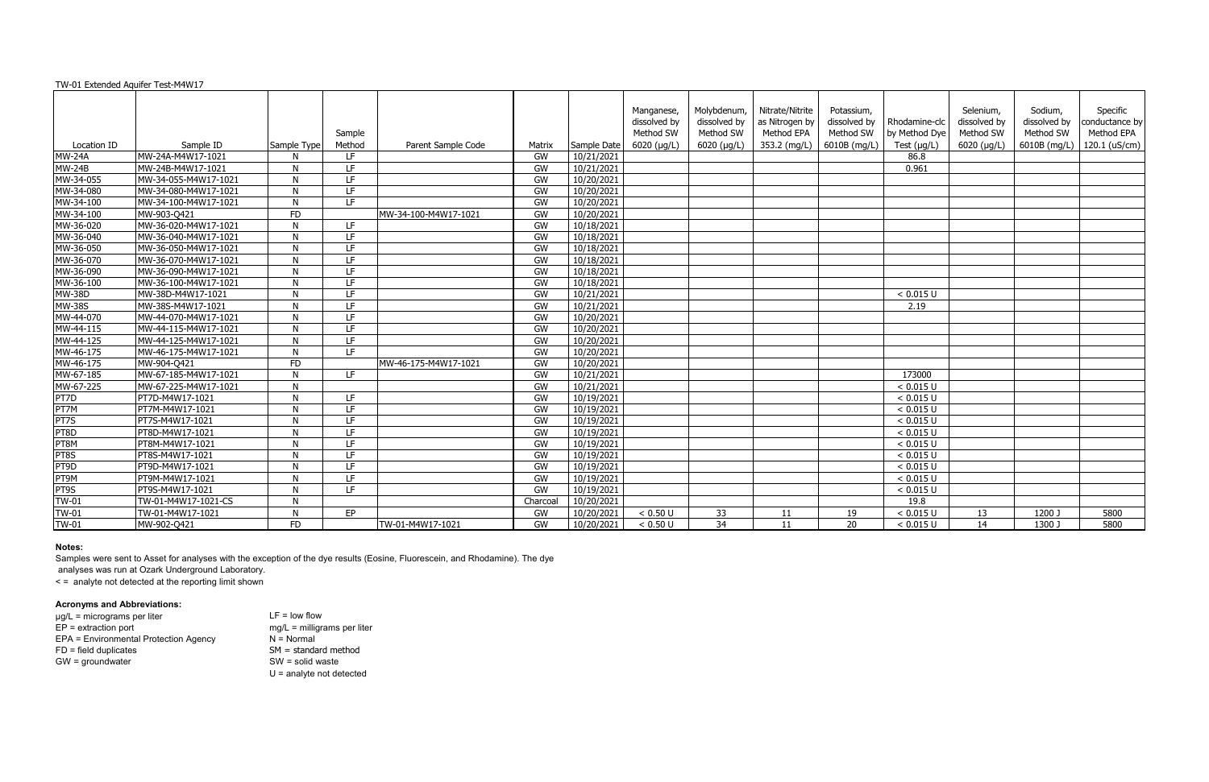TW-01 Extended Aquifer Test-M4W17

| Location ID | Sample ID | Sample Type | Sample Method | Parent Sample Code | Matrix | Sample Date | Manganese, dissolved by Method SW 6020 (µg/L) | Molybdenum, dissolved by Method SW 6020 (µg/L) | Nitrate/Nitrite as Nitrogen by Method EPA 353.2 (mg/L) | Potassium, dissolved by Method SW 6010B (mg/L) | Rhodamine-clc by Method Dye Test (µg/L) | Selenium, dissolved by Method SW 6020 (µg/L) | Sodium, dissolved by Method SW 6010B (mg/L) | Specific conductance by Method EPA 120.1 (uS/cm) |
|---|---|---|---|---|---|---|---|---|---|---|---|---|---|---|
| MW-24A | MW-24A-M4W17-1021 | N | LF | | GW | 10/21/2021 | | | | | 86.8 | | | |
| MW-24B | MW-24B-M4W17-1021 | N | LF | | GW | 10/21/2021 | | | | | 0.961 | | | |
| MW-34-055 | MW-34-055-M4W17-1021 | N | LF | | GW | 10/20/2021 | | | | | | | | |
| MW-34-080 | MW-34-080-M4W17-1021 | N | LF | | GW | 10/20/2021 | | | | | | | | |
| MW-34-100 | MW-34-100-M4W17-1021 | N | LF | | GW | 10/20/2021 | | | | | | | | |
| MW-34-100 | MW-903-Q421 | FD | | MW-34-100-M4W17-1021 | GW | 10/20/2021 | | | | | | | | |
| MW-36-020 | MW-36-020-M4W17-1021 | N | LF | | GW | 10/18/2021 | | | | | | | | |
| MW-36-040 | MW-36-040-M4W17-1021 | N | LF | | GW | 10/18/2021 | | | | | | | | |
| MW-36-050 | MW-36-050-M4W17-1021 | N | LF | | GW | 10/18/2021 | | | | | | | | |
| MW-36-070 | MW-36-070-M4W17-1021 | N | LF | | GW | 10/18/2021 | | | | | | | | |
| MW-36-090 | MW-36-090-M4W17-1021 | N | LF | | GW | 10/18/2021 | | | | | | | | |
| MW-36-100 | MW-36-100-M4W17-1021 | N | LF | | GW | 10/18/2021 | | | | | | | | |
| MW-38D | MW-38D-M4W17-1021 | N | LF | | GW | 10/21/2021 | | | | | < 0.015 U | | | |
| MW-38S | MW-38S-M4W17-1021 | N | LF | | GW | 10/21/2021 | | | | | 2.19 | | | |
| MW-44-070 | MW-44-070-M4W17-1021 | N | LF | | GW | 10/20/2021 | | | | | | | | |
| MW-44-115 | MW-44-115-M4W17-1021 | N | LF | | GW | 10/20/2021 | | | | | | | | |
| MW-44-125 | MW-44-125-M4W17-1021 | N | LF | | GW | 10/20/2021 | | | | | | | | |
| MW-46-175 | MW-46-175-M4W17-1021 | N | LF | | GW | 10/20/2021 | | | | | | | | |
| MW-46-175 | MW-904-Q421 | FD | | MW-46-175-M4W17-1021 | GW | 10/20/2021 | | | | | | | | |
| MW-67-185 | MW-67-185-M4W17-1021 | N | LF | | GW | 10/21/2021 | | | | | 173000 | | | |
| MW-67-225 | MW-67-225-M4W17-1021 | N | | | GW | 10/21/2021 | | | | | < 0.015 U | | | |
| PT7D | PT7D-M4W17-1021 | N | LF | | GW | 10/19/2021 | | | | | < 0.015 U | | | |
| PT7M | PT7M-M4W17-1021 | N | LF | | GW | 10/19/2021 | | | | | < 0.015 U | | | |
| PT7S | PT7S-M4W17-1021 | N | LF | | GW | 10/19/2021 | | | | | < 0.015 U | | | |
| PT8D | PT8D-M4W17-1021 | N | LF | | GW | 10/19/2021 | | | | | < 0.015 U | | | |
| PT8M | PT8M-M4W17-1021 | N | LF | | GW | 10/19/2021 | | | | | < 0.015 U | | | |
| PT8S | PT8S-M4W17-1021 | N | LF | | GW | 10/19/2021 | | | | | < 0.015 U | | | |
| PT9D | PT9D-M4W17-1021 | N | LF | | GW | 10/19/2021 | | | | | < 0.015 U | | | |
| PT9M | PT9M-M4W17-1021 | N | LF | | GW | 10/19/2021 | | | | | < 0.015 U | | | |
| PT9S | PT9S-M4W17-1021 | N | LF | | GW | 10/19/2021 | | | | | < 0.015 U | | | |
| TW-01 | TW-01-M4W17-1021-CS | N | | | Charcoal | 10/20/2021 | | | | | 19.8 | | | |
| TW-01 | TW-01-M4W17-1021 | N | EP | | GW | 10/20/2021 | < 0.50 U | 33 | 11 | 19 | < 0.015 U | 13 | 1200 J | 5800 |
| TW-01 | MW-902-Q421 | FD | | TW-01-M4W17-1021 | GW | 10/20/2021 | < 0.50 U | 34 | 11 | 20 | < 0.015 U | 14 | 1300 J | 5800 |

**Notes:**

Samples were sent to Asset for analyses with the exception of the dye results (Eosine, Fluorescein, and Rhodamine). The dye analyses was run at Ozark Underground Laboratory.

< = analyte not detected at the reporting limit shown

**Acronyms and Abbreviations:**

µg/L = micrograms per liter
EP = extraction port
EPA = Environmental Protection Agency
FD = field duplicates
GW = groundwater
LF = low flow
mg/L = milligrams per liter
N = Normal
SM = standard method
SW = solid waste
U = analyte not detected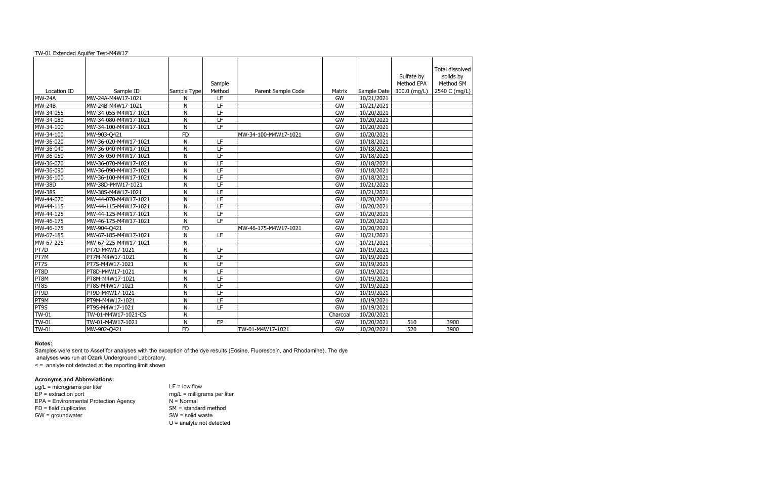TW-01 Extended Aquifer Test-M4W17

| Location ID | Sample ID | Sample Type | Sample Method | Parent Sample Code | Matrix | Sample Date | Sulfate by Method EPA 300.0 (mg/L) | Total dissolved solids by Method SM 2540 C (mg/L) |
|---|---|---|---|---|---|---|---|---|
| MW-24A | MW-24A-M4W17-1021 | N | LF | | GW | 10/21/2021 | | |
| MW-24B | MW-24B-M4W17-1021 | N | LF | | GW | 10/21/2021 | | |
| MW-34-055 | MW-34-055-M4W17-1021 | N | LF | | GW | 10/20/2021 | | |
| MW-34-080 | MW-34-080-M4W17-1021 | N | LF | | GW | 10/20/2021 | | |
| MW-34-100 | MW-34-100-M4W17-1021 | N | LF | | GW | 10/20/2021 | | |
| MW-34-100 | MW-903-Q421 | FD | | MW-34-100-M4W17-1021 | GW | 10/20/2021 | | |
| MW-36-020 | MW-36-020-M4W17-1021 | N | LF | | GW | 10/18/2021 | | |
| MW-36-040 | MW-36-040-M4W17-1021 | N | LF | | GW | 10/18/2021 | | |
| MW-36-050 | MW-36-050-M4W17-1021 | N | LF | | GW | 10/18/2021 | | |
| MW-36-070 | MW-36-070-M4W17-1021 | N | LF | | GW | 10/18/2021 | | |
| MW-36-090 | MW-36-090-M4W17-1021 | N | LF | | GW | 10/18/2021 | | |
| MW-36-100 | MW-36-100-M4W17-1021 | N | LF | | GW | 10/18/2021 | | |
| MW-38D | MW-38D-M4W17-1021 | N | LF | | GW | 10/21/2021 | | |
| MW-38S | MW-38S-M4W17-1021 | N | LF | | GW | 10/21/2021 | | |
| MW-44-070 | MW-44-070-M4W17-1021 | N | LF | | GW | 10/20/2021 | | |
| MW-44-115 | MW-44-115-M4W17-1021 | N | LF | | GW | 10/20/2021 | | |
| MW-44-125 | MW-44-125-M4W17-1021 | N | LF | | GW | 10/20/2021 | | |
| MW-46-175 | MW-46-175-M4W17-1021 | N | LF | | GW | 10/20/2021 | | |
| MW-46-175 | MW-904-Q421 | FD | | MW-46-175-M4W17-1021 | GW | 10/20/2021 | | |
| MW-67-185 | MW-67-185-M4W17-1021 | N | LF | | GW | 10/21/2021 | | |
| MW-67-225 | MW-67-225-M4W17-1021 | N | | | GW | 10/21/2021 | | |
| PT7D | PT7D-M4W17-1021 | N | LF | | GW | 10/19/2021 | | |
| PT7M | PT7M-M4W17-1021 | N | LF | | GW | 10/19/2021 | | |
| PT7S | PT7S-M4W17-1021 | N | LF | | GW | 10/19/2021 | | |
| PT8D | PT8D-M4W17-1021 | N | LF | | GW | 10/19/2021 | | |
| PT8M | PT8M-M4W17-1021 | N | LF | | GW | 10/19/2021 | | |
| PT8S | PT8S-M4W17-1021 | N | LF | | GW | 10/19/2021 | | |
| PT9D | PT9D-M4W17-1021 | N | LF | | GW | 10/19/2021 | | |
| PT9M | PT9M-M4W17-1021 | N | LF | | GW | 10/19/2021 | | |
| PT9S | PT9S-M4W17-1021 | N | LF | | GW | 10/19/2021 | | |
| TW-01 | TW-01-M4W17-1021-CS | N | | | Charcoal | 10/20/2021 | | |
| TW-01 | TW-01-M4W17-1021 | N | EP | | GW | 10/20/2021 | 510 | 3900 |
| TW-01 | MW-902-Q421 | FD | | TW-01-M4W17-1021 | GW | 10/20/2021 | 520 | 3900 |

**Notes:**

Samples were sent to Asset for analyses with the exception of the dye results (Eosine, Fluorescein, and Rhodamine). The dye analyses was run at Ozark Underground Laboratory.

< = analyte not detected at the reporting limit shown

**Acronyms and Abbreviations:**

µg/L = micrograms per liter
EP = extraction port
EPA = Environmental Protection Agency
FD = field duplicates
GW = groundwater
LF = low flow
mg/L = milligrams per liter
N = Normal
SM = standard method
SW = solid waste
U = analyte not detected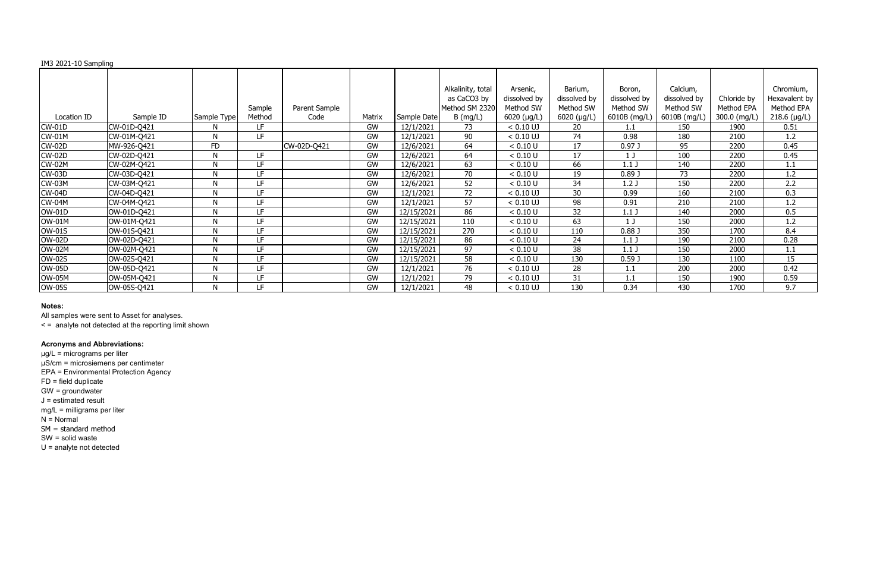IM3 2021-10 Sampling

| Location ID | Sample ID | Sample Type | Sample Method | Parent Sample Code | Matrix | Sample Date | Alkalinity, total as CaCO3 by Method SM 2320 B (mg/L) | Arsenic, dissolved by Method SW 6020 (µg/L) | Barium, dissolved by Method SW 6020 (µg/L) | Boron, dissolved by Method SW 6010B (mg/L) | Calcium, dissolved by Method SW 6010B (mg/L) | Chloride by Method EPA 300.0 (mg/L) | Chromium, Hexavalent by Method EPA 218.6 (µg/L) |
|---|---|---|---|---|---|---|---|---|---|---|---|---|---|
| CW-01D | CW-01D-Q421 | N | LF | | GW | 12/1/2021 | 73 | < 0.10 UJ | 20 | 1.1 | 150 | 1900 | 0.51 |
| CW-01M | CW-01M-Q421 | N | LF | | GW | 12/1/2021 | 90 | < 0.10 UJ | 74 | 0.98 | 180 | 2100 | 1.2 |
| CW-02D | MW-926-Q421 | FD | | CW-02D-Q421 | GW | 12/6/2021 | 64 | < 0.10 U | 17 | 0.97 J | 95 | 2200 | 0.45 |
| CW-02D | CW-02D-Q421 | N | LF | | GW | 12/6/2021 | 64 | < 0.10 U | 17 | 1 J | 100 | 2200 | 0.45 |
| CW-02M | CW-02M-Q421 | N | LF | | GW | 12/6/2021 | 63 | < 0.10 U | 66 | 1.1 J | 140 | 2200 | 1.1 |
| CW-03D | CW-03D-Q421 | N | LF | | GW | 12/6/2021 | 70 | < 0.10 U | 19 | 0.89 J | 73 | 2200 | 1.2 |
| CW-03M | CW-03M-Q421 | N | LF | | GW | 12/6/2021 | 52 | < 0.10 U | 34 | 1.2 J | 150 | 2200 | 2.2 |
| CW-04D | CW-04D-Q421 | N | LF | | GW | 12/1/2021 | 72 | < 0.10 UJ | 30 | 0.99 | 160 | 2100 | 0.3 |
| CW-04M | CW-04M-Q421 | N | LF | | GW | 12/1/2021 | 57 | < 0.10 UJ | 98 | 0.91 | 210 | 2100 | 1.2 |
| OW-01D | OW-01D-Q421 | N | LF | | GW | 12/15/2021 | 86 | < 0.10 U | 32 | 1.1 J | 140 | 2000 | 0.5 |
| OW-01M | OW-01M-Q421 | N | LF | | GW | 12/15/2021 | 110 | < 0.10 U | 63 | 1 J | 150 | 2000 | 1.2 |
| OW-01S | OW-01S-Q421 | N | LF | | GW | 12/15/2021 | 270 | < 0.10 U | 110 | 0.88 J | 350 | 1700 | 8.4 |
| OW-02D | OW-02D-Q421 | N | LF | | GW | 12/15/2021 | 86 | < 0.10 U | 24 | 1.1 J | 190 | 2100 | 0.28 |
| OW-02M | OW-02M-Q421 | N | LF | | GW | 12/15/2021 | 97 | < 0.10 U | 38 | 1.1 J | 150 | 2000 | 1.1 |
| OW-02S | OW-02S-Q421 | N | LF | | GW | 12/15/2021 | 58 | < 0.10 U | 130 | 0.59 J | 130 | 1100 | 15 |
| OW-05D | OW-05D-Q421 | N | LF | | GW | 12/1/2021 | 76 | < 0.10 UJ | 28 | 1.1 | 200 | 2000 | 0.42 |
| OW-05M | OW-05M-Q421 | N | LF | | GW | 12/1/2021 | 79 | < 0.10 UJ | 31 | 1.1 | 150 | 1900 | 0.59 |
| OW-05S | OW-05S-Q421 | N | LF | | GW | 12/1/2021 | 48 | < 0.10 UJ | 130 | 0.34 | 430 | 1700 | 9.7 |

**Notes:**

All samples were sent to Asset for analyses.

< = analyte not detected at the reporting limit shown

**Acronyms and Abbreviations:**

µg/L = micrograms per liter  
µS/cm = microsiemens per centimeter  
EPA = Environmental Protection Agency  
FD = field duplicate  
GW = groundwater  
J = estimated result  
mg/L = milligrams per liter  
N = Normal  
SM = standard method  
SW = solid waste  
U = analyte not detected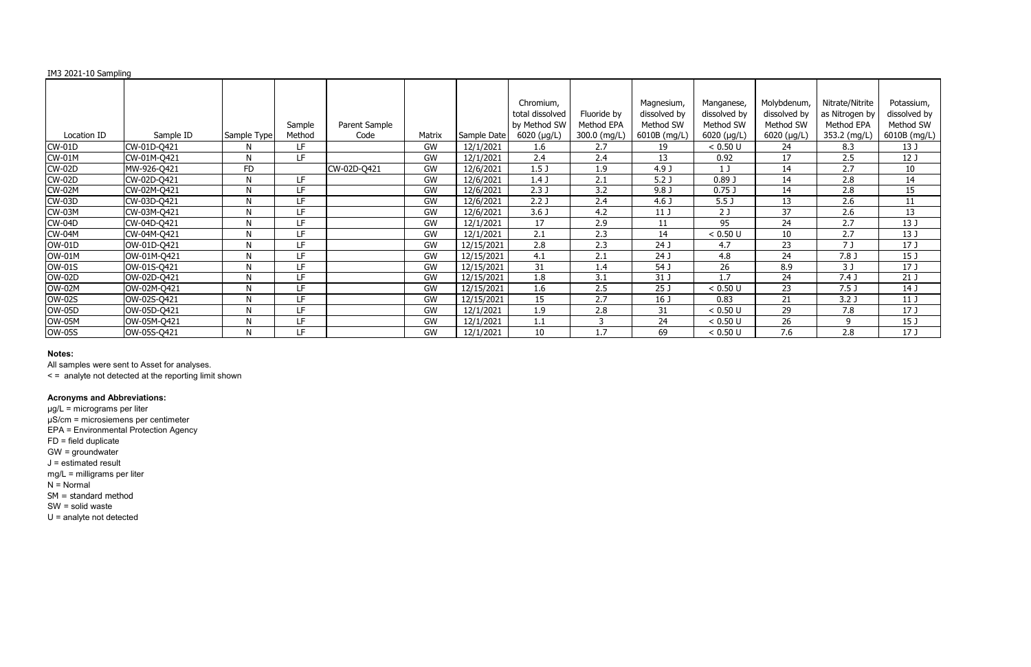IM3 2021-10 Sampling

| Location ID | Sample ID | Sample Type | Sample Method | Parent Sample Code | Matrix | Sample Date | Chromium, total dissolved by Method SW 6020 (µg/L) | Fluoride by Method EPA 300.0 (mg/L) | Magnesium, dissolved by Method SW 6010B (mg/L) | Manganese, dissolved by Method SW 6020 (µg/L) | Molybdenum, dissolved by Method SW 6020 (µg/L) | Nitrate/Nitrite as Nitrogen by Method EPA 353.2 (mg/L) | Potassium, dissolved by Method SW 6010B (mg/L) |
|---|---|---|---|---|---|---|---|---|---|---|---|---|---|
| CW-01D | CW-01D-Q421 | N | LF | | GW | 12/1/2021 | 1.6 | 2.7 | 19 | < 0.50 U | 24 | 8.3 | 13 J |
| CW-01M | CW-01M-Q421 | N | LF | | GW | 12/1/2021 | 2.4 | 2.4 | 13 | 0.92 | 17 | 2.5 | 12 J |
| CW-02D | MW-926-Q421 | FD | | CW-02D-Q421 | GW | 12/6/2021 | 1.5 J | 1.9 | 4.9 J | 1 J | 14 | 2.7 | 10 |
| CW-02D | CW-02D-Q421 | N | LF | | GW | 12/6/2021 | 1.4 J | 2.1 | 5.2 J | 0.89 J | 14 | 2.8 | 14 |
| CW-02M | CW-02M-Q421 | N | LF | | GW | 12/6/2021 | 2.3 J | 3.2 | 9.8 J | 0.75 J | 14 | 2.8 | 15 |
| CW-03D | CW-03D-Q421 | N | LF | | GW | 12/6/2021 | 2.2 J | 2.4 | 4.6 J | 5.5 J | 13 | 2.6 | 11 |
| CW-03M | CW-03M-Q421 | N | LF | | GW | 12/6/2021 | 3.6 J | 4.2 | 11 J | 2 J | 37 | 2.6 | 13 |
| CW-04D | CW-04D-Q421 | N | LF | | GW | 12/1/2021 | 17 | 2.9 | 11 | 95 | 24 | 2.7 | 13 J |
| CW-04M | CW-04M-Q421 | N | LF | | GW | 12/1/2021 | 2.1 | 2.3 | 14 | < 0.50 U | 10 | 2.7 | 13 J |
| OW-01D | OW-01D-Q421 | N | LF | | GW | 12/15/2021 | 2.8 | 2.3 | 24 J | 4.7 | 23 | 7 J | 17 J |
| OW-01M | OW-01M-Q421 | N | LF | | GW | 12/15/2021 | 4.1 | 2.1 | 24 J | 4.8 | 24 | 7.8 J | 15 J |
| OW-01S | OW-01S-Q421 | N | LF | | GW | 12/15/2021 | 31 | 1.4 | 54 J | 26 | 8.9 | 3 J | 17 J |
| OW-02D | OW-02D-Q421 | N | LF | | GW | 12/15/2021 | 1.8 | 3.1 | 31 J | 1.7 | 24 | 7.4 J | 21 J |
| OW-02M | OW-02M-Q421 | N | LF | | GW | 12/15/2021 | 1.6 | 2.5 | 25 J | < 0.50 U | 23 | 7.5 J | 14 J |
| OW-02S | OW-02S-Q421 | N | LF | | GW | 12/15/2021 | 15 | 2.7 | 16 J | 0.83 | 21 | 3.2 J | 11 J |
| OW-05D | OW-05D-Q421 | N | LF | | GW | 12/1/2021 | 1.9 | 2.8 | 31 | < 0.50 U | 29 | 7.8 | 17 J |
| OW-05M | OW-05M-Q421 | N | LF | | GW | 12/1/2021 | 1.1 | 3 | 24 | < 0.50 U | 26 | 9 | 15 J |
| OW-05S | OW-05S-Q421 | N | LF | | GW | 12/1/2021 | 10 | 1.7 | 69 | < 0.50 U | 7.6 | 2.8 | 17 J |

**Notes:**

All samples were sent to Asset for analyses.

< = analyte not detected at the reporting limit shown

**Acronyms and Abbreviations:**

µg/L = micrograms per liter

µS/cm = microsiemens per centimeter

EPA = Environmental Protection Agency

FD = field duplicate

GW = groundwater

J = estimated result

mg/L = milligrams per liter

N = Normal

SM = standard method

SW = solid waste

U = analyte not detected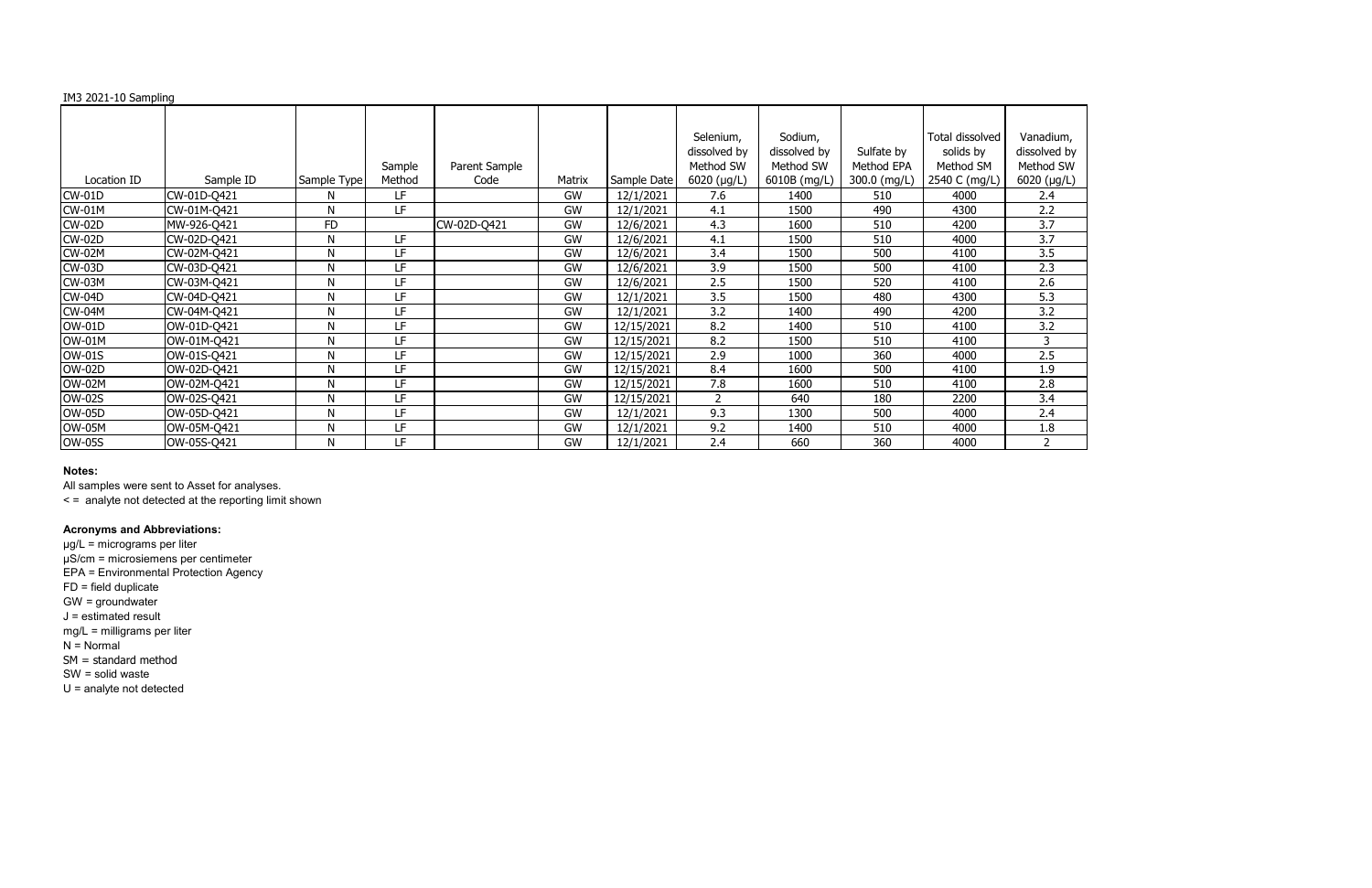IM3 2021-10 Sampling

| Location ID | Sample ID | Sample Type | Sample Method | Parent Sample Code | Matrix | Sample Date | Selenium, dissolved by Method SW 6020 (µg/L) | Sodium, dissolved by Method SW 6010B (mg/L) | Sulfate by Method EPA 300.0 (mg/L) | Total dissolved solids by Method SM 2540 C (mg/L) | Vanadium, dissolved by Method SW 6020 (µg/L) |
|---|---|---|---|---|---|---|---|---|---|---|---|
| CW-01D | CW-01D-Q421 | N | LF | | GW | 12/1/2021 | 7.6 | 1400 | 510 | 4000 | 2.4 |
| CW-01M | CW-01M-Q421 | N | LF | | GW | 12/1/2021 | 4.1 | 1500 | 490 | 4300 | 2.2 |
| CW-02D | MW-926-Q421 | FD | | CW-02D-Q421 | GW | 12/6/2021 | 4.3 | 1600 | 510 | 4200 | 3.7 |
| CW-02D | CW-02D-Q421 | N | LF | | GW | 12/6/2021 | 4.1 | 1500 | 510 | 4000 | 3.7 |
| CW-02M | CW-02M-Q421 | N | LF | | GW | 12/6/2021 | 3.4 | 1500 | 500 | 4100 | 3.5 |
| CW-03D | CW-03D-Q421 | N | LF | | GW | 12/6/2021 | 3.9 | 1500 | 500 | 4100 | 2.3 |
| CW-03M | CW-03M-Q421 | N | LF | | GW | 12/6/2021 | 2.5 | 1500 | 520 | 4100 | 2.6 |
| CW-04D | CW-04D-Q421 | N | LF | | GW | 12/1/2021 | 3.5 | 1500 | 480 | 4300 | 5.3 |
| CW-04M | CW-04M-Q421 | N | LF | | GW | 12/1/2021 | 3.2 | 1400 | 490 | 4200 | 3.2 |
| OW-01D | OW-01D-Q421 | N | LF | | GW | 12/15/2021 | 8.2 | 1400 | 510 | 4100 | 3.2 |
| OW-01M | OW-01M-Q421 | N | LF | | GW | 12/15/2021 | 8.2 | 1500 | 510 | 4100 | 3 |
| OW-01S | OW-01S-Q421 | N | LF | | GW | 12/15/2021 | 2.9 | 1000 | 360 | 4000 | 2.5 |
| OW-02D | OW-02D-Q421 | N | LF | | GW | 12/15/2021 | 8.4 | 1600 | 500 | 4100 | 1.9 |
| OW-02M | OW-02M-Q421 | N | LF | | GW | 12/15/2021 | 7.8 | 1600 | 510 | 4100 | 2.8 |
| OW-02S | OW-02S-Q421 | N | LF | | GW | 12/15/2021 | 2 | 640 | 180 | 2200 | 3.4 |
| OW-05D | OW-05D-Q421 | N | LF | | GW | 12/1/2021 | 9.3 | 1300 | 500 | 4000 | 2.4 |
| OW-05M | OW-05M-Q421 | N | LF | | GW | 12/1/2021 | 9.2 | 1400 | 510 | 4000 | 1.8 |
| OW-05S | OW-05S-Q421 | N | LF | | GW | 12/1/2021 | 2.4 | 660 | 360 | 4000 | 2 |

**Notes:**

All samples were sent to Asset for analyses.

< = analyte not detected at the reporting limit shown

**Acronyms and Abbreviations:**

µg/L = micrograms per liter
µS/cm = microsiemens per centimeter
EPA = Environmental Protection Agency
FD = field duplicate
GW = groundwater
J = estimated result
mg/L = milligrams per liter
N = Normal
SM = standard method
SW = solid waste
U = analyte not detected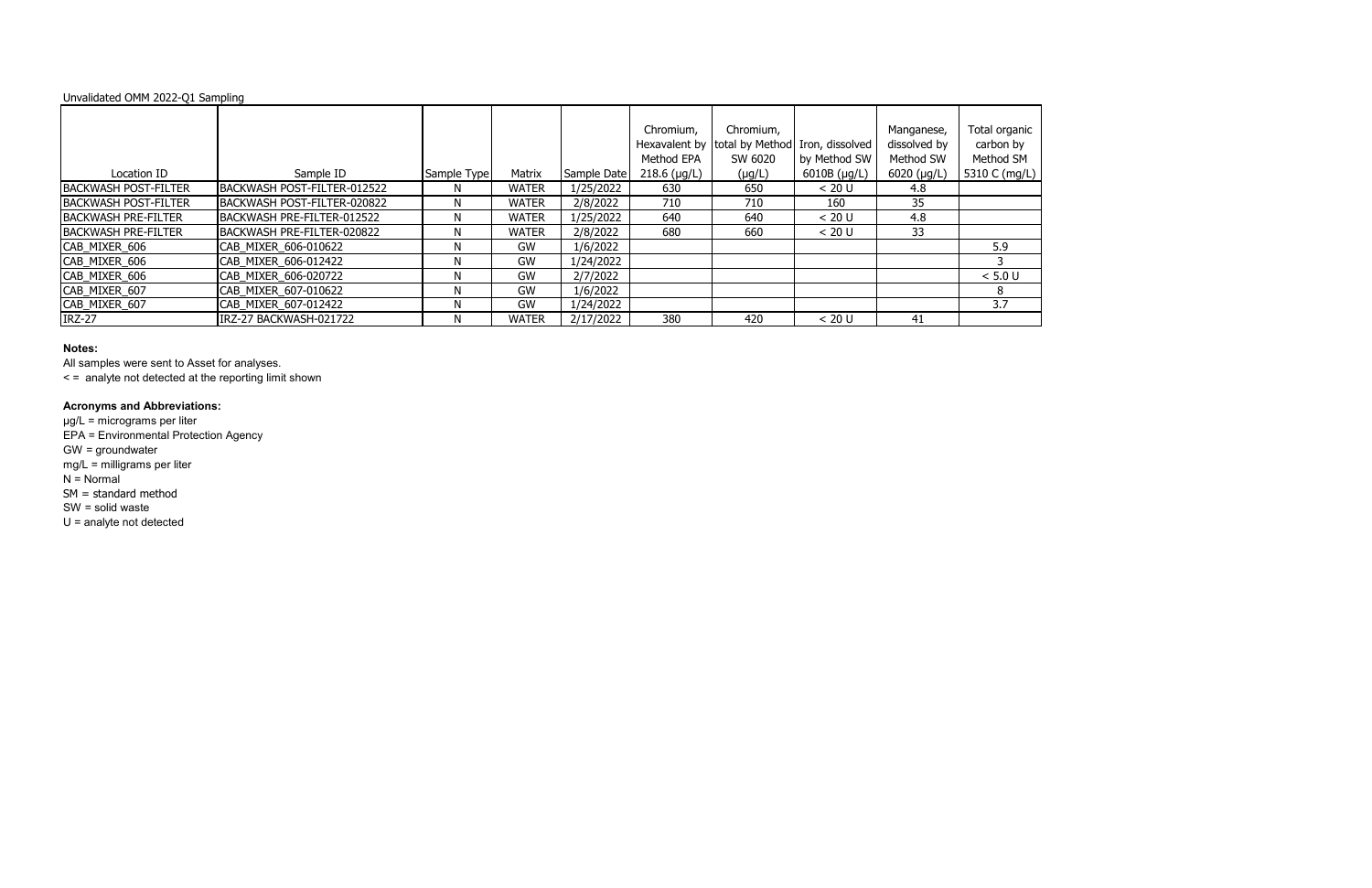Unvalidated OMM 2022-Q1 Sampling

| Location ID | Sample ID | Sample Type | Matrix | Sample Date | Chromium, Hexavalent by Method EPA 218.6 (µg/L) | Chromium, total by Method SW 6020 (µg/L) | Iron, dissolved by Method SW 6010B (µg/L) | Manganese, dissolved by Method SW 6020 (µg/L) | Total organic carbon by Method SM 5310 C (mg/L) |
|---|---|---|---|---|---|---|---|---|---|
| BACKWASH POST-FILTER | BACKWASH POST-FILTER-012522 | N | WATER | 1/25/2022 | 630 | 650 | < 20 U | 4.8 | |
| BACKWASH POST-FILTER | BACKWASH POST-FILTER-020822 | N | WATER | 2/8/2022 | 710 | 710 | 160 | 35 | |
| BACKWASH PRE-FILTER | BACKWASH PRE-FILTER-012522 | N | WATER | 1/25/2022 | 640 | 640 | < 20 U | 4.8 | |
| BACKWASH PRE-FILTER | BACKWASH PRE-FILTER-020822 | N | WATER | 2/8/2022 | 680 | 660 | < 20 U | 33 | |
| CAB_MIXER_606 | CAB_MIXER_606-010622 | N | GW | 1/6/2022 | | | | | 5.9 |
| CAB_MIXER_606 | CAB_MIXER_606-012422 | N | GW | 1/24/2022 | | | | | 3 |
| CAB_MIXER_606 | CAB_MIXER_606-020722 | N | GW | 2/7/2022 | | | | | < 5.0 U |
| CAB_MIXER_607 | CAB_MIXER_607-010622 | N | GW | 1/6/2022 | | | | | 8 |
| CAB_MIXER_607 | CAB_MIXER_607-012422 | N | GW | 1/24/2022 | | | | | 3.7 |
| IRZ-27 | IRZ-27 BACKWASH-021722 | N | WATER | 2/17/2022 | 380 | 420 | < 20 U | 41 | |

**Notes:**

All samples were sent to Asset for analyses.

< = analyte not detected at the reporting limit shown

**Acronyms and Abbreviations:**

µg/L = micrograms per liter

EPA = Environmental Protection Agency

GW = groundwater

mg/L = milligrams per liter

N = Normal

SM = standard method

SW = solid waste

U = analyte not detected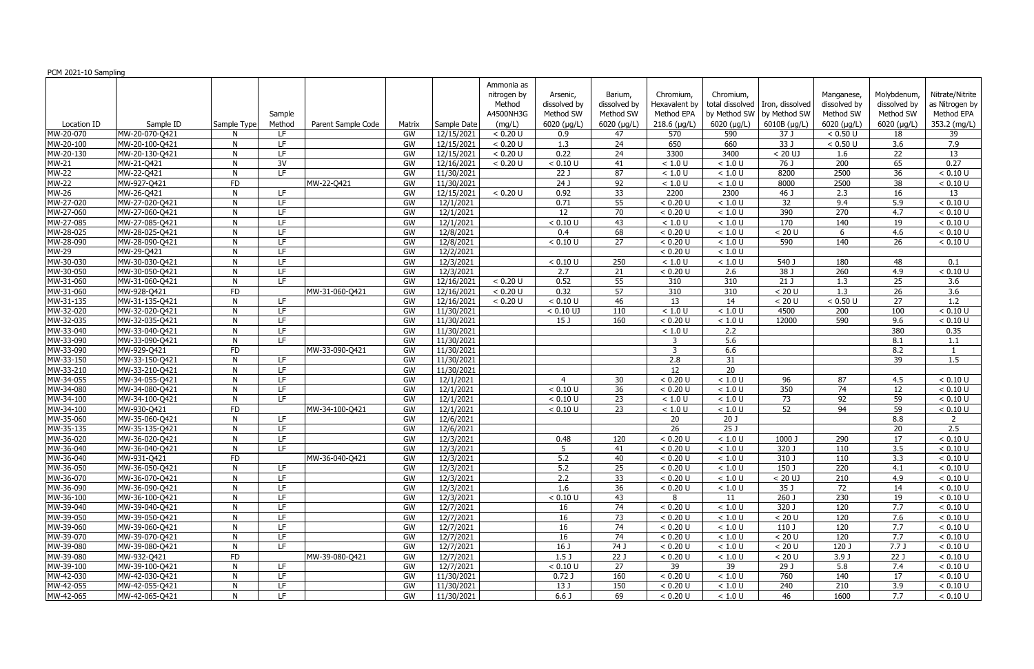PCM 2021-10 Sampling

| Location ID | Sample ID | Sample Type | Sample Method | Parent Sample Code | Matrix | Sample Date | Ammonia as nitrogen by Method A4500NH3G (mg/L) | Arsenic, dissolved by Method SW 6020 (µg/L) | Barium, dissolved by Method SW 6020 (µg/L) | Chromium, Hexavalent by Method EPA 218.6 (µg/L) | Chromium, total dissolved by Method SW 6020 (µg/L) | Iron, dissolved by Method SW 6010B (µg/L) | Manganese, dissolved by Method SW 6020 (µg/L) | Molybdenum, dissolved by Method SW 6020 (µg/L) | Nitrate/Nitrite as Nitrogen by Method EPA 353.2 (mg/L) |
|---|---|---|---|---|---|---|---|---|---|---|---|---|---|---|---|
| MW-20-070 | MW-20-070-Q421 | N | LF | | GW | 12/15/2021 | < 0.20 U | 0.9 | 47 | 570 | 590 | 37 J | < 0.50 U | 18 | 39 |
| MW-20-100 | MW-20-100-Q421 | N | LF | | GW | 12/15/2021 | < 0.20 U | 1.3 | 24 | 650 | 660 | 33 J | < 0.50 U | 3.6 | 7.9 |
| MW-20-130 | MW-20-130-Q421 | N | LF | | GW | 12/15/2021 | < 0.20 U | 0.22 | 24 | 3300 | 3400 | < 20 UJ | 1.6 | 22 | 13 |
| MW-21 | MW-21-Q421 | N | 3V | | GW | 12/16/2021 | < 0.20 U | < 0.10 U | 41 | < 1.0 U | < 1.0 U | 76 J | 200 | 65 | 0.27 |
| MW-22 | MW-22-Q421 | N | LF | | GW | 11/30/2021 | | 22 J | 87 | < 1.0 U | < 1.0 U | 8200 | 2500 | 36 | < 0.10 U |
| MW-22 | MW-927-Q421 | FD | | MW-22-Q421 | GW | 11/30/2021 | | 24 J | 92 | < 1.0 U | < 1.0 U | 8000 | 2500 | 38 | < 0.10 U |
| MW-26 | MW-26-Q421 | N | LF | | GW | 12/15/2021 | < 0.20 U | 0.92 | 33 | 2200 | 2300 | 46 J | 2.3 | 16 | 13 |
| MW-27-020 | MW-27-020-Q421 | N | LF | | GW | 12/1/2021 | | 0.71 | 55 | < 0.20 U | < 1.0 U | 32 | 9.4 | 5.9 | < 0.10 U |
| MW-27-060 | MW-27-060-Q421 | N | LF | | GW | 12/1/2021 | | 12 | 70 | < 0.20 U | < 1.0 U | 390 | 270 | 4.7 | < 0.10 U |
| MW-27-085 | MW-27-085-Q421 | N | LF | | GW | 12/1/2021 | | < 0.10 U | 43 | < 1.0 U | < 1.0 U | 170 | 140 | 19 | < 0.10 U |
| MW-28-025 | MW-28-025-Q421 | N | LF | | GW | 12/8/2021 | | 0.4 | 68 | < 0.20 U | < 1.0 U | < 20 U | 6 | 4.6 | < 0.10 U |
| MW-28-090 | MW-28-090-Q421 | N | LF | | GW | 12/8/2021 | | < 0.10 U | 27 | < 0.20 U | < 1.0 U | 590 | 140 | 26 | < 0.10 U |
| MW-29 | MW-29-Q421 | N | LF | | GW | 12/2/2021 | | | | < 0.20 U | < 1.0 U | | | | |
| MW-30-030 | MW-30-030-Q421 | N | LF | | GW | 12/3/2021 | | < 0.10 U | 250 | < 1.0 U | < 1.0 U | 540 J | 180 | 48 | 0.1 |
| MW-30-050 | MW-30-050-Q421 | N | LF | | GW | 12/3/2021 | | 2.7 | 21 | < 0.20 U | 2.6 | 38 J | 260 | 4.9 | < 0.10 U |
| MW-31-060 | MW-31-060-Q421 | N | LF | | GW | 12/16/2021 | < 0.20 U | 0.52 | 55 | 310 | 310 | 21 J | 1.3 | 25 | 3.6 |
| MW-31-060 | MW-928-Q421 | FD | | MW-31-060-Q421 | GW | 12/16/2021 | < 0.20 U | 0.32 | 57 | 310 | 310 | < 20 U | 1.3 | 26 | 3.6 |
| MW-31-135 | MW-31-135-Q421 | N | LF | | GW | 12/16/2021 | < 0.20 U | < 0.10 U | 46 | 13 | 14 | < 20 U | < 0.50 U | 27 | 1.2 |
| MW-32-020 | MW-32-020-Q421 | N | LF | | GW | 11/30/2021 | | < 0.10 UJ | 110 | < 1.0 U | < 1.0 U | 4500 | 200 | 100 | < 0.10 U |
| MW-32-035 | MW-32-035-Q421 | N | LF | | GW | 11/30/2021 | | 15 J | 160 | < 0.20 U | < 1.0 U | 12000 | 590 | 9.6 | < 0.10 U |
| MW-33-040 | MW-33-040-Q421 | N | LF | | GW | 11/30/2021 | | | | < 1.0 U | 2.2 | | | 380 | 0.35 |
| MW-33-090 | MW-33-090-Q421 | N | LF | | GW | 11/30/2021 | | | | 3 | 5.6 | | | 8.1 | 1.1 |
| MW-33-090 | MW-929-Q421 | FD | | MW-33-090-Q421 | GW | 11/30/2021 | | | | 3 | 6.6 | | | 8.2 | 1 |
| MW-33-150 | MW-33-150-Q421 | N | LF | | GW | 11/30/2021 | | | | 2.8 | 31 | | | 39 | 1.5 |
| MW-33-210 | MW-33-210-Q421 | N | LF | | GW | 11/30/2021 | | | | 12 | 20 | | | | |
| MW-34-055 | MW-34-055-Q421 | N | LF | | GW | 12/1/2021 | | 4 | 30 | < 0.20 U | < 1.0 U | 96 | 87 | 4.5 | < 0.10 U |
| MW-34-080 | MW-34-080-Q421 | N | LF | | GW | 12/1/2021 | | < 0.10 U | 36 | < 0.20 U | < 1.0 U | 350 | 74 | 12 | < 0.10 U |
| MW-34-100 | MW-34-100-Q421 | N | LF | | GW | 12/1/2021 | | < 0.10 U | 23 | < 1.0 U | < 1.0 U | 73 | 92 | 59 | < 0.10 U |
| MW-34-100 | MW-930-Q421 | FD | | MW-34-100-Q421 | GW | 12/1/2021 | | < 0.10 U | 23 | < 1.0 U | < 1.0 U | 52 | 94 | 59 | < 0.10 U |
| MW-35-060 | MW-35-060-Q421 | N | LF | | GW | 12/6/2021 | | | | 20 | 20 J | | | 8.8 | 2 |
| MW-35-135 | MW-35-135-Q421 | N | LF | | GW | 12/6/2021 | | | | 26 | 25 J | | | 20 | 2.5 |
| MW-36-020 | MW-36-020-Q421 | N | LF | | GW | 12/3/2021 | | 0.48 | 120 | < 0.20 U | < 1.0 U | 1000 J | 290 | 17 | < 0.10 U |
| MW-36-040 | MW-36-040-Q421 | N | LF | | GW | 12/3/2021 | | 5 | 41 | < 0.20 U | < 1.0 U | 320 J | 110 | 3.5 | < 0.10 U |
| MW-36-040 | MW-931-Q421 | FD | | MW-36-040-Q421 | GW | 12/3/2021 | | 5.2 | 40 | < 0.20 U | < 1.0 U | 310 J | 110 | 3.3 | < 0.10 U |
| MW-36-050 | MW-36-050-Q421 | N | LF | | GW | 12/3/2021 | | 5.2 | 25 | < 0.20 U | < 1.0 U | 150 J | 220 | 4.1 | < 0.10 U |
| MW-36-070 | MW-36-070-Q421 | N | LF | | GW | 12/3/2021 | | 2.2 | 33 | < 0.20 U | < 1.0 U | < 20 UJ | 210 | 4.9 | < 0.10 U |
| MW-36-090 | MW-36-090-Q421 | N | LF | | GW | 12/3/2021 | | 1.6 | 36 | < 0.20 U | < 1.0 U | 35 J | 72 | 14 | < 0.10 U |
| MW-36-100 | MW-36-100-Q421 | N | LF | | GW | 12/3/2021 | | < 0.10 U | 43 | 8 | 11 | 260 J | 230 | 19 | < 0.10 U |
| MW-39-040 | MW-39-040-Q421 | N | LF | | GW | 12/7/2021 | | 16 | 74 | < 0.20 U | < 1.0 U | 320 J | 120 | 7.7 | < 0.10 U |
| MW-39-050 | MW-39-050-Q421 | N | LF | | GW | 12/7/2021 | | 16 | 73 | < 0.20 U | < 1.0 U | < 20 U | 120 | 7.6 | < 0.10 U |
| MW-39-060 | MW-39-060-Q421 | N | LF | | GW | 12/7/2021 | | 16 | 74 | < 0.20 U | < 1.0 U | 110 J | 120 | 7.7 | < 0.10 U |
| MW-39-070 | MW-39-070-Q421 | N | LF | | GW | 12/7/2021 | | 16 | 74 | < 0.20 U | < 1.0 U | < 20 U | 120 | 7.7 | < 0.10 U |
| MW-39-080 | MW-39-080-Q421 | N | LF | | GW | 12/7/2021 | | 16 J | 74 J | < 0.20 U | < 1.0 U | < 20 U | 120 J | 7.7 J | < 0.10 U |
| MW-39-080 | MW-932-Q421 | FD | | MW-39-080-Q421 | GW | 12/7/2021 | | 1.5 J | 22 J | < 0.20 U | < 1.0 U | < 20 U | 3.9 J | 22 J | < 0.10 U |
| MW-39-100 | MW-39-100-Q421 | N | LF | | GW | 12/7/2021 | | < 0.10 U | 27 | 39 | 39 | 29 J | 5.8 | 7.4 | < 0.10 U |
| MW-42-030 | MW-42-030-Q421 | N | LF | | GW | 11/30/2021 | | 0.72 J | 160 | < 0.20 U | < 1.0 U | 760 | 140 | 17 | < 0.10 U |
| MW-42-055 | MW-42-055-Q421 | N | LF | | GW | 11/30/2021 | | 13 J | 150 | < 0.20 U | < 1.0 U | 240 | 210 | 3.9 | < 0.10 U |
| MW-42-065 | MW-42-065-Q421 | N | LF | | GW | 11/30/2021 | | 6.6 J | 69 | < 0.20 U | < 1.0 U | 46 | 1600 | 7.7 | < 0.10 U |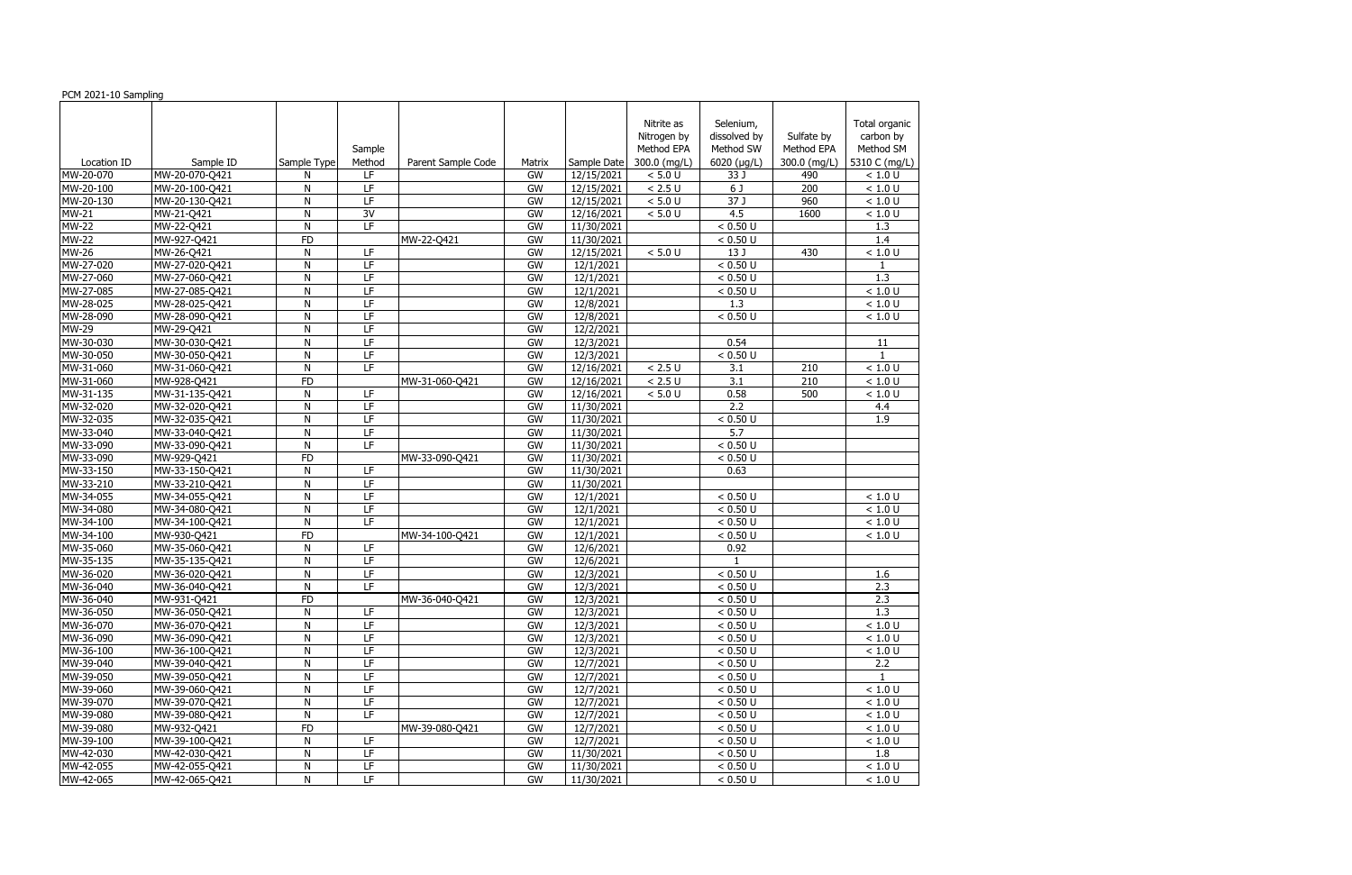PCM 2021-10 Sampling

| Location ID | Sample ID | Sample Type | Sample Method | Parent Sample Code | Matrix | Sample Date | Nitrite as Nitrogen by Method EPA 300.0 (mg/L) | Selenium, dissolved by Method SW 6020 (µg/L) | Sulfate by Method EPA 300.0 (mg/L) | Total organic carbon by Method SM 5310 C (mg/L) |
|---|---|---|---|---|---|---|---|---|---|---|
| MW-20-070 | MW-20-070-Q421 | N | LF | | GW | 12/15/2021 | < 5.0 U | 33 J | 490 | < 1.0 U |
| MW-20-100 | MW-20-100-Q421 | N | LF | | GW | 12/15/2021 | < 2.5 U | 6 J | 200 | < 1.0 U |
| MW-20-130 | MW-20-130-Q421 | N | LF | | GW | 12/15/2021 | < 5.0 U | 37 J | 960 | < 1.0 U |
| MW-21 | MW-21-Q421 | N | 3V | | GW | 12/16/2021 | < 5.0 U | 4.5 | 1600 | < 1.0 U |
| MW-22 | MW-22-Q421 | N | LF | | GW | 11/30/2021 | | < 0.50 U | | 1.3 |
| MW-22 | MW-927-Q421 | FD | | MW-22-Q421 | GW | 11/30/2021 | | < 0.50 U | | 1.4 |
| MW-26 | MW-26-Q421 | N | LF | | GW | 12/15/2021 | < 5.0 U | 13 J | 430 | < 1.0 U |
| MW-27-020 | MW-27-020-Q421 | N | LF | | GW | 12/1/2021 | | < 0.50 U | | 1 |
| MW-27-060 | MW-27-060-Q421 | N | LF | | GW | 12/1/2021 | | < 0.50 U | | 1.3 |
| MW-27-085 | MW-27-085-Q421 | N | LF | | GW | 12/1/2021 | | < 0.50 U | | < 1.0 U |
| MW-28-025 | MW-28-025-Q421 | N | LF | | GW | 12/8/2021 | | 1.3 | | < 1.0 U |
| MW-28-090 | MW-28-090-Q421 | N | LF | | GW | 12/8/2021 | | < 0.50 U | | < 1.0 U |
| MW-29 | MW-29-Q421 | N | LF | | GW | 12/2/2021 | | | | |
| MW-30-030 | MW-30-030-Q421 | N | LF | | GW | 12/3/2021 | | 0.54 | | 11 |
| MW-30-050 | MW-30-050-Q421 | N | LF | | GW | 12/3/2021 | | < 0.50 U | | 1 |
| MW-31-060 | MW-31-060-Q421 | N | LF | | GW | 12/16/2021 | < 2.5 U | 3.1 | 210 | < 1.0 U |
| MW-31-060 | MW-928-Q421 | FD | | MW-31-060-Q421 | GW | 12/16/2021 | < 2.5 U | 3.1 | 210 | < 1.0 U |
| MW-31-135 | MW-31-135-Q421 | N | LF | | GW | 12/16/2021 | < 5.0 U | 0.58 | 500 | < 1.0 U |
| MW-32-020 | MW-32-020-Q421 | N | LF | | GW | 11/30/2021 | | 2.2 | | 4.4 |
| MW-32-035 | MW-32-035-Q421 | N | LF | | GW | 11/30/2021 | | < 0.50 U | | 1.9 |
| MW-33-040 | MW-33-040-Q421 | N | LF | | GW | 11/30/2021 | | 5.7 | | |
| MW-33-090 | MW-33-090-Q421 | N | LF | | GW | 11/30/2021 | | < 0.50 U | | |
| MW-33-090 | MW-929-Q421 | FD | | MW-33-090-Q421 | GW | 11/30/2021 | | < 0.50 U | | |
| MW-33-150 | MW-33-150-Q421 | N | LF | | GW | 11/30/2021 | | 0.63 | | |
| MW-33-210 | MW-33-210-Q421 | N | LF | | GW | 11/30/2021 | | | | |
| MW-34-055 | MW-34-055-Q421 | N | LF | | GW | 12/1/2021 | | < 0.50 U | | < 1.0 U |
| MW-34-080 | MW-34-080-Q421 | N | LF | | GW | 12/1/2021 | | < 0.50 U | | < 1.0 U |
| MW-34-100 | MW-34-100-Q421 | N | LF | | GW | 12/1/2021 | | < 0.50 U | | < 1.0 U |
| MW-34-100 | MW-930-Q421 | FD | | MW-34-100-Q421 | GW | 12/1/2021 | | < 0.50 U | | < 1.0 U |
| MW-35-060 | MW-35-060-Q421 | N | LF | | GW | 12/6/2021 | | 0.92 | | |
| MW-35-135 | MW-35-135-Q421 | N | LF | | GW | 12/6/2021 | | 1 | | |
| MW-36-020 | MW-36-020-Q421 | N | LF | | GW | 12/3/2021 | | < 0.50 U | | 1.6 |
| MW-36-040 | MW-36-040-Q421 | N | LF | | GW | 12/3/2021 | | < 0.50 U | | 2.3 |
| MW-36-040 | MW-931-Q421 | FD | | MW-36-040-Q421 | GW | 12/3/2021 | | < 0.50 U | | 2.3 |
| MW-36-050 | MW-36-050-Q421 | N | LF | | GW | 12/3/2021 | | < 0.50 U | | 1.3 |
| MW-36-070 | MW-36-070-Q421 | N | LF | | GW | 12/3/2021 | | < 0.50 U | | < 1.0 U |
| MW-36-090 | MW-36-090-Q421 | N | LF | | GW | 12/3/2021 | | < 0.50 U | | < 1.0 U |
| MW-36-100 | MW-36-100-Q421 | N | LF | | GW | 12/3/2021 | | < 0.50 U | | < 1.0 U |
| MW-39-040 | MW-39-040-Q421 | N | LF | | GW | 12/7/2021 | | < 0.50 U | | 2.2 |
| MW-39-050 | MW-39-050-Q421 | N | LF | | GW | 12/7/2021 | | < 0.50 U | | 1 |
| MW-39-060 | MW-39-060-Q421 | N | LF | | GW | 12/7/2021 | | < 0.50 U | | < 1.0 U |
| MW-39-070 | MW-39-070-Q421 | N | LF | | GW | 12/7/2021 | | < 0.50 U | | < 1.0 U |
| MW-39-080 | MW-39-080-Q421 | N | LF | | GW | 12/7/2021 | | < 0.50 U | | < 1.0 U |
| MW-39-080 | MW-932-Q421 | FD | | MW-39-080-Q421 | GW | 12/7/2021 | | < 0.50 U | | < 1.0 U |
| MW-39-100 | MW-39-100-Q421 | N | LF | | GW | 12/7/2021 | | < 0.50 U | | < 1.0 U |
| MW-42-030 | MW-42-030-Q421 | N | LF | | GW | 11/30/2021 | | < 0.50 U | | 1.8 |
| MW-42-055 | MW-42-055-Q421 | N | LF | | GW | 11/30/2021 | | < 0.50 U | | < 1.0 U |
| MW-42-065 | MW-42-065-Q421 | N | LF | | GW | 11/30/2021 | | < 0.50 U | | < 1.0 U |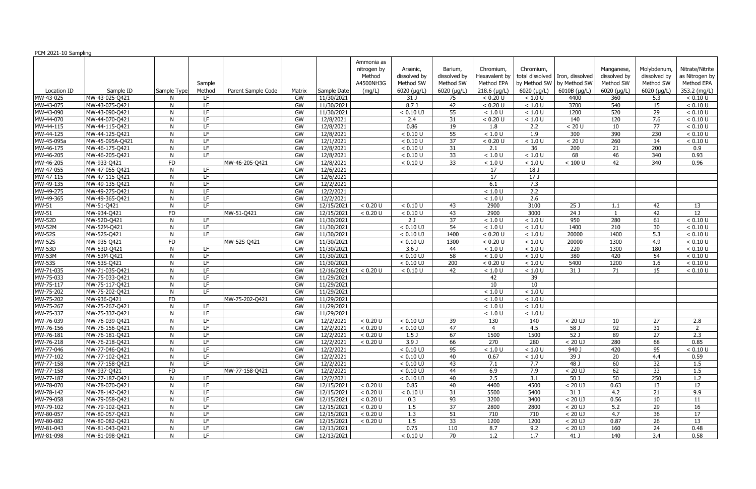PCM 2021-10 Sampling

| Location ID | Sample ID | Sample Type | Sample Method | Parent Sample Code | Matrix | Sample Date | Ammonia as nitrogen by Method A4500NH3G (mg/L) | Arsenic, dissolved by Method SW 6020 (µg/L) | Barium, dissolved by Method SW 6020 (µg/L) | Chromium, Hexavalent by Method EPA 218.6 (µg/L) | Chromium, total dissolved by Method SW 6020 (µg/L) | Iron, dissolved by Method SW 6010B (µg/L) | Manganese, dissolved by Method SW 6020 (µg/L) | Molybdenum, dissolved by Method SW 6020 (µg/L) | Nitrate/Nitrite as Nitrogen by Method EPA 353.2 (mg/L) |
|---|---|---|---|---|---|---|---|---|---|---|---|---|---|---|---|
| MW-43-025 | MW-43-025-Q421 | N | LF | | GW | 11/30/2021 | | 31 J | 75 | < 0.20 U | < 1.0 U | 4400 | 360 | 5.3 | < 0.10 U |
| MW-43-075 | MW-43-075-Q421 | N | LF | | GW | 11/30/2021 | | 8.7 J | 42 | < 0.20 U | < 1.0 U | 3700 | 540 | 15 | < 0.10 U |
| MW-43-090 | MW-43-090-Q421 | N | LF | | GW | 11/30/2021 | | < 0.10 UJ | 55 | < 1.0 U | < 1.0 U | 1200 | 520 | 29 | < 0.10 U |
| MW-44-070 | MW-44-070-Q421 | N | LF | | GW | 12/8/2021 | | 2.4 | 31 | < 0.20 U | < 1.0 U | 140 | 120 | 7.6 | < 0.10 U |
| MW-44-115 | MW-44-115-Q421 | N | LF | | GW | 12/8/2021 | | 0.86 | 19 | 1.8 | 2.2 | < 20 U | 10 | 77 | < 0.10 U |
| MW-44-125 | MW-44-125-Q421 | N | LF | | GW | 12/8/2021 | | < 0.10 U | 55 | < 1.0 U | 1.9 | 300 | 390 | 230 | < 0.10 U |
| MW-45-095a | MW-45-095A-Q421 | N | LF | | GW | 12/1/2021 | | < 0.10 U | 37 | < 0.20 U | < 1.0 U | < 20 U | 260 | 14 | < 0.10 U |
| MW-46-175 | MW-46-175-Q421 | N | LF | | GW | 12/8/2021 | | < 0.10 U | 31 | 2.1 | 36 | 200 | 21 | 200 | 0.9 |
| MW-46-205 | MW-46-205-Q421 | N | LF | | GW | 12/8/2021 | | < 0.10 U | 33 | < 1.0 U | < 1.0 U | 68 | 46 | 340 | 0.93 |
| MW-46-205 | MW-933-Q421 | FD | | MW-46-205-Q421 | GW | 12/8/2021 | | < 0.10 U | 33 | < 1.0 U | < 1.0 U | < 100 U | 42 | 340 | 0.96 |
| MW-47-055 | MW-47-055-Q421 | N | LF | | GW | 12/6/2021 | | | | 17 | 18 J | | | | |
| MW-47-115 | MW-47-115-Q421 | N | LF | | GW | 12/6/2021 | | | | 17 | 17 J | | | | |
| MW-49-135 | MW-49-135-Q421 | N | LF | | GW | 12/2/2021 | | | | 6.1 | 7.3 | | | | |
| MW-49-275 | MW-49-275-Q421 | N | LF | | GW | 12/2/2021 | | | | < 1.0 U | 2.2 | | | | |
| MW-49-365 | MW-49-365-Q421 | N | LF | | GW | 12/2/2021 | | | | < 1.0 U | 2.6 | | | | |
| MW-51 | MW-51-Q421 | N | LF | | GW | 12/15/2021 | < 0.20 U | < 0.10 U | 43 | 2900 | 3100 | 25 J | 1.1 | 42 | 13 |
| MW-51 | MW-934-Q421 | FD | | MW-51-Q421 | GW | 12/15/2021 | < 0.20 U | < 0.10 U | 43 | 2900 | 3000 | 24 J | 1 | 42 | 12 |
| MW-52D | MW-52D-Q421 | N | LF | | GW | 11/30/2021 | | 2 J | 37 | < 1.0 U | < 1.0 U | 950 | 280 | 61 | < 0.10 U |
| MW-52M | MW-52M-Q421 | N | LF | | GW | 11/30/2021 | | < 0.10 UJ | 54 | < 1.0 U | < 1.0 U | 1400 | 210 | 30 | < 0.10 U |
| MW-52S | MW-52S-Q421 | N | LF | | GW | 11/30/2021 | | < 0.10 UJ | 1400 | < 0.20 U | < 1.0 U | 20000 | 1400 | 5.3 | < 0.10 U |
| MW-52S | MW-935-Q421 | FD | | MW-52S-Q421 | GW | 11/30/2021 | | < 0.10 UJ | 1300 | < 0.20 U | < 1.0 U | 20000 | 1300 | 4.9 | < 0.10 U |
| MW-53D | MW-53D-Q421 | N | LF | | GW | 11/30/2021 | | 3.6 J | 44 | < 1.0 U | < 1.0 U | 220 | 1300 | 180 | < 0.10 U |
| MW-53M | MW-53M-Q421 | N | LF | | GW | 11/30/2021 | | < 0.10 UJ | 58 | < 1.0 U | < 1.0 U | 380 | 420 | 54 | < 0.10 U |
| MW-53S | MW-53S-Q421 | N | LF | | GW | 11/30/2021 | | < 0.10 UJ | 200 | < 0.20 U | < 1.0 U | 5400 | 1200 | 1.6 | < 0.10 U |
| MW-71-035 | MW-71-035-Q421 | N | LF | | GW | 12/16/2021 | < 0.20 U | < 0.10 U | 42 | < 1.0 U | < 1.0 U | 31 J | 71 | 15 | < 0.10 U |
| MW-75-033 | MW-75-033-Q421 | N | LF | | GW | 11/29/2021 | | | | 42 | 39 | | | | |
| MW-75-117 | MW-75-117-Q421 | N | LF | | GW | 11/29/2021 | | | | 10 | 10 | | | | |
| MW-75-202 | MW-75-202-Q421 | N | LF | | GW | 11/29/2021 | | | | < 1.0 U | < 1.0 U | | | | |
| MW-75-202 | MW-936-Q421 | FD | | MW-75-202-Q421 | GW | 11/29/2021 | | | | < 1.0 U | < 1.0 U | | | | |
| MW-75-267 | MW-75-267-Q421 | N | LF | | GW | 11/29/2021 | | | | < 1.0 U | < 1.0 U | | | | |
| MW-75-337 | MW-75-337-Q421 | N | LF | | GW | 11/29/2021 | | | | < 1.0 U | < 1.0 U | | | | |
| MW-76-039 | MW-76-039-Q421 | N | LF | | GW | 12/2/2021 | < 0.20 U | < 0.10 UJ | 39 | 130 | 140 | < 20 UJ | 10 | 27 | 2.8 |
| MW-76-156 | MW-76-156-Q421 | N | LF | | GW | 12/2/2021 | < 0.20 U | < 0.10 UJ | 47 | 4 | 4.5 | 58 J | 92 | 31 | 2 |
| MW-76-181 | MW-76-181-Q421 | N | LF | | GW | 12/2/2021 | < 0.20 U | 1.5 J | 67 | 1500 | 1500 | 52 J | 89 | 27 | 2.3 |
| MW-76-218 | MW-76-218-Q421 | N | LF | | GW | 12/2/2021 | < 0.20 U | 3.9 J | 66 | 270 | 280 | < 20 UJ | 280 | 68 | 0.85 |
| MW-77-046 | MW-77-046-Q421 | N | LF | | GW | 12/2/2021 | | < 0.10 UJ | 95 | < 1.0 U | < 1.0 U | 940 J | 420 | 95 | < 0.10 U |
| MW-77-102 | MW-77-102-Q421 | N | LF | | GW | 12/2/2021 | | < 0.10 UJ | 40 | 0.67 | < 1.0 U | 39 J | 20 | 4.4 | 0.59 |
| MW-77-158 | MW-77-158-Q421 | N | LF | | GW | 12/2/2021 | | < 0.10 UJ | 43 | 7.1 | 7.7 | 48 J | 60 | 32 | 1.5 |
| MW-77-158 | MW-937-Q421 | FD | | MW-77-158-Q421 | GW | 12/2/2021 | | < 0.10 UJ | 44 | 6.9 | 7.9 | < 20 UJ | 62 | 33 | 1.5 |
| MW-77-187 | MW-77-187-Q421 | N | LF | | GW | 12/2/2021 | | < 0.10 UJ | 40 | 2.5 | 3.1 | 50 J | 50 | 250 | 1.2 |
| MW-78-070 | MW-78-070-Q421 | N | LF | | GW | 12/15/2021 | < 0.20 U | 0.85 | 40 | 4400 | 4500 | < 20 UJ | 0.63 | 13 | 12 |
| MW-78-142 | MW-78-142-Q421 | N | LF | | GW | 12/15/2021 | < 0.20 U | < 0.10 U | 31 | 5500 | 5400 | 31 J | 4.2 | 21 | 9.9 |
| MW-79-058 | MW-79-058-Q421 | N | LF | | GW | 12/15/2021 | < 0.20 U | 0.3 | 93 | 3200 | 3400 | < 20 UJ | 0.56 | 10 | 11 |
| MW-79-102 | MW-79-102-Q421 | N | LF | | GW | 12/15/2021 | < 0.20 U | 1.5 | 37 | 2800 | 2800 | < 20 UJ | 5.2 | 29 | 16 |
| MW-80-057 | MW-80-057-Q421 | N | LF | | GW | 12/15/2021 | < 0.20 U | 1.3 | 51 | 710 | 710 | < 20 UJ | 4.7 | 36 | 17 |
| MW-80-082 | MW-80-082-Q421 | N | LF | | GW | 12/15/2021 | < 0.20 U | 1.5 | 33 | 1200 | 1200 | < 20 UJ | 0.87 | 26 | 13 |
| MW-81-043 | MW-81-043-Q421 | N | LF | | GW | 12/13/2021 | | 0.75 | 110 | 8.7 | 9.2 | < 20 UJ | 160 | 24 | 0.48 |
| MW-81-098 | MW-81-098-Q421 | N | LF | | GW | 12/13/2021 | | < 0.10 U | 70 | 1.2 | 1.7 | 41 J | 140 | 3.4 | 0.58 |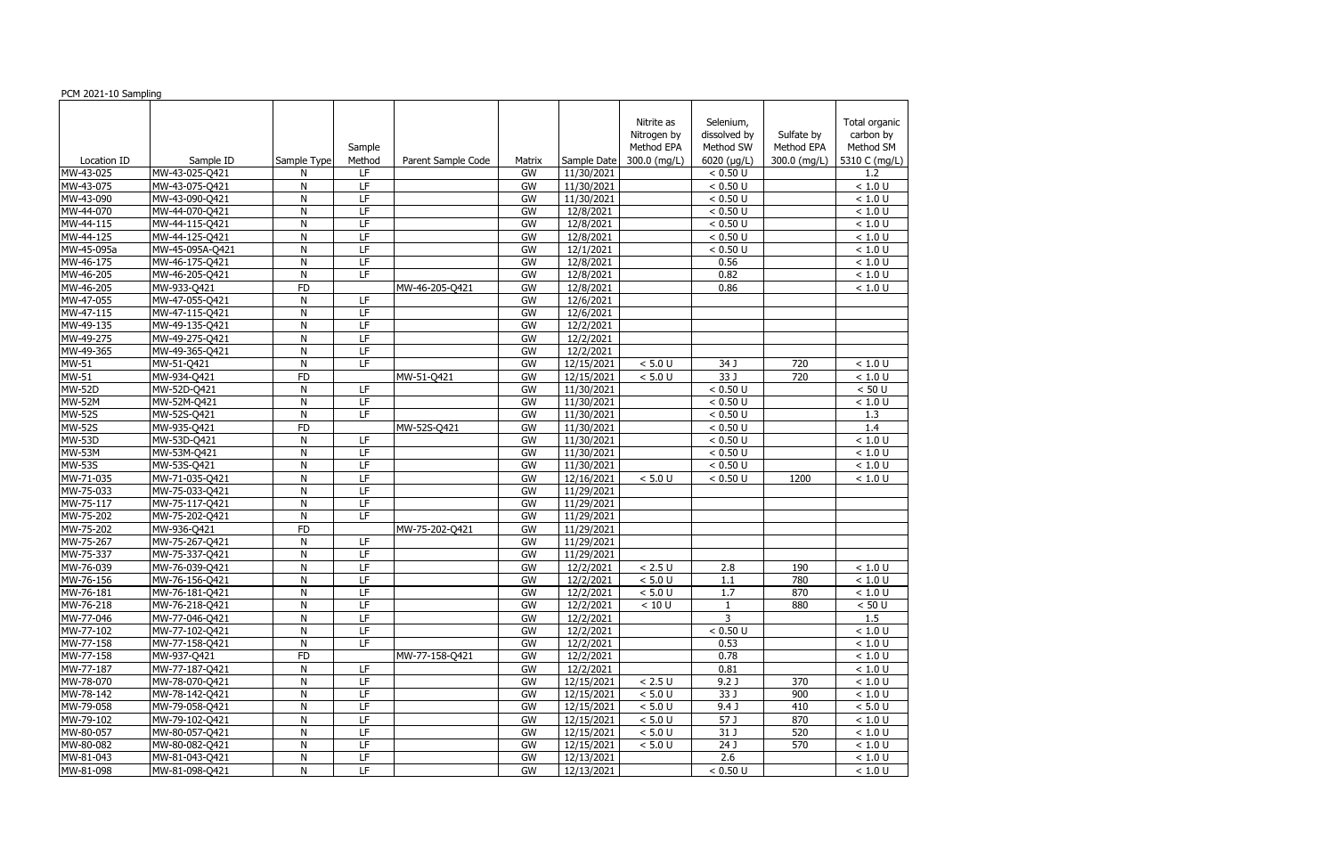PCM 2021-10 Sampling

| Location ID | Sample ID | Sample Type | Sample Method | Parent Sample Code | Matrix | Sample Date | Nitrite as Nitrogen by Method EPA 300.0 (mg/L) | Selenium, dissolved by Method SW 6020 (µg/L) | Sulfate by Method EPA 300.0 (mg/L) | Total organic carbon by Method SM 5310 C (mg/L) |
|---|---|---|---|---|---|---|---|---|---|---|
| MW-43-025 | MW-43-025-Q421 | N | LF | | GW | 11/30/2021 | | < 0.50 U | | 1.2 |
| MW-43-075 | MW-43-075-Q421 | N | LF | | GW | 11/30/2021 | | < 0.50 U | | < 1.0 U |
| MW-43-090 | MW-43-090-Q421 | N | LF | | GW | 11/30/2021 | | < 0.50 U | | < 1.0 U |
| MW-44-070 | MW-44-070-Q421 | N | LF | | GW | 12/8/2021 | | < 0.50 U | | < 1.0 U |
| MW-44-115 | MW-44-115-Q421 | N | LF | | GW | 12/8/2021 | | < 0.50 U | | < 1.0 U |
| MW-44-125 | MW-44-125-Q421 | N | LF | | GW | 12/8/2021 | | < 0.50 U | | < 1.0 U |
| MW-45-095a | MW-45-095A-Q421 | N | LF | | GW | 12/1/2021 | | < 0.50 U | | < 1.0 U |
| MW-46-175 | MW-46-175-Q421 | N | LF | | GW | 12/8/2021 | | 0.56 | | < 1.0 U |
| MW-46-205 | MW-46-205-Q421 | N | LF | | GW | 12/8/2021 | | 0.82 | | < 1.0 U |
| MW-46-205 | MW-933-Q421 | FD | | MW-46-205-Q421 | GW | 12/8/2021 | | 0.86 | | < 1.0 U |
| MW-47-055 | MW-47-055-Q421 | N | LF | | GW | 12/6/2021 | | | | |
| MW-47-115 | MW-47-115-Q421 | N | LF | | GW | 12/6/2021 | | | | |
| MW-49-135 | MW-49-135-Q421 | N | LF | | GW | 12/2/2021 | | | | |
| MW-49-275 | MW-49-275-Q421 | N | LF | | GW | 12/2/2021 | | | | |
| MW-49-365 | MW-49-365-Q421 | N | LF | | GW | 12/2/2021 | | | | |
| MW-51 | MW-51-Q421 | N | LF | | GW | 12/15/2021 | < 5.0 U | 34 J | 720 | < 1.0 U |
| MW-51 | MW-934-Q421 | FD | | MW-51-Q421 | GW | 12/15/2021 | < 5.0 U | 33 J | 720 | < 1.0 U |
| MW-52D | MW-52D-Q421 | N | LF | | GW | 11/30/2021 | | < 0.50 U | | < 50 U |
| MW-52M | MW-52M-Q421 | N | LF | | GW | 11/30/2021 | | < 0.50 U | | < 1.0 U |
| MW-52S | MW-52S-Q421 | N | LF | | GW | 11/30/2021 | | < 0.50 U | | 1.3 |
| MW-52S | MW-935-Q421 | FD | | MW-52S-Q421 | GW | 11/30/2021 | | < 0.50 U | | 1.4 |
| MW-53D | MW-53D-Q421 | N | LF | | GW | 11/30/2021 | | < 0.50 U | | < 1.0 U |
| MW-53M | MW-53M-Q421 | N | LF | | GW | 11/30/2021 | | < 0.50 U | | < 1.0 U |
| MW-53S | MW-53S-Q421 | N | LF | | GW | 11/30/2021 | | < 0.50 U | | < 1.0 U |
| MW-71-035 | MW-71-035-Q421 | N | LF | | GW | 12/16/2021 | < 5.0 U | < 0.50 U | 1200 | < 1.0 U |
| MW-75-033 | MW-75-033-Q421 | N | LF | | GW | 11/29/2021 | | | | |
| MW-75-117 | MW-75-117-Q421 | N | LF | | GW | 11/29/2021 | | | | |
| MW-75-202 | MW-75-202-Q421 | N | LF | | GW | 11/29/2021 | | | | |
| MW-75-202 | MW-936-Q421 | FD | | MW-75-202-Q421 | GW | 11/29/2021 | | | | |
| MW-75-267 | MW-75-267-Q421 | N | LF | | GW | 11/29/2021 | | | | |
| MW-75-337 | MW-75-337-Q421 | N | LF | | GW | 11/29/2021 | | | | |
| MW-76-039 | MW-76-039-Q421 | N | LF | | GW | 12/2/2021 | < 2.5 U | 2.8 | 190 | < 1.0 U |
| MW-76-156 | MW-76-156-Q421 | N | LF | | GW | 12/2/2021 | < 5.0 U | 1.1 | 780 | < 1.0 U |
| MW-76-181 | MW-76-181-Q421 | N | LF | | GW | 12/2/2021 | < 5.0 U | 1.7 | 870 | < 1.0 U |
| MW-76-218 | MW-76-218-Q421 | N | LF | | GW | 12/2/2021 | < 10 U | 1 | 880 | < 50 U |
| MW-77-046 | MW-77-046-Q421 | N | LF | | GW | 12/2/2021 | | 3 | | 1.5 |
| MW-77-102 | MW-77-102-Q421 | N | LF | | GW | 12/2/2021 | | < 0.50 U | | < 1.0 U |
| MW-77-158 | MW-77-158-Q421 | N | LF | | GW | 12/2/2021 | | 0.53 | | < 1.0 U |
| MW-77-158 | MW-937-Q421 | FD | | MW-77-158-Q421 | GW | 12/2/2021 | | 0.78 | | < 1.0 U |
| MW-77-187 | MW-77-187-Q421 | N | LF | | GW | 12/2/2021 | | 0.81 | | < 1.0 U |
| MW-78-070 | MW-78-070-Q421 | N | LF | | GW | 12/15/2021 | < 2.5 U | 9.2 J | 370 | < 1.0 U |
| MW-78-142 | MW-78-142-Q421 | N | LF | | GW | 12/15/2021 | < 5.0 U | 33 J | 900 | < 1.0 U |
| MW-79-058 | MW-79-058-Q421 | N | LF | | GW | 12/15/2021 | < 5.0 U | 9.4 J | 410 | < 5.0 U |
| MW-79-102 | MW-79-102-Q421 | N | LF | | GW | 12/15/2021 | < 5.0 U | 57 J | 870 | < 1.0 U |
| MW-80-057 | MW-80-057-Q421 | N | LF | | GW | 12/15/2021 | < 5.0 U | 31 J | 520 | < 1.0 U |
| MW-80-082 | MW-80-082-Q421 | N | LF | | GW | 12/15/2021 | < 5.0 U | 24 J | 570 | < 1.0 U |
| MW-81-043 | MW-81-043-Q421 | N | LF | | GW | 12/13/2021 | | 2.6 | | < 1.0 U |
| MW-81-098 | MW-81-098-Q421 | N | LF | | GW | 12/13/2021 | | < 0.50 U | | < 1.0 U |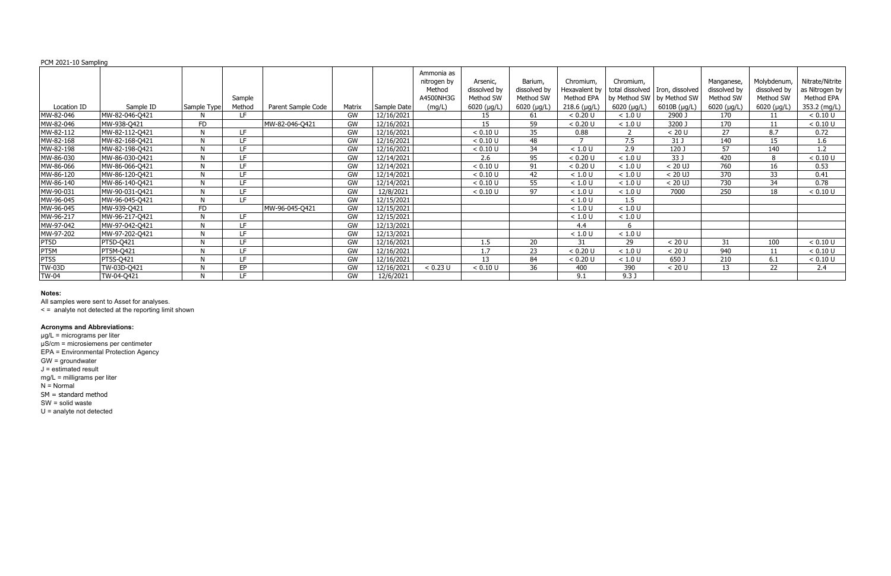PCM 2021-10 Sampling

| Location ID | Sample ID | Sample Type | Sample Method | Parent Sample Code | Matrix | Sample Date | Ammonia as nitrogen by Method A4500NH3G (mg/L) | Arsenic, dissolved by Method SW 6020 (µg/L) | Barium, dissolved by Method SW 6020 (µg/L) | Chromium, Hexavalent by Method EPA 218.6 (µg/L) | Chromium, total dissolved by Method SW 6020 (µg/L) | Iron, dissolved by Method SW 6010B (µg/L) | Manganese, dissolved by Method SW 6020 (µg/L) | Molybdenum, dissolved by Method SW 6020 (µg/L) | Nitrate/Nitrite as Nitrogen by Method EPA 353.2 (mg/L) |
|---|---|---|---|---|---|---|---|---|---|---|---|---|---|---|---|
| MW-82-046 | MW-82-046-Q421 | N | LF | | GW | 12/16/2021 | | 15 | 61 | < 0.20 U | < 1.0 U | 2900 J | 170 | 11 | < 0.10 U |
| MW-82-046 | MW-938-Q421 | FD | | MW-82-046-Q421 | GW | 12/16/2021 | | 15 | 59 | < 0.20 U | < 1.0 U | 3200 J | 170 | 11 | < 0.10 U |
| MW-82-112 | MW-82-112-Q421 | N | LF | | GW | 12/16/2021 | | < 0.10 U | 35 | 0.88 | 2 | < 20 U | 27 | 8.7 | 0.72 |
| MW-82-168 | MW-82-168-Q421 | N | LF | | GW | 12/16/2021 | | < 0.10 U | 48 | 7 | 7.5 | 31 J | 140 | 15 | 1.6 |
| MW-82-198 | MW-82-198-Q421 | N | LF | | GW | 12/16/2021 | | < 0.10 U | 34 | < 1.0 U | 2.9 | 120 J | 57 | 140 | 1.2 |
| MW-86-030 | MW-86-030-Q421 | N | LF | | GW | 12/14/2021 | | 2.6 | 95 | < 0.20 U | < 1.0 U | 33 J | 420 | 8 | < 0.10 U |
| MW-86-066 | MW-86-066-Q421 | N | LF | | GW | 12/14/2021 | | < 0.10 U | 91 | < 0.20 U | < 1.0 U | < 20 UJ | 760 | 16 | 0.53 |
| MW-86-120 | MW-86-120-Q421 | N | LF | | GW | 12/14/2021 | | < 0.10 U | 42 | < 1.0 U | < 1.0 U | < 20 UJ | 370 | 33 | 0.41 |
| MW-86-140 | MW-86-140-Q421 | N | LF | | GW | 12/14/2021 | | < 0.10 U | 55 | < 1.0 U | < 1.0 U | < 20 UJ | 730 | 34 | 0.78 |
| MW-90-031 | MW-90-031-Q421 | N | LF | | GW | 12/8/2021 | | < 0.10 U | 97 | < 1.0 U | < 1.0 U | 7000 | 250 | 18 | < 0.10 U |
| MW-96-045 | MW-96-045-Q421 | N | LF | | GW | 12/15/2021 | | | | < 1.0 U | 1.5 | | | | |
| MW-96-045 | MW-939-Q421 | FD | | MW-96-045-Q421 | GW | 12/15/2021 | | | | < 1.0 U | < 1.0 U | | | | |
| MW-96-217 | MW-96-217-Q421 | N | LF | | GW | 12/15/2021 | | | | < 1.0 U | < 1.0 U | | | | |
| MW-97-042 | MW-97-042-Q421 | N | LF | | GW | 12/13/2021 | | | | 4.4 | 6 | | | | |
| MW-97-202 | MW-97-202-Q421 | N | LF | | GW | 12/13/2021 | | | | < 1.0 U | < 1.0 U | | | | |
| PT5D | PT5D-Q421 | N | LF | | GW | 12/16/2021 | | 1.5 | 20 | 31 | 29 | < 20 U | 31 | 100 | < 0.10 U |
| PT5M | PT5M-Q421 | N | LF | | GW | 12/16/2021 | | 1.7 | 23 | < 0.20 U | < 1.0 U | < 20 U | 940 | 11 | < 0.10 U |
| PT5S | PT5S-Q421 | N | LF | | GW | 12/16/2021 | | 13 | 84 | < 0.20 U | < 1.0 U | 650 J | 210 | 6.1 | < 0.10 U |
| TW-03D | TW-03D-Q421 | N | EP | | GW | 12/16/2021 | < 0.23 U | < 0.10 U | 36 | 400 | 390 | < 20 U | 13 | 22 | 2.4 |
| TW-04 | TW-04-Q421 | N | LF | | GW | 12/6/2021 | | | | 9.1 | 9.3 J | | | | |

**Notes:**

All samples were sent to Asset for analyses.

< = analyte not detected at the reporting limit shown

**Acronyms and Abbreviations:**

µg/L = micrograms per liter
µS/cm = microsiemens per centimeter
EPA = Environmental Protection Agency
GW = groundwater
J = estimated result
mg/L = milligrams per liter
N = Normal
SM = standard method
SW = solid waste
U = analyte not detected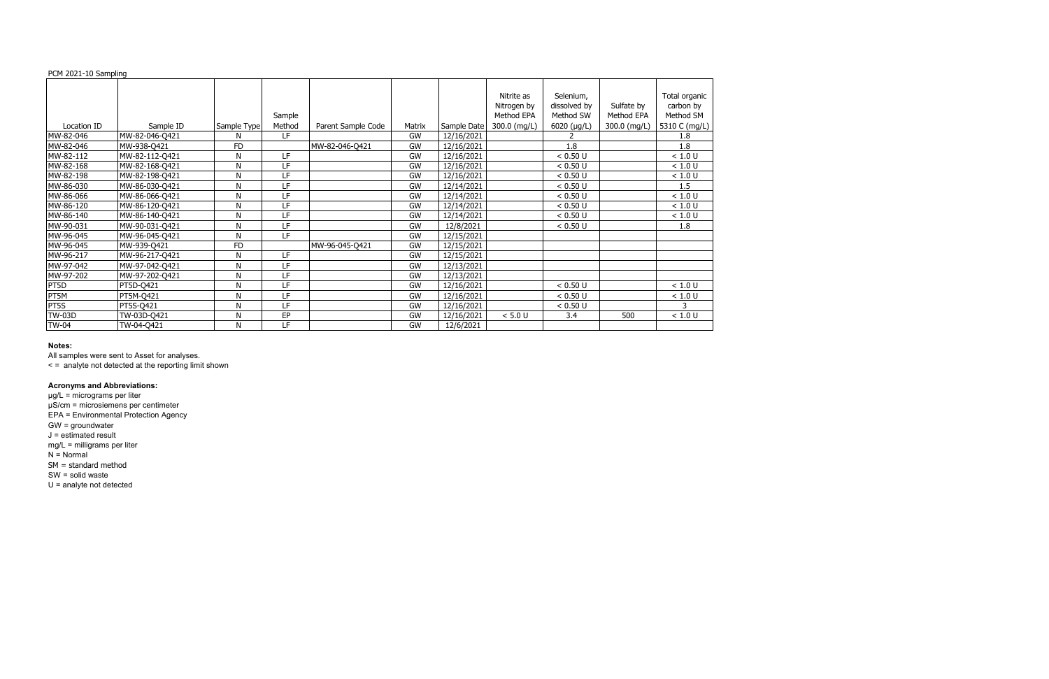PCM 2021-10 Sampling

| Location ID | Sample ID | Sample Type | Sample Method | Parent Sample Code | Matrix | Sample Date | Nitrite as Nitrogen by Method EPA 300.0 (mg/L) | Selenium, dissolved by Method SW 6020 (µg/L) | Sulfate by Method EPA 300.0 (mg/L) | Total organic carbon by Method SM 5310 C (mg/L) |
|---|---|---|---|---|---|---|---|---|---|---|
| MW-82-046 | MW-82-046-Q421 | N | LF | | GW | 12/16/2021 | | 2 | | 1.8 |
| MW-82-046 | MW-938-Q421 | FD | | MW-82-046-Q421 | GW | 12/16/2021 | | 1.8 | | 1.8 |
| MW-82-112 | MW-82-112-Q421 | N | LF | | GW | 12/16/2021 | | < 0.50 U | | < 1.0 U |
| MW-82-168 | MW-82-168-Q421 | N | LF | | GW | 12/16/2021 | | < 0.50 U | | < 1.0 U |
| MW-82-198 | MW-82-198-Q421 | N | LF | | GW | 12/16/2021 | | < 0.50 U | | < 1.0 U |
| MW-86-030 | MW-86-030-Q421 | N | LF | | GW | 12/14/2021 | | < 0.50 U | | 1.5 |
| MW-86-066 | MW-86-066-Q421 | N | LF | | GW | 12/14/2021 | | < 0.50 U | | < 1.0 U |
| MW-86-120 | MW-86-120-Q421 | N | LF | | GW | 12/14/2021 | | < 0.50 U | | < 1.0 U |
| MW-86-140 | MW-86-140-Q421 | N | LF | | GW | 12/14/2021 | | < 0.50 U | | < 1.0 U |
| MW-90-031 | MW-90-031-Q421 | N | LF | | GW | 12/8/2021 | | < 0.50 U | | 1.8 |
| MW-96-045 | MW-96-045-Q421 | N | LF | | GW | 12/15/2021 | | | | |
| MW-96-045 | MW-939-Q421 | FD | | MW-96-045-Q421 | GW | 12/15/2021 | | | | |
| MW-96-217 | MW-96-217-Q421 | N | LF | | GW | 12/15/2021 | | | | |
| MW-97-042 | MW-97-042-Q421 | N | LF | | GW | 12/13/2021 | | | | |
| MW-97-202 | MW-97-202-Q421 | N | LF | | GW | 12/13/2021 | | | | |
| PT5D | PT5D-Q421 | N | LF | | GW | 12/16/2021 | | < 0.50 U | | < 1.0 U |
| PT5M | PT5M-Q421 | N | LF | | GW | 12/16/2021 | | < 0.50 U | | < 1.0 U |
| PT5S | PT5S-Q421 | N | LF | | GW | 12/16/2021 | | < 0.50 U | | 3 |
| TW-03D | TW-03D-Q421 | N | EP | | GW | 12/16/2021 | < 5.0 U | 3.4 | 500 | < 1.0 U |
| TW-04 | TW-04-Q421 | N | LF | | GW | 12/6/2021 | | | | |

**Notes:**

All samples were sent to Asset for analyses.

< = analyte not detected at the reporting limit shown

**Acronyms and Abbreviations:**

µg/L = micrograms per liter

µS/cm = microsiemens per centimeter

EPA = Environmental Protection Agency

GW = groundwater

J = estimated result

mg/L = milligrams per liter

N = Normal

SM = standard method

SW = solid waste

U = analyte not detected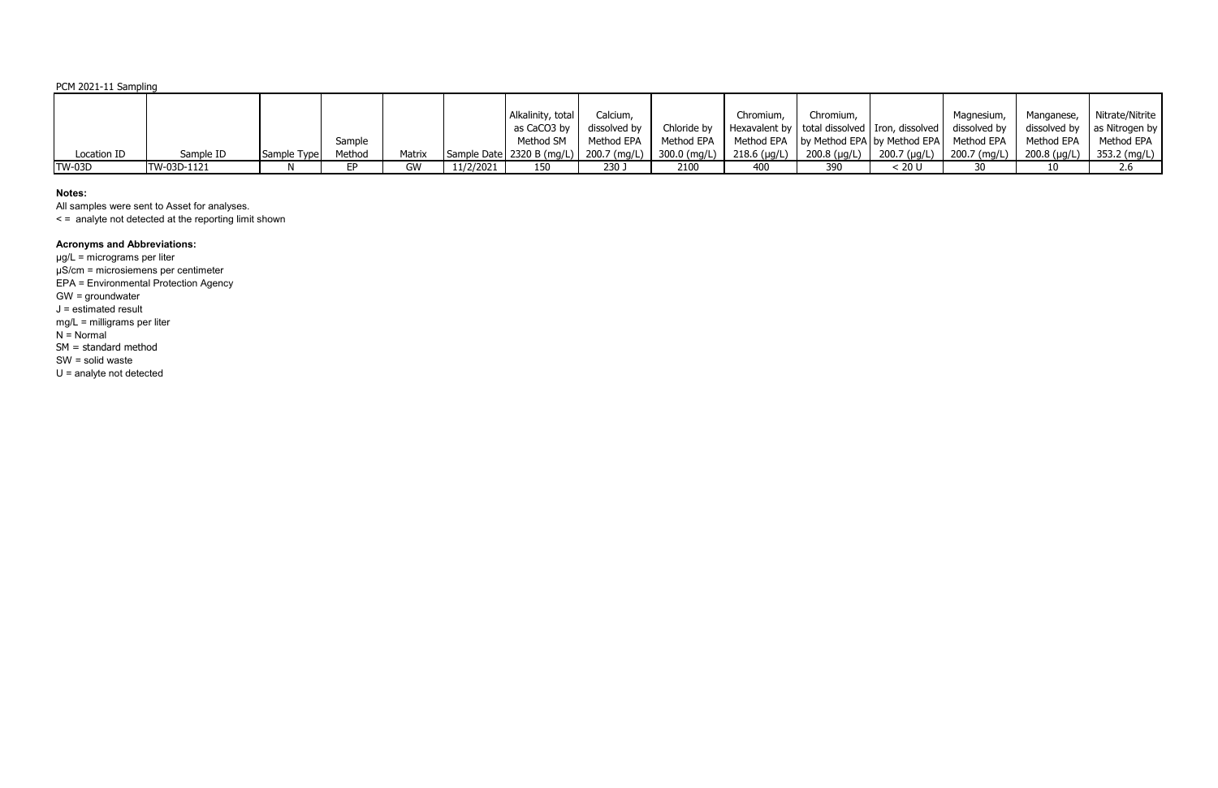PCM 2021-11 Sampling

| Location ID | Sample ID | Sample Type | Sample Method | Matrix | Sample Date | Alkalinity, total as $CaCO_3$ by Method SM 2320 B (mg/L) | Calcium, dissolved by Method EPA 200.7 (mg/L) | Chloride by Method EPA 300.0 (mg/L) | Chromium, Hexavalent by Method EPA 218.6 (µg/L) | Chromium, total dissolved by Method EPA 200.8 (µg/L) | Iron, dissolved by Method EPA 200.7 (µg/L) | Magnesium, dissolved by Method EPA 200.7 (mg/L) | Manganese, dissolved by Method EPA 200.8 (µg/L) | Nitrate/Nitrite as Nitrogen by Method EPA 353.2 (mg/L) |
|---|---|---|---|---|---|---|---|---|---|---|---|---|---|---|
| TW-03D | TW-03D-1121 | N | EP | GW | 11/2/2021 | 150 | 230 J | 2100 | 400 | 390 | < 20 U | 30 | 10 | 2.6 |

**Notes:**

All samples were sent to Asset for analyses.

< = analyte not detected at the reporting limit shown

**Acronyms and Abbreviations:**

µg/L = micrograms per liter
µS/cm = microsiemens per centimeter
EPA = Environmental Protection Agency
GW = groundwater
J = estimated result
mg/L = milligrams per liter
N = Normal
SM = standard method
SW = solid waste
U = analyte not detected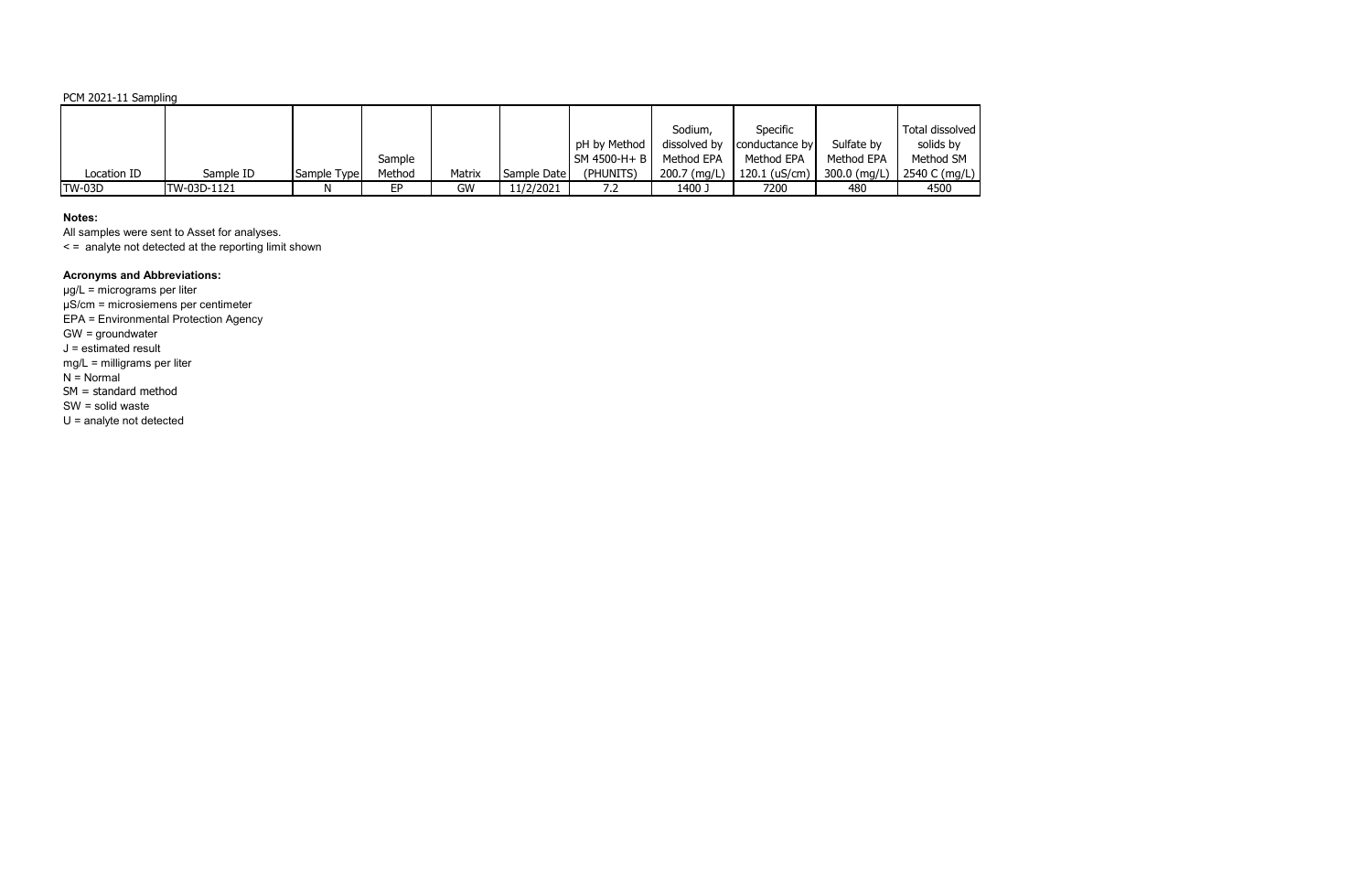PCM 2021-11 Sampling

| Location ID | Sample ID | Sample Type | Sample Method | Matrix | Sample Date | pH by Method SM 4500-H+ B (PHUNITS) | Sodium, dissolved by Method EPA 200.7 (mg/L) | Specific conductance by Method EPA 120.1 (uS/cm) | Sulfate by Method EPA 300.0 (mg/L) | Total dissolved solids by Method SM 2540 C (mg/L) |
|---|---|---|---|---|---|---|---|---|---|---|
| TW-03D | TW-03D-1121 | N | EP | GW | 11/2/2021 | 7.2 | 1400 J | 7200 | 480 | 4500 |

**Notes:**

All samples were sent to Asset for analyses.

< = analyte not detected at the reporting limit shown

**Acronyms and Abbreviations:**

µg/L = micrograms per liter

µS/cm = microsiemens per centimeter

EPA = Environmental Protection Agency

GW = groundwater

J = estimated result

mg/L = milligrams per liter

N = Normal

SM = standard method

SW = solid waste

U = analyte not detected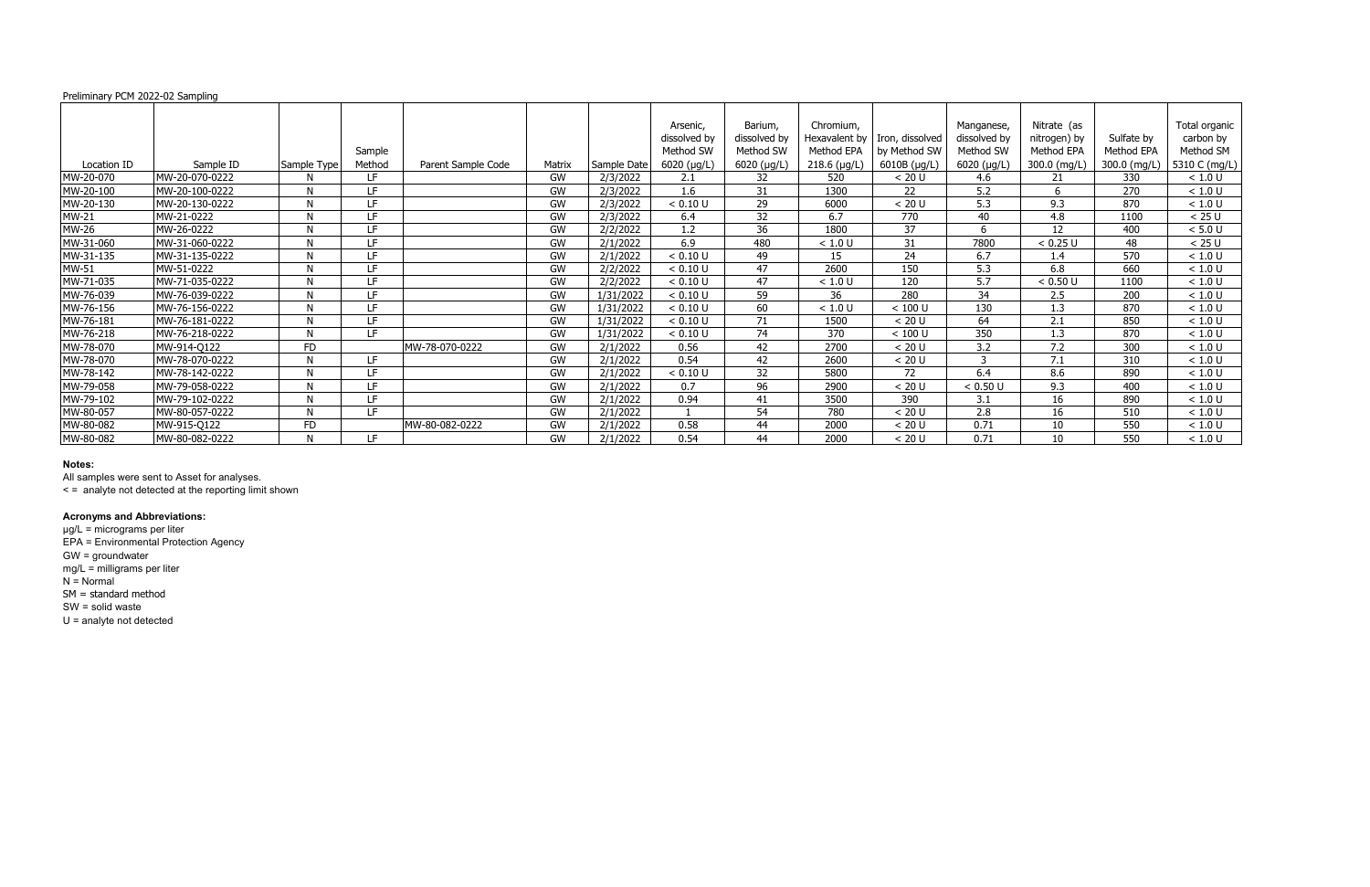Preliminary PCM 2022-02 Sampling

| Location ID | Sample ID | Sample Type | Sample Method | Parent Sample Code | Matrix | Sample Date | Arsenic, dissolved by Method SW 6020 (µg/L) | Barium, dissolved by Method SW 6020 (µg/L) | Chromium, Hexavalent by Method EPA 218.6 (µg/L) | Iron, dissolved by Method SW 6010B (µg/L) | Manganese, dissolved by Method SW 6020 (µg/L) | Nitrate (as nitrogen) by Method EPA 300.0 (mg/L) | Sulfate by Method EPA 300.0 (mg/L) | Total organic carbon by Method SM 5310 C (mg/L) |
|---|---|---|---|---|---|---|---|---|---|---|---|---|---|---|
| MW-20-070 | MW-20-070-0222 | N | LF | | GW | 2/3/2022 | 2.1 | 32 | 520 | < 20 U | 4.6 | 21 | 330 | < 1.0 U |
| MW-20-100 | MW-20-100-0222 | N | LF | | GW | 2/3/2022 | 1.6 | 31 | 1300 | 22 | 5.2 | 6 | 270 | < 1.0 U |
| MW-20-130 | MW-20-130-0222 | N | LF | | GW | 2/3/2022 | < 0.10 U | 29 | 6000 | < 20 U | 5.3 | 9.3 | 870 | < 1.0 U |
| MW-21 | MW-21-0222 | N | LF | | GW | 2/3/2022 | 6.4 | 32 | 6.7 | 770 | 40 | 4.8 | 1100 | < 25 U |
| MW-26 | MW-26-0222 | N | LF | | GW | 2/2/2022 | 1.2 | 36 | 1800 | 37 | 6 | 12 | 400 | < 5.0 U |
| MW-31-060 | MW-31-060-0222 | N | LF | | GW | 2/1/2022 | 6.9 | 480 | < 1.0 U | 31 | 7800 | < 0.25 U | 48 | < 25 U |
| MW-31-135 | MW-31-135-0222 | N | LF | | GW | 2/1/2022 | < 0.10 U | 49 | 15 | 24 | 6.7 | 1.4 | 570 | < 1.0 U |
| MW-51 | MW-51-0222 | N | LF | | GW | 2/2/2022 | < 0.10 U | 47 | 2600 | 150 | 5.3 | 6.8 | 660 | < 1.0 U |
| MW-71-035 | MW-71-035-0222 | N | LF | | GW | 2/2/2022 | < 0.10 U | 47 | < 1.0 U | 120 | 5.7 | < 0.50 U | 1100 | < 1.0 U |
| MW-76-039 | MW-76-039-0222 | N | LF | | GW | 1/31/2022 | < 0.10 U | 59 | 36 | 280 | 34 | 2.5 | 200 | < 1.0 U |
| MW-76-156 | MW-76-156-0222 | N | LF | | GW | 1/31/2022 | < 0.10 U | 60 | < 1.0 U | < 100 U | 130 | 1.3 | 870 | < 1.0 U |
| MW-76-181 | MW-76-181-0222 | N | LF | | GW | 1/31/2022 | < 0.10 U | 71 | 1500 | < 20 U | 64 | 2.1 | 850 | < 1.0 U |
| MW-76-218 | MW-76-218-0222 | N | LF | | GW | 1/31/2022 | < 0.10 U | 74 | 370 | < 100 U | 350 | 1.3 | 870 | < 1.0 U |
| MW-78-070 | MW-914-Q122 | FD | | MW-78-070-0222 | GW | 2/1/2022 | 0.56 | 42 | 2700 | < 20 U | 3.2 | 7.2 | 300 | < 1.0 U |
| MW-78-070 | MW-78-070-0222 | N | LF | | GW | 2/1/2022 | 0.54 | 42 | 2600 | < 20 U | 3 | 7.1 | 310 | < 1.0 U |
| MW-78-142 | MW-78-142-0222 | N | LF | | GW | 2/1/2022 | < 0.10 U | 32 | 5800 | 72 | 6.4 | 8.6 | 890 | < 1.0 U |
| MW-79-058 | MW-79-058-0222 | N | LF | | GW | 2/1/2022 | 0.7 | 96 | 2900 | < 20 U | < 0.50 U | 9.3 | 400 | < 1.0 U |
| MW-79-102 | MW-79-102-0222 | N | LF | | GW | 2/1/2022 | 0.94 | 41 | 3500 | 390 | 3.1 | 16 | 890 | < 1.0 U |
| MW-80-057 | MW-80-057-0222 | N | LF | | GW | 2/1/2022 | 1 | 54 | 780 | < 20 U | 2.8 | 16 | 510 | < 1.0 U |
| MW-80-082 | MW-915-Q122 | FD | | MW-80-082-0222 | GW | 2/1/2022 | 0.58 | 44 | 2000 | < 20 U | 0.71 | 10 | 550 | < 1.0 U |
| MW-80-082 | MW-80-082-0222 | N | LF | | GW | 2/1/2022 | 0.54 | 44 | 2000 | < 20 U | 0.71 | 10 | 550 | < 1.0 U |

**Notes:**

All samples were sent to Asset for analyses.

< = analyte not detected at the reporting limit shown

**Acronyms and Abbreviations:**

µg/L = micrograms per liter
EPA = Environmental Protection Agency
GW = groundwater
mg/L = milligrams per liter
N = Normal
SM = standard method
SW = solid waste
U = analyte not detected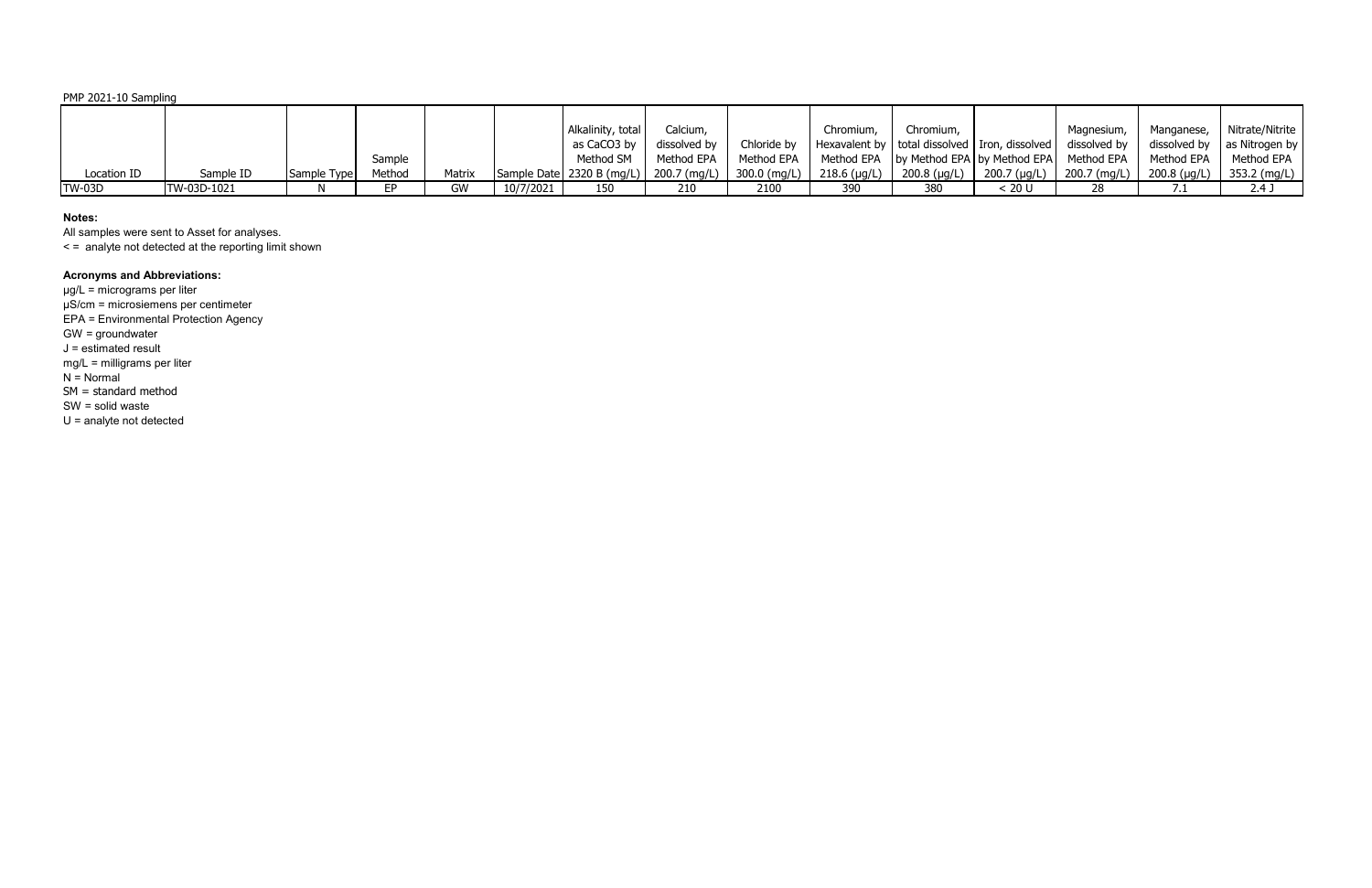PMP 2021-10 Sampling

| Location ID | Sample ID | Sample Type | Sample Method | Matrix | Sample Date | Alkalinity, total as $CaCO_3$ by Method SM 2320 B (mg/L) | Calcium, dissolved by Method EPA 200.7 (mg/L) | Chloride by Method EPA 300.0 (mg/L) | Chromium, Hexavalent by Method EPA 218.6 (µg/L) | Chromium, total dissolved by Method EPA 200.8 (µg/L) | Iron, dissolved by Method EPA 200.7 (µg/L) | Magnesium, dissolved by Method EPA 200.7 (mg/L) | Manganese, dissolved by Method EPA 200.8 (µg/L) | Nitrate/Nitrite as Nitrogen by Method EPA 353.2 (mg/L) |
|---|---|---|---|---|---|---|---|---|---|---|---|---|---|---|
| TW-03D | TW-03D-1021 | N | EP | GW | 10/7/2021 | 150 | 210 | 2100 | 390 | 380 | < 20 U | 28 | 7.1 | 2.4 J |

**Notes:**

All samples were sent to Asset for analyses.

< = analyte not detected at the reporting limit shown

**Acronyms and Abbreviations:**

µg/L = micrograms per liter

µS/cm = microsiemens per centimeter

EPA = Environmental Protection Agency

GW = groundwater

J = estimated result

mg/L = milligrams per liter

N = Normal

SM = standard method

SW = solid waste

U = analyte not detected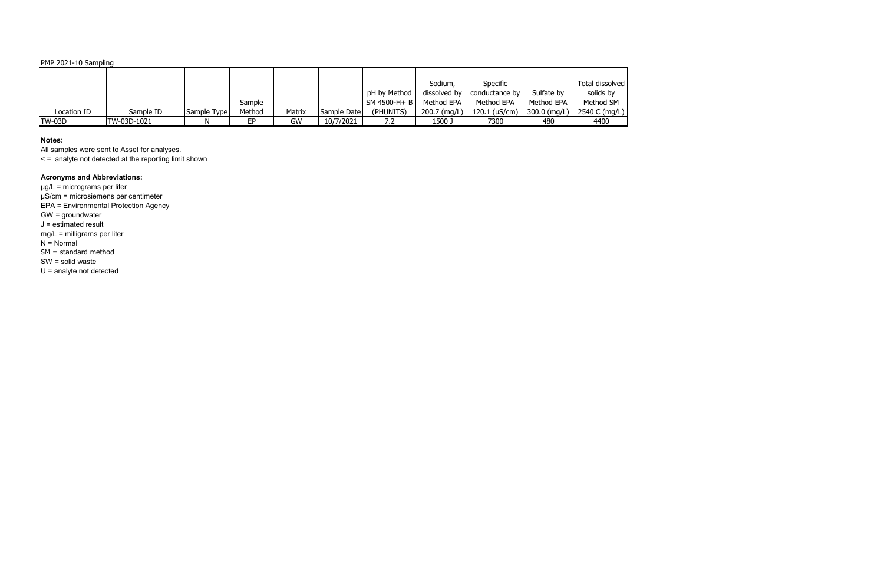PMP 2021-10 Sampling

| Location ID | Sample ID | Sample Type | Sample Method | Matrix | Sample Date | pH by Method SM 4500-H+ B (PHUNITS) | Sodium, dissolved by Method EPA 200.7 (mg/L) | Specific conductance by Method EPA 120.1 (uS/cm) | Sulfate by Method EPA 300.0 (mg/L) | Total dissolved solids by Method SM 2540 C (mg/L) |
|---|---|---|---|---|---|---|---|---|---|---|
| TW-03D | TW-03D-1021 | N | EP | GW | 10/7/2021 | 7.2 | 1500 J | 7300 | 480 | 4400 |

**Notes:**

All samples were sent to Asset for analyses.

< = analyte not detected at the reporting limit shown

**Acronyms and Abbreviations:**

µg/L = micrograms per liter

µS/cm = microsiemens per centimeter

EPA = Environmental Protection Agency

GW = groundwater

J = estimated result

mg/L = milligrams per liter

N = Normal

SM = standard method

SW = solid waste

U = analyte not detected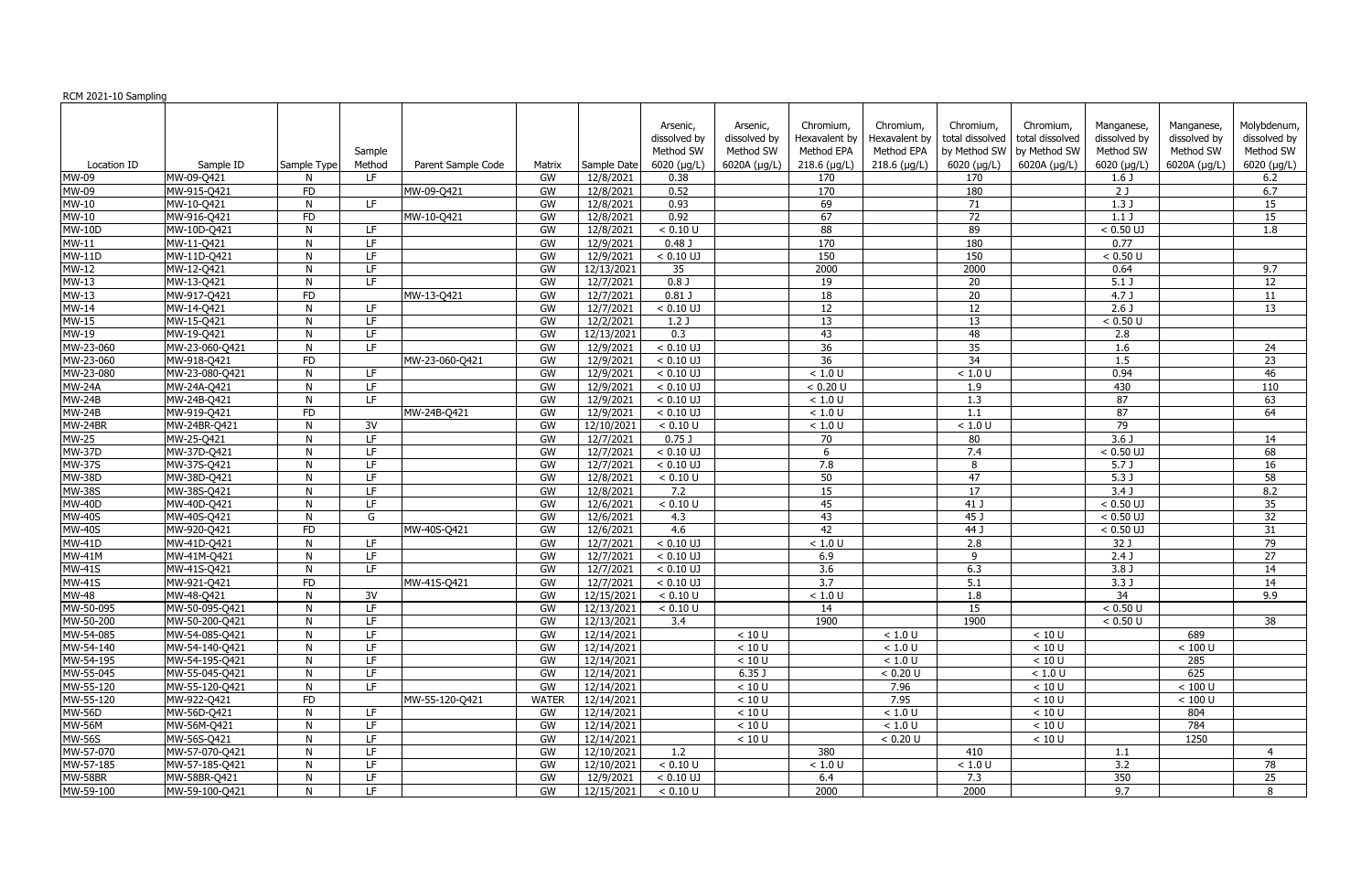RCM 2021-10 Sampling

| Location ID | Sample ID | Sample Type | Sample Method | Parent Sample Code | Matrix | Sample Date | Arsenic, dissolved by Method SW 6020 (µg/L) | Arsenic, dissolved by Method SW 6020A (µg/L) | Chromium, Hexavalent by Method EPA 218.6 (µg/L) | Chromium, Hexavalent by Method EPA 218.6 (µg/L) | Chromium, total dissolved by Method SW 6020 (µg/L) | Chromium, total dissolved by Method SW 6020A (µg/L) | Manganese, dissolved by Method SW 6020 (µg/L) | Manganese, dissolved by Method SW 6020A (µg/L) | Molybdenum, dissolved by Method SW 6020 (µg/L) |
|---|---|---|---|---|---|---|---|---|---|---|---|---|---|---|---|
| MW-09 | MW-09-Q421 | N | LF | | GW | 12/8/2021 | 0.38 | | 170 | | 170 | | 1.6 J | | 6.2 |
| MW-09 | MW-915-Q421 | FD | | MW-09-Q421 | GW | 12/8/2021 | 0.52 | | 170 | | 180 | | 2 J | | 6.7 |
| MW-10 | MW-10-Q421 | N | LF | | GW | 12/8/2021 | 0.93 | | 69 | | 71 | | 1.3 J | | 15 |
| MW-10 | MW-916-Q421 | FD | | MW-10-Q421 | GW | 12/8/2021 | 0.92 | | 67 | | 72 | | 1.1 J | | 15 |
| MW-10D | MW-10D-Q421 | N | LF | | GW | 12/8/2021 | < 0.10 U | | 88 | | 89 | | < 0.50 UJ | | 1.8 |
| MW-11 | MW-11-Q421 | N | LF | | GW | 12/9/2021 | 0.48 J | | 170 | | 180 | | 0.77 | | |
| MW-11D | MW-11D-Q421 | N | LF | | GW | 12/9/2021 | < 0.10 UJ | | 150 | | 150 | | < 0.50 U | | |
| MW-12 | MW-12-Q421 | N | LF | | GW | 12/13/2021 | 35 | | 2000 | | 2000 | | 0.64 | | 9.7 |
| MW-13 | MW-13-Q421 | N | LF | | GW | 12/7/2021 | 0.8 J | | 19 | | 20 | | 5.1 J | | 12 |
| MW-13 | MW-917-Q421 | FD | | MW-13-Q421 | GW | 12/7/2021 | 0.81 J | | 18 | | 20 | | 4.7 J | | 11 |
| MW-14 | MW-14-Q421 | N | LF | | GW | 12/7/2021 | < 0.10 UJ | | 12 | | 12 | | 2.6 J | | 13 |
| MW-15 | MW-15-Q421 | N | LF | | GW | 12/2/2021 | 1.2 J | | 13 | | 13 | | < 0.50 U | | |
| MW-19 | MW-19-Q421 | N | LF | | GW | 12/13/2021 | 0.3 | | 43 | | 48 | | 2.8 | | |
| MW-23-060 | MW-23-060-Q421 | N | LF | | GW | 12/9/2021 | < 0.10 UJ | | 36 | | 35 | | 1.6 | | 24 |
| MW-23-060 | MW-918-Q421 | FD | | MW-23-060-Q421 | GW | 12/9/2021 | < 0.10 UJ | | 36 | | 34 | | 1.5 | | 23 |
| MW-23-080 | MW-23-080-Q421 | N | LF | | GW | 12/9/2021 | < 0.10 UJ | | < 1.0 U | | < 1.0 U | | 0.94 | | 46 |
| MW-24A | MW-24A-Q421 | N | LF | | GW | 12/9/2021 | < 0.10 UJ | | < 0.20 U | | 1.9 | | 430 | | 110 |
| MW-24B | MW-24B-Q421 | N | LF | | GW | 12/9/2021 | < 0.10 UJ | | < 1.0 U | | 1.3 | | 87 | | 63 |
| MW-24B | MW-919-Q421 | FD | | MW-24B-Q421 | GW | 12/9/2021 | < 0.10 UJ | | < 1.0 U | | 1.1 | | 87 | | 64 |
| MW-24BR | MW-24BR-Q421 | N | 3V | | GW | 12/10/2021 | < 0.10 U | | < 1.0 U | | < 1.0 U | | 79 | | |
| MW-25 | MW-25-Q421 | N | LF | | GW | 12/7/2021 | 0.75 J | | 70 | | 80 | | 3.6 J | | 14 |
| MW-37D | MW-37D-Q421 | N | LF | | GW | 12/7/2021 | < 0.10 UJ | | 6 | | 7.4 | | < 0.50 UJ | | 68 |
| MW-37S | MW-37S-Q421 | N | LF | | GW | 12/7/2021 | < 0.10 UJ | | 7.8 | | 8 | | 5.7 J | | 16 |
| MW-38D | MW-38D-Q421 | N | LF | | GW | 12/8/2021 | < 0.10 U | | 50 | | 47 | | 5.3 J | | 58 |
| MW-38S | MW-38S-Q421 | N | LF | | GW | 12/8/2021 | 7.2 | | 15 | | 17 | | 3.4 J | | 8.2 |
| MW-40D | MW-40D-Q421 | N | LF | | GW | 12/6/2021 | < 0.10 U | | 45 | | 41 J | | < 0.50 UJ | | 35 |
| MW-40S | MW-40S-Q421 | N | G | | GW | 12/6/2021 | 4.3 | | 43 | | 45 J | | < 0.50 UJ | | 32 |
| MW-40S | MW-920-Q421 | FD | | MW-40S-Q421 | GW | 12/6/2021 | 4.6 | | 42 | | 44 J | | < 0.50 UJ | | 31 |
| MW-41D | MW-41D-Q421 | N | LF | | GW | 12/7/2021 | < 0.10 UJ | | < 1.0 U | | 2.8 | | 32 J | | 79 |
| MW-41M | MW-41M-Q421 | N | LF | | GW | 12/7/2021 | < 0.10 UJ | | 6.9 | | 9 | | 2.4 J | | 27 |
| MW-41S | MW-41S-Q421 | N | LF | | GW | 12/7/2021 | < 0.10 UJ | | 3.6 | | 6.3 | | 3.8 J | | 14 |
| MW-41S | MW-921-Q421 | FD | | MW-41S-Q421 | GW | 12/7/2021 | < 0.10 UJ | | 3.7 | | 5.1 | | 3.3 J | | 14 |
| MW-48 | MW-48-Q421 | N | 3V | | GW | 12/15/2021 | < 0.10 U | | < 1.0 U | | 1.8 | | 34 | | 9.9 |
| MW-50-095 | MW-50-095-Q421 | N | LF | | GW | 12/13/2021 | < 0.10 U | | 14 | | 15 | | < 0.50 U | | |
| MW-50-200 | MW-50-200-Q421 | N | LF | | GW | 12/13/2021 | 3.4 | | 1900 | | 1900 | | < 0.50 U | | 38 |
| MW-54-085 | MW-54-085-Q421 | N | LF | | GW | 12/14/2021 | | < 10 U | | < 1.0 U | | < 10 U | | 689 | |
| MW-54-140 | MW-54-140-Q421 | N | LF | | GW | 12/14/2021 | | < 10 U | | < 1.0 U | | < 10 U | | < 100 U | |
| MW-54-195 | MW-54-195-Q421 | N | LF | | GW | 12/14/2021 | | < 10 U | | < 1.0 U | | < 10 U | | 285 | |
| MW-55-045 | MW-55-045-Q421 | N | LF | | GW | 12/14/2021 | | 6.35 J | | < 0.20 U | | < 1.0 U | | 625 | |
| MW-55-120 | MW-55-120-Q421 | N | LF | | GW | 12/14/2021 | | < 10 U | | 7.96 | | < 10 U | | < 100 U | |
| MW-55-120 | MW-922-Q421 | FD | | MW-55-120-Q421 | WATER | 12/14/2021 | | < 10 U | | 7.95 | | < 10 U | | < 100 U | |
| MW-56D | MW-56D-Q421 | N | LF | | GW | 12/14/2021 | | < 10 U | | < 1.0 U | | < 10 U | | 804 | |
| MW-56M | MW-56M-Q421 | N | LF | | GW | 12/14/2021 | | < 10 U | | < 1.0 U | | < 10 U | | 784 | |
| MW-56S | MW-56S-Q421 | N | LF | | GW | 12/14/2021 | | < 10 U | | < 0.20 U | | < 10 U | | 1250 | |
| MW-57-070 | MW-57-070-Q421 | N | LF | | GW | 12/10/2021 | 1.2 | | 380 | | 410 | | 1.1 | | 4 |
| MW-57-185 | MW-57-185-Q421 | N | LF | | GW | 12/10/2021 | < 0.10 U | | < 1.0 U | | < 1.0 U | | 3.2 | | 78 |
| MW-58BR | MW-58BR-Q421 | N | LF | | GW | 12/9/2021 | < 0.10 UJ | | 6.4 | | 7.3 | | 350 | | 25 |
| MW-59-100 | MW-59-100-Q421 | N | LF | | GW | 12/15/2021 | < 0.10 U | | 2000 | | 2000 | | 9.7 | | 8 |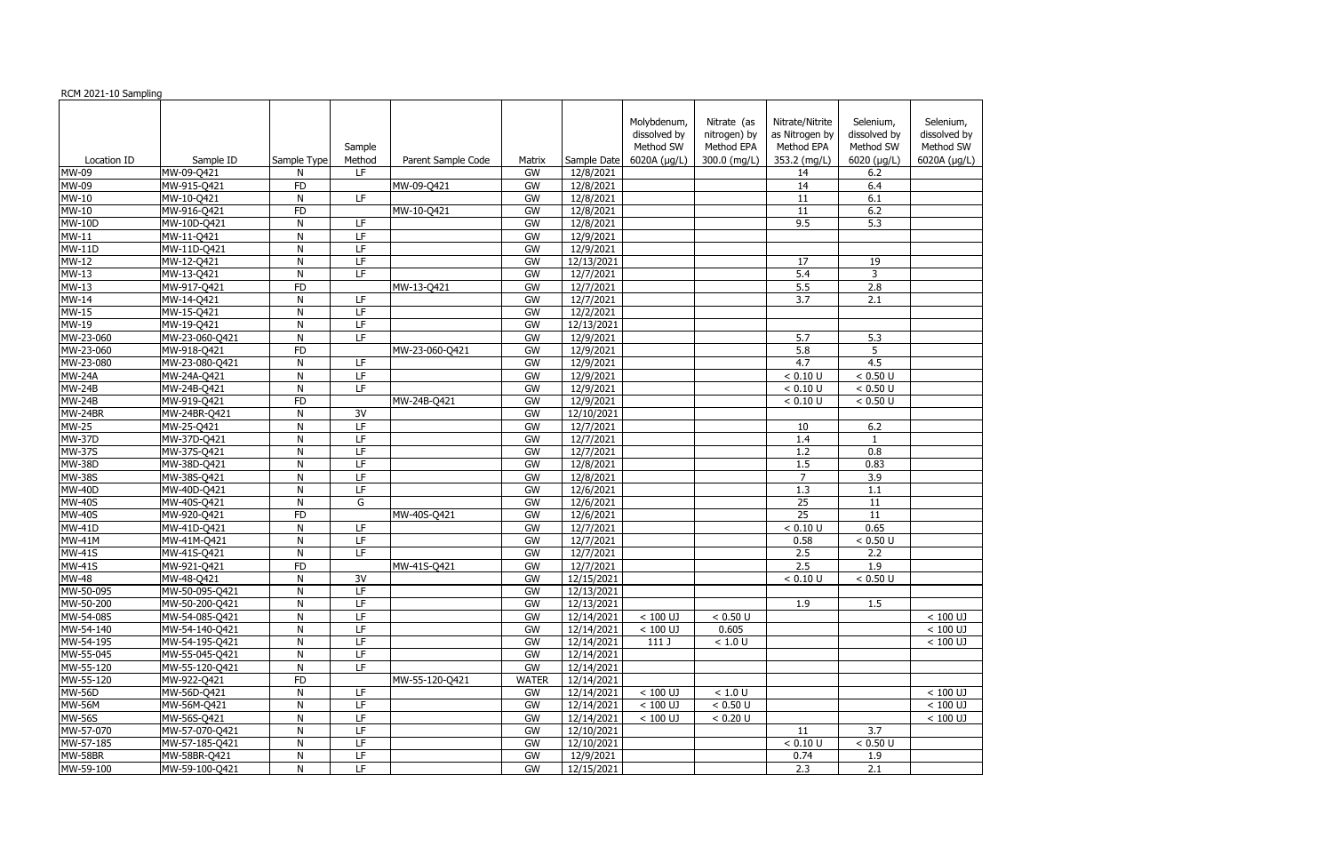RCM 2021-10 Sampling

| Location ID | Sample ID | Sample Type | Sample Method | Parent Sample Code | Matrix | Sample Date | Molybdenum, dissolved by Method SW 6020A (µg/L) | Nitrate (as nitrogen) by Method EPA 300.0 (mg/L) | Nitrate/Nitrite as Nitrogen by Method EPA 353.2 (mg/L) | Selenium, dissolved by Method SW 6020 (µg/L) | Selenium, dissolved by Method SW 6020A (µg/L) |
|---|---|---|---|---|---|---|---|---|---|---|---|
| MW-09 | MW-09-Q421 | N | LF | | GW | 12/8/2021 | | | 14 | 6.2 | |
| MW-09 | MW-915-Q421 | FD | | MW-09-Q421 | GW | 12/8/2021 | | | 14 | 6.4 | |
| MW-10 | MW-10-Q421 | N | LF | | GW | 12/8/2021 | | | 11 | 6.1 | |
| MW-10 | MW-916-Q421 | FD | | MW-10-Q421 | GW | 12/8/2021 | | | 11 | 6.2 | |
| MW-10D | MW-10D-Q421 | N | LF | | GW | 12/8/2021 | | | 9.5 | 5.3 | |
| MW-11 | MW-11-Q421 | N | LF | | GW | 12/9/2021 | | | | | |
| MW-11D | MW-11D-Q421 | N | LF | | GW | 12/9/2021 | | | | | |
| MW-12 | MW-12-Q421 | N | LF | | GW | 12/13/2021 | | | 17 | 19 | |
| MW-13 | MW-13-Q421 | N | LF | | GW | 12/7/2021 | | | 5.4 | 3 | |
| MW-13 | MW-917-Q421 | FD | | MW-13-Q421 | GW | 12/7/2021 | | | 5.5 | 2.8 | |
| MW-14 | MW-14-Q421 | N | LF | | GW | 12/7/2021 | | | 3.7 | 2.1 | |
| MW-15 | MW-15-Q421 | N | LF | | GW | 12/2/2021 | | | | | |
| MW-19 | MW-19-Q421 | N | LF | | GW | 12/13/2021 | | | | | |
| MW-23-060 | MW-23-060-Q421 | N | LF | | GW | 12/9/2021 | | | 5.7 | 5.3 | |
| MW-23-060 | MW-918-Q421 | FD | | MW-23-060-Q421 | GW | 12/9/2021 | | | 5.8 | 5 | |
| MW-23-080 | MW-23-080-Q421 | N | LF | | GW | 12/9/2021 | | | 4.7 | 4.5 | |
| MW-24A | MW-24A-Q421 | N | LF | | GW | 12/9/2021 | | | < 0.10 U | < 0.50 U | |
| MW-24B | MW-24B-Q421 | N | LF | | GW | 12/9/2021 | | | < 0.10 U | < 0.50 U | |
| MW-24B | MW-919-Q421 | FD | | MW-24B-Q421 | GW | 12/9/2021 | | | < 0.10 U | < 0.50 U | |
| MW-24BR | MW-24BR-Q421 | N | 3V | | GW | 12/10/2021 | | | | | |
| MW-25 | MW-25-Q421 | N | LF | | GW | 12/7/2021 | | | 10 | 6.2 | |
| MW-37D | MW-37D-Q421 | N | LF | | GW | 12/7/2021 | | | 1.4 | 1 | |
| MW-37S | MW-37S-Q421 | N | LF | | GW | 12/7/2021 | | | 1.2 | 0.8 | |
| MW-38D | MW-38D-Q421 | N | LF | | GW | 12/8/2021 | | | 1.5 | 0.83 | |
| MW-38S | MW-38S-Q421 | N | LF | | GW | 12/8/2021 | | | 7 | 3.9 | |
| MW-40D | MW-40D-Q421 | N | LF | | GW | 12/6/2021 | | | 1.3 | 1.1 | |
| MW-40S | MW-40S-Q421 | N | G | | GW | 12/6/2021 | | | 25 | 11 | |
| MW-40S | MW-920-Q421 | FD | | MW-40S-Q421 | GW | 12/6/2021 | | | 25 | 11 | |
| MW-41D | MW-41D-Q421 | N | LF | | GW | 12/7/2021 | | | < 0.10 U | 0.65 | |
| MW-41M | MW-41M-Q421 | N | LF | | GW | 12/7/2021 | | | 0.58 | < 0.50 U | |
| MW-41S | MW-41S-Q421 | N | LF | | GW | 12/7/2021 | | | 2.5 | 2.2 | |
| MW-41S | MW-921-Q421 | FD | | MW-41S-Q421 | GW | 12/7/2021 | | | 2.5 | 1.9 | |
| MW-48 | MW-48-Q421 | N | 3V | | GW | 12/15/2021 | | | < 0.10 U | < 0.50 U | |
| MW-50-095 | MW-50-095-Q421 | N | LF | | GW | 12/13/2021 | | | | | |
| MW-50-200 | MW-50-200-Q421 | N | LF | | GW | 12/13/2021 | | | 1.9 | 1.5 | |
| MW-54-085 | MW-54-085-Q421 | N | LF | | GW | 12/14/2021 | < 100 UJ | < 0.50 U | | | < 100 UJ |
| MW-54-140 | MW-54-140-Q421 | N | LF | | GW | 12/14/2021 | < 100 UJ | 0.605 | | | < 100 UJ |
| MW-54-195 | MW-54-195-Q421 | N | LF | | GW | 12/14/2021 | 111 J | < 1.0 U | | | < 100 UJ |
| MW-55-045 | MW-55-045-Q421 | N | LF | | GW | 12/14/2021 | | | | | |
| MW-55-120 | MW-55-120-Q421 | N | LF | | GW | 12/14/2021 | | | | | |
| MW-55-120 | MW-922-Q421 | FD | | MW-55-120-Q421 | WATER | 12/14/2021 | | | | | |
| MW-56D | MW-56D-Q421 | N | LF | | GW | 12/14/2021 | < 100 UJ | < 1.0 U | | | < 100 UJ |
| MW-56M | MW-56M-Q421 | N | LF | | GW | 12/14/2021 | < 100 UJ | < 0.50 U | | | < 100 UJ |
| MW-56S | MW-56S-Q421 | N | LF | | GW | 12/14/2021 | < 100 UJ | < 0.20 U | | | < 100 UJ |
| MW-57-070 | MW-57-070-Q421 | N | LF | | GW | 12/10/2021 | | | 11 | 3.7 | |
| MW-57-185 | MW-57-185-Q421 | N | LF | | GW | 12/10/2021 | | | < 0.10 U | < 0.50 U | |
| MW-58BR | MW-58BR-Q421 | N | LF | | GW | 12/9/2021 | | | 0.74 | 1.9 | |
| MW-59-100 | MW-59-100-Q421 | N | LF | | GW | 12/15/2021 | | | 2.3 | 2.1 | |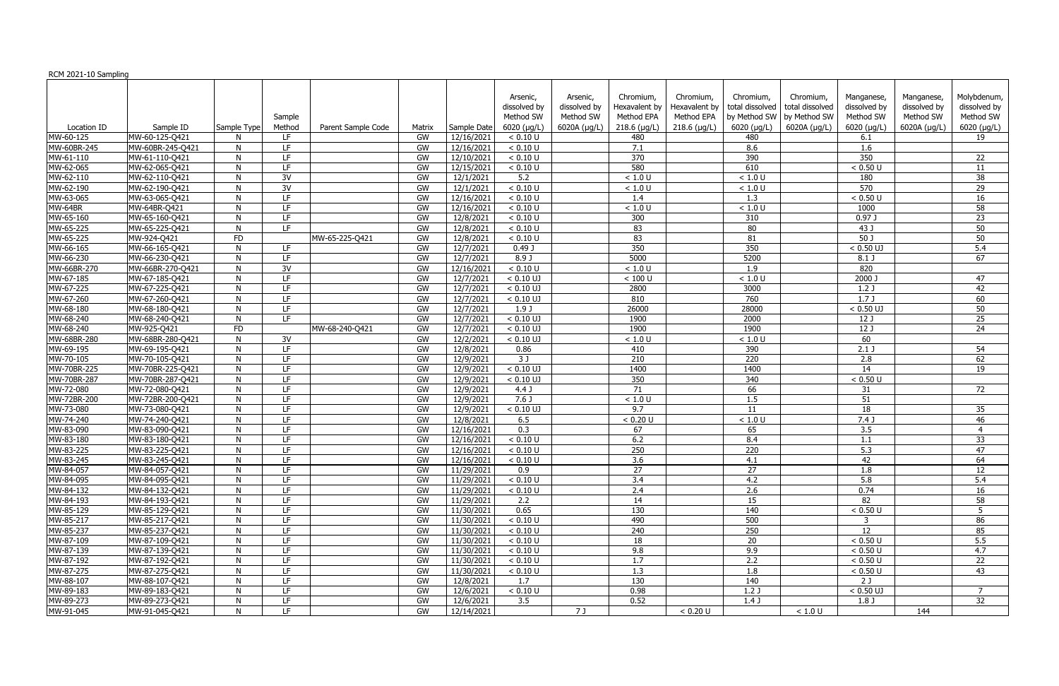RCM 2021-10 Sampling

| Location ID | Sample ID | Sample Type | Sample Method | Parent Sample Code | Matrix | Sample Date | Arsenic, dissolved by Method SW 6020 (µg/L) | Arsenic, dissolved by Method SW 6020A (µg/L) | Chromium, Hexavalent by Method EPA 218.6 (µg/L) | Chromium, Hexavalent by Method EPA 218.6 (µg/L) | Chromium, total dissolved by Method SW 6020 (µg/L) | Chromium, total dissolved by Method SW 6020A (µg/L) | Manganese, dissolved by Method SW 6020 (µg/L) | Manganese, dissolved by Method SW 6020A (µg/L) | Molybdenum, dissolved by Method SW 6020 (µg/L) |
|---|---|---|---|---|---|---|---|---|---|---|---|---|---|---|---|
| MW-60-125 | MW-60-125-Q421 | N | LF | | GW | 12/16/2021 | < 0.10 U | | 480 | | 480 | | 6.1 | | 19 |
| MW-60BR-245 | MW-60BR-245-Q421 | N | LF | | GW | 12/16/2021 | < 0.10 U | | 7.1 | | 8.6 | | 1.6 | | |
| MW-61-110 | MW-61-110-Q421 | N | LF | | GW | 12/10/2021 | < 0.10 U | | 370 | | 390 | | 350 | | 22 |
| MW-62-065 | MW-62-065-Q421 | N | LF | | GW | 12/15/2021 | < 0.10 U | | 580 | | 610 | | < 0.50 U | | 11 |
| MW-62-110 | MW-62-110-Q421 | N | 3V | | GW | 12/1/2021 | 5.2 | | < 1.0 U | | < 1.0 U | | 180 | | 38 |
| MW-62-190 | MW-62-190-Q421 | N | 3V | | GW | 12/1/2021 | < 0.10 U | | < 1.0 U | | < 1.0 U | | 570 | | 29 |
| MW-63-065 | MW-63-065-Q421 | N | LF | | GW | 12/16/2021 | < 0.10 U | | 1.4 | | 1.3 | | < 0.50 U | | 16 |
| MW-64BR | MW-64BR-Q421 | N | LF | | GW | 12/16/2021 | < 0.10 U | | < 1.0 U | | < 1.0 U | | 1000 | | 58 |
| MW-65-160 | MW-65-160-Q421 | N | LF | | GW | 12/8/2021 | < 0.10 U | | 300 | | 310 | | 0.97 J | | 23 |
| MW-65-225 | MW-65-225-Q421 | N | LF | | GW | 12/8/2021 | < 0.10 U | | 83 | | 80 | | 43 J | | 50 |
| MW-65-225 | MW-924-Q421 | FD | | MW-65-225-Q421 | GW | 12/8/2021 | < 0.10 U | | 83 | | 81 | | 50 J | | 50 |
| MW-66-165 | MW-66-165-Q421 | N | LF | | GW | 12/7/2021 | 0.49 J | | 350 | | 350 | | < 0.50 UJ | | 5.4 |
| MW-66-230 | MW-66-230-Q421 | N | LF | | GW | 12/7/2021 | 8.9 J | | 5000 | | 5200 | | 8.1 J | | 67 |
| MW-66BR-270 | MW-66BR-270-Q421 | N | 3V | | GW | 12/16/2021 | < 0.10 U | | < 1.0 U | | 1.9 | | 820 | | |
| MW-67-185 | MW-67-185-Q421 | N | LF | | GW | 12/7/2021 | < 0.10 UJ | | < 100 U | | < 1.0 U | | 2000 J | | 47 |
| MW-67-225 | MW-67-225-Q421 | N | LF | | GW | 12/7/2021 | < 0.10 UJ | | 2800 | | 3000 | | 1.2 J | | 42 |
| MW-67-260 | MW-67-260-Q421 | N | LF | | GW | 12/7/2021 | < 0.10 UJ | | 810 | | 760 | | 1.7 J | | 60 |
| MW-68-180 | MW-68-180-Q421 | N | LF | | GW | 12/7/2021 | 1.9 J | | 26000 | | 28000 | | < 0.50 UJ | | 50 |
| MW-68-240 | MW-68-240-Q421 | N | LF | | GW | 12/7/2021 | < 0.10 UJ | | 1900 | | 2000 | | 12 J | | 25 |
| MW-68-240 | MW-925-Q421 | FD | | MW-68-240-Q421 | GW | 12/7/2021 | < 0.10 UJ | | 1900 | | 1900 | | 12 J | | 24 |
| MW-68BR-280 | MW-68BR-280-Q421 | N | 3V | | GW | 12/2/2021 | < 0.10 UJ | | < 1.0 U | | < 1.0 U | | 60 | | |
| MW-69-195 | MW-69-195-Q421 | N | LF | | GW | 12/8/2021 | 0.86 | | 410 | | 390 | | 2.1 J | | 54 |
| MW-70-105 | MW-70-105-Q421 | N | LF | | GW | 12/9/2021 | 3 J | | 210 | | 220 | | 2.8 | | 62 |
| MW-70BR-225 | MW-70BR-225-Q421 | N | LF | | GW | 12/9/2021 | < 0.10 UJ | | 1400 | | 1400 | | 14 | | 19 |
| MW-70BR-287 | MW-70BR-287-Q421 | N | LF | | GW | 12/9/2021 | < 0.10 UJ | | 350 | | 340 | | < 0.50 U | | |
| MW-72-080 | MW-72-080-Q421 | N | LF | | GW | 12/9/2021 | 4.4 J | | 71 | | 66 | | 31 | | 72 |
| MW-72BR-200 | MW-72BR-200-Q421 | N | LF | | GW | 12/9/2021 | 7.6 J | | < 1.0 U | | 1.5 | | 51 | | |
| MW-73-080 | MW-73-080-Q421 | N | LF | | GW | 12/9/2021 | < 0.10 UJ | | 9.7 | | 11 | | 18 | | 35 |
| MW-74-240 | MW-74-240-Q421 | N | LF | | GW | 12/8/2021 | 6.5 | | < 0.20 U | | < 1.0 U | | 7.4 J | | 46 |
| MW-83-090 | MW-83-090-Q421 | N | LF | | GW | 12/16/2021 | 0.3 | | 67 | | 65 | | 3.5 | | 4 |
| MW-83-180 | MW-83-180-Q421 | N | LF | | GW | 12/16/2021 | < 0.10 U | | 6.2 | | 8.4 | | 1.1 | | 33 |
| MW-83-225 | MW-83-225-Q421 | N | LF | | GW | 12/16/2021 | < 0.10 U | | 250 | | 220 | | 5.3 | | 47 |
| MW-83-245 | MW-83-245-Q421 | N | LF | | GW | 12/16/2021 | < 0.10 U | | 3.6 | | 4.1 | | 42 | | 64 |
| MW-84-057 | MW-84-057-Q421 | N | LF | | GW | 11/29/2021 | 0.9 | | 27 | | 27 | | 1.8 | | 12 |
| MW-84-095 | MW-84-095-Q421 | N | LF | | GW | 11/29/2021 | < 0.10 U | | 3.4 | | 4.2 | | 5.8 | | 5.4 |
| MW-84-132 | MW-84-132-Q421 | N | LF | | GW | 11/29/2021 | < 0.10 U | | 2.4 | | 2.6 | | 0.74 | | 16 |
| MW-84-193 | MW-84-193-Q421 | N | LF | | GW | 11/29/2021 | 2.2 | | 14 | | 15 | | 82 | | 58 |
| MW-85-129 | MW-85-129-Q421 | N | LF | | GW | 11/30/2021 | 0.65 | | 130 | | 140 | | < 0.50 U | | 5 |
| MW-85-217 | MW-85-217-Q421 | N | LF | | GW | 11/30/2021 | < 0.10 U | | 490 | | 500 | | 3 | | 86 |
| MW-85-237 | MW-85-237-Q421 | N | LF | | GW | 11/30/2021 | < 0.10 U | | 240 | | 250 | | 12 | | 85 |
| MW-87-109 | MW-87-109-Q421 | N | LF | | GW | 11/30/2021 | < 0.10 U | | 18 | | 20 | | < 0.50 U | | 5.5 |
| MW-87-139 | MW-87-139-Q421 | N | LF | | GW | 11/30/2021 | < 0.10 U | | 9.8 | | 9.9 | | < 0.50 U | | 4.7 |
| MW-87-192 | MW-87-192-Q421 | N | LF | | GW | 11/30/2021 | < 0.10 U | | 1.7 | | 2.2 | | < 0.50 U | | 22 |
| MW-87-275 | MW-87-275-Q421 | N | LF | | GW | 11/30/2021 | < 0.10 U | | 1.3 | | 1.8 | | < 0.50 U | | 43 |
| MW-88-107 | MW-88-107-Q421 | N | LF | | GW | 12/8/2021 | 1.7 | | 130 | | 140 | | 2 J | | |
| MW-89-183 | MW-89-183-Q421 | N | LF | | GW | 12/6/2021 | < 0.10 U | | 0.98 | | 1.2 J | | < 0.50 UJ | | 7 |
| MW-89-273 | MW-89-273-Q421 | N | LF | | GW | 12/6/2021 | 3.5 | | 0.52 | | 1.4 J | | 1.8 J | | 32 |
| MW-91-045 | MW-91-045-Q421 | N | LF | | GW | 12/14/2021 | | 7 J | | < 0.20 U | | < 1.0 U | | 144 | |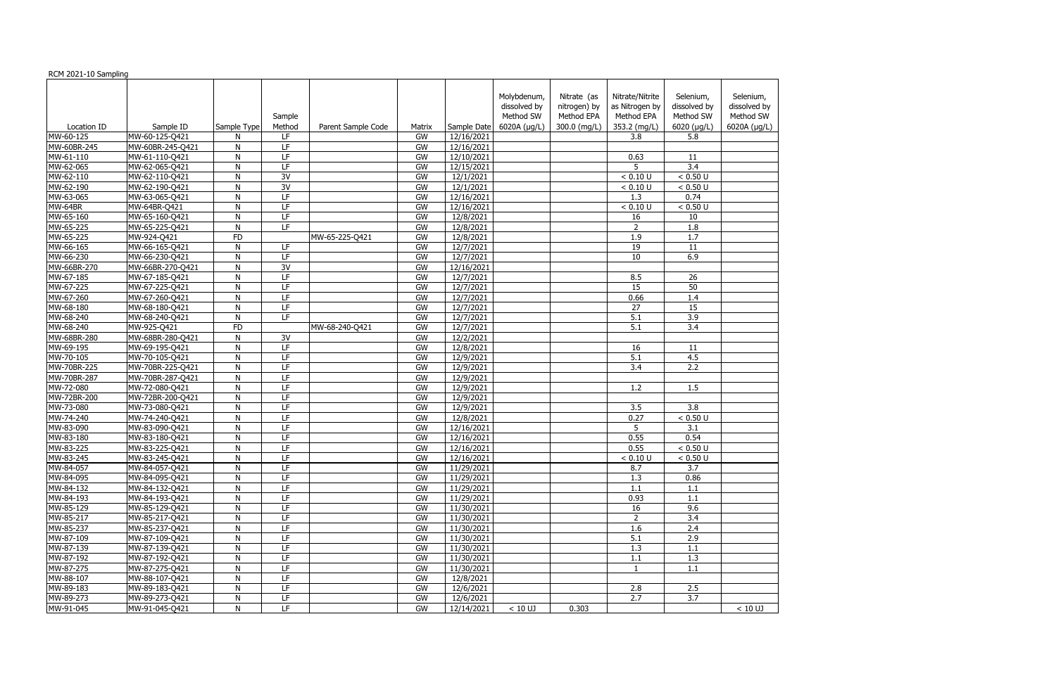RCM 2021-10 Sampling

| Location ID | Sample ID | Sample Type | Sample Method | Parent Sample Code | Matrix | Sample Date | Molybdenum, dissolved by Method SW 6020A (µg/L) | Nitrate (as nitrogen) by Method EPA 300.0 (mg/L) | Nitrate/Nitrite as Nitrogen by Method EPA 353.2 (mg/L) | Selenium, dissolved by Method SW 6020 (µg/L) | Selenium, dissolved by Method SW 6020A (µg/L) |
|---|---|---|---|---|---|---|---|---|---|---|---|
| MW-60-125 | MW-60-125-Q421 | N | LF | | GW | 12/16/2021 | | | 3.8 | 5.8 | |
| MW-60BR-245 | MW-60BR-245-Q421 | N | LF | | GW | 12/16/2021 | | | | | |
| MW-61-110 | MW-61-110-Q421 | N | LF | | GW | 12/10/2021 | | | 0.63 | 11 | |
| MW-62-065 | MW-62-065-Q421 | N | LF | | GW | 12/15/2021 | | | 5 | 3.4 | |
| MW-62-110 | MW-62-110-Q421 | N | 3V | | GW | 12/1/2021 | | | < 0.10 U | < 0.50 U | |
| MW-62-190 | MW-62-190-Q421 | N | 3V | | GW | 12/1/2021 | | | < 0.10 U | < 0.50 U | |
| MW-63-065 | MW-63-065-Q421 | N | LF | | GW | 12/16/2021 | | | 1.3 | 0.74 | |
| MW-64BR | MW-64BR-Q421 | N | LF | | GW | 12/16/2021 | | | < 0.10 U | < 0.50 U | |
| MW-65-160 | MW-65-160-Q421 | N | LF | | GW | 12/8/2021 | | | 16 | 10 | |
| MW-65-225 | MW-65-225-Q421 | N | LF | | GW | 12/8/2021 | | | 2 | 1.8 | |
| MW-65-225 | MW-924-Q421 | FD | | MW-65-225-Q421 | GW | 12/8/2021 | | | 1.9 | 1.7 | |
| MW-66-165 | MW-66-165-Q421 | N | LF | | GW | 12/7/2021 | | | 19 | 11 | |
| MW-66-230 | MW-66-230-Q421 | N | LF | | GW | 12/7/2021 | | | 10 | 6.9 | |
| MW-66BR-270 | MW-66BR-270-Q421 | N | 3V | | GW | 12/16/2021 | | | | | |
| MW-67-185 | MW-67-185-Q421 | N | LF | | GW | 12/7/2021 | | | 8.5 | 26 | |
| MW-67-225 | MW-67-225-Q421 | N | LF | | GW | 12/7/2021 | | | 15 | 50 | |
| MW-67-260 | MW-67-260-Q421 | N | LF | | GW | 12/7/2021 | | | 0.66 | 1.4 | |
| MW-68-180 | MW-68-180-Q421 | N | LF | | GW | 12/7/2021 | | | 27 | 15 | |
| MW-68-240 | MW-68-240-Q421 | N | LF | | GW | 12/7/2021 | | | 5.1 | 3.9 | |
| MW-68-240 | MW-925-Q421 | FD | | MW-68-240-Q421 | GW | 12/7/2021 | | | 5.1 | 3.4 | |
| MW-68BR-280 | MW-68BR-280-Q421 | N | 3V | | GW | 12/2/2021 | | | | | |
| MW-69-195 | MW-69-195-Q421 | N | LF | | GW | 12/8/2021 | | | 16 | 11 | |
| MW-70-105 | MW-70-105-Q421 | N | LF | | GW | 12/9/2021 | | | 5.1 | 4.5 | |
| MW-70BR-225 | MW-70BR-225-Q421 | N | LF | | GW | 12/9/2021 | | | 3.4 | 2.2 | |
| MW-70BR-287 | MW-70BR-287-Q421 | N | LF | | GW | 12/9/2021 | | | | | |
| MW-72-080 | MW-72-080-Q421 | N | LF | | GW | 12/9/2021 | | | 1.2 | 1.5 | |
| MW-72BR-200 | MW-72BR-200-Q421 | N | LF | | GW | 12/9/2021 | | | | | |
| MW-73-080 | MW-73-080-Q421 | N | LF | | GW | 12/9/2021 | | | 3.5 | 3.8 | |
| MW-74-240 | MW-74-240-Q421 | N | LF | | GW | 12/8/2021 | | | 0.27 | < 0.50 U | |
| MW-83-090 | MW-83-090-Q421 | N | LF | | GW | 12/16/2021 | | | 5 | 3.1 | |
| MW-83-180 | MW-83-180-Q421 | N | LF | | GW | 12/16/2021 | | | 0.55 | 0.54 | |
| MW-83-225 | MW-83-225-Q421 | N | LF | | GW | 12/16/2021 | | | 0.55 | < 0.50 U | |
| MW-83-245 | MW-83-245-Q421 | N | LF | | GW | 12/16/2021 | | | < 0.10 U | < 0.50 U | |
| MW-84-057 | MW-84-057-Q421 | N | LF | | GW | 11/29/2021 | | | 8.7 | 3.7 | |
| MW-84-095 | MW-84-095-Q421 | N | LF | | GW | 11/29/2021 | | | 1.3 | 0.86 | |
| MW-84-132 | MW-84-132-Q421 | N | LF | | GW | 11/29/2021 | | | 1.1 | 1.1 | |
| MW-84-193 | MW-84-193-Q421 | N | LF | | GW | 11/29/2021 | | | 0.93 | 1.1 | |
| MW-85-129 | MW-85-129-Q421 | N | LF | | GW | 11/30/2021 | | | 16 | 9.6 | |
| MW-85-217 | MW-85-217-Q421 | N | LF | | GW | 11/30/2021 | | | 2 | 3.4 | |
| MW-85-237 | MW-85-237-Q421 | N | LF | | GW | 11/30/2021 | | | 1.6 | 2.4 | |
| MW-87-109 | MW-87-109-Q421 | N | LF | | GW | 11/30/2021 | | | 5.1 | 2.9 | |
| MW-87-139 | MW-87-139-Q421 | N | LF | | GW | 11/30/2021 | | | 1.3 | 1.1 | |
| MW-87-192 | MW-87-192-Q421 | N | LF | | GW | 11/30/2021 | | | 1.1 | 1.3 | |
| MW-87-275 | MW-87-275-Q421 | N | LF | | GW | 11/30/2021 | | | 1 | 1.1 | |
| MW-88-107 | MW-88-107-Q421 | N | LF | | GW | 12/8/2021 | | | | | |
| MW-89-183 | MW-89-183-Q421 | N | LF | | GW | 12/6/2021 | | | 2.8 | 2.5 | |
| MW-89-273 | MW-89-273-Q421 | N | LF | | GW | 12/6/2021 | | | 2.7 | 3.7 | |
| MW-91-045 | MW-91-045-Q421 | N | LF | | GW | 12/14/2021 | < 10 UJ | 0.303 | | | < 10 UJ |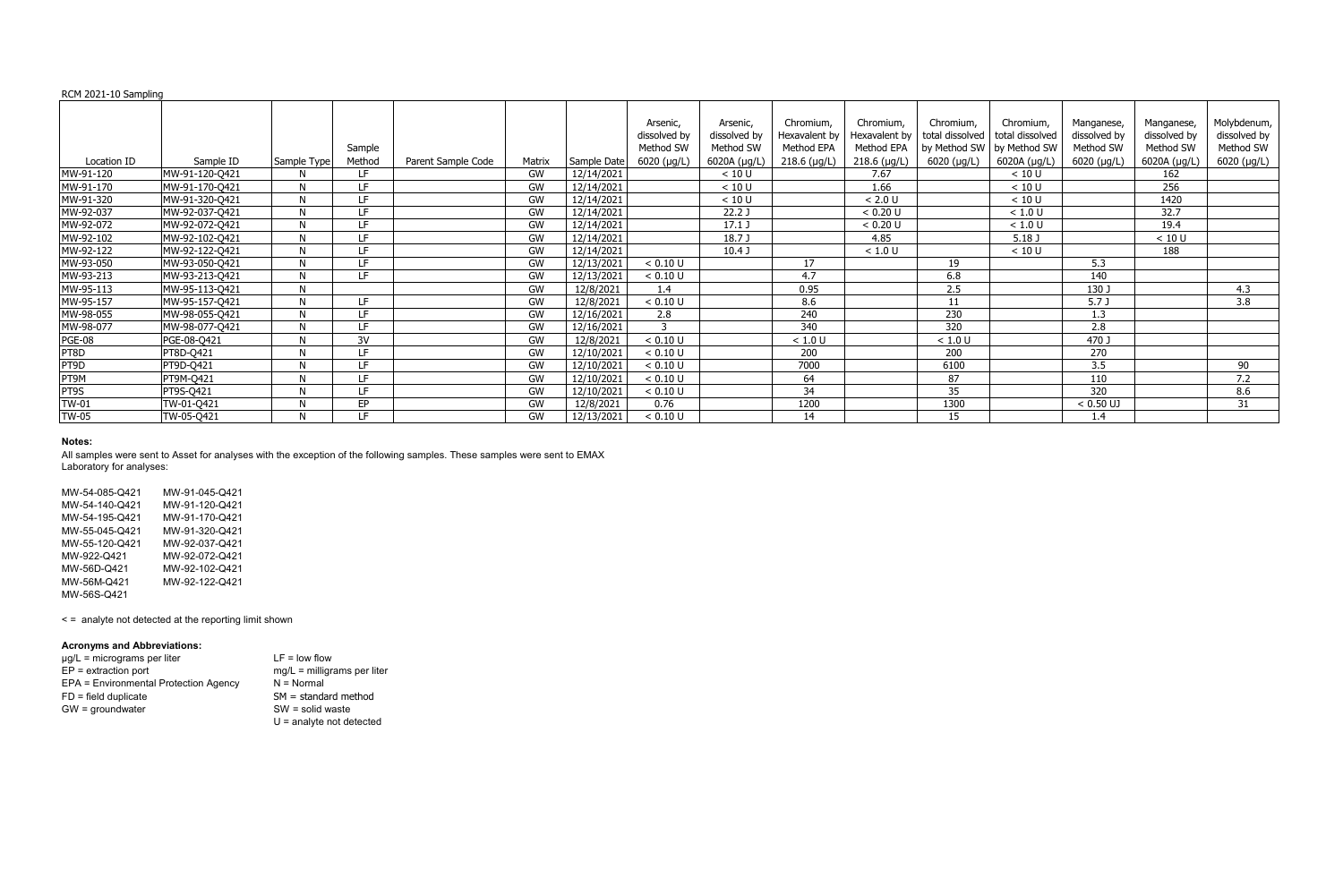RCM 2021-10 Sampling

| Location ID | Sample ID | Sample Type | Sample Method | Parent Sample Code | Matrix | Sample Date | Arsenic, dissolved by Method SW 6020 (µg/L) | Arsenic, dissolved by Method SW 6020A (µg/L) | Chromium, Hexavalent by Method EPA 218.6 (µg/L) | Chromium, Hexavalent by Method EPA 218.6 (µg/L) | Chromium, total dissolved by Method SW 6020 (µg/L) | Chromium, total dissolved by Method SW 6020A (µg/L) | Manganese, dissolved by Method SW 6020 (µg/L) | Manganese, dissolved by Method SW 6020A (µg/L) | Molybdenum, dissolved by Method SW 6020 (µg/L) |
|---|---|---|---|---|---|---|---|---|---|---|---|---|---|---|---|
| MW-91-120 | MW-91-120-Q421 | N | LF | | GW | 12/14/2021 | | < 10 U | | 7.67 | | < 10 U | | 162 | |
| MW-91-170 | MW-91-170-Q421 | N | LF | | GW | 12/14/2021 | | < 10 U | | 1.66 | | < 10 U | | 256 | |
| MW-91-320 | MW-91-320-Q421 | N | LF | | GW | 12/14/2021 | | < 10 U | | < 2.0 U | | < 10 U | | 1420 | |
| MW-92-037 | MW-92-037-Q421 | N | LF | | GW | 12/14/2021 | | 22.2 J | | < 0.20 U | | < 1.0 U | | 32.7 | |
| MW-92-072 | MW-92-072-Q421 | N | LF | | GW | 12/14/2021 | | 17.1 J | | < 0.20 U | | < 1.0 U | | 19.4 | |
| MW-92-102 | MW-92-102-Q421 | N | LF | | GW | 12/14/2021 | | 18.7 J | | 4.85 | | 5.18 J | | < 10 U | |
| MW-92-122 | MW-92-122-Q421 | N | LF | | GW | 12/14/2021 | | 10.4 J | | < 1.0 U | | < 10 U | | 188 | |
| MW-93-050 | MW-93-050-Q421 | N | LF | | GW | 12/13/2021 | < 0.10 U | | 17 | | 19 | | 5.3 | | |
| MW-93-213 | MW-93-213-Q421 | N | LF | | GW | 12/13/2021 | < 0.10 U | | 4.7 | | 6.8 | | 140 | | |
| MW-95-113 | MW-95-113-Q421 | N | | | GW | 12/8/2021 | 1.4 | | 0.95 | | 2.5 | | 130 J | | 4.3 |
| MW-95-157 | MW-95-157-Q421 | N | LF | | GW | 12/8/2021 | < 0.10 U | | 8.6 | | 11 | | 5.7 J | | 3.8 |
| MW-98-055 | MW-98-055-Q421 | N | LF | | GW | 12/16/2021 | 2.8 | | 240 | | 230 | | 1.3 | | |
| MW-98-077 | MW-98-077-Q421 | N | LF | | GW | 12/16/2021 | 3 | | 340 | | 320 | | 2.8 | | |
| PGE-08 | PGE-08-Q421 | N | 3V | | GW | 12/8/2021 | < 0.10 U | | < 1.0 U | | < 1.0 U | | 470 J | | |
| PT8D | PT8D-Q421 | N | LF | | GW | 12/10/2021 | < 0.10 U | | 200 | | 200 | | 270 | | |
| PT9D | PT9D-Q421 | N | LF | | GW | 12/10/2021 | < 0.10 U | | 7000 | | 6100 | | 3.5 | | 90 |
| PT9M | PT9M-Q421 | N | LF | | GW | 12/10/2021 | < 0.10 U | | 64 | | 87 | | 110 | | 7.2 |
| PT9S | PT9S-Q421 | N | LF | | GW | 12/10/2021 | < 0.10 U | | 34 | | 35 | | 320 | | 8.6 |
| TW-01 | TW-01-Q421 | N | EP | | GW | 12/8/2021 | 0.76 | | 1200 | | 1300 | | < 0.50 UJ | | 31 |
| TW-05 | TW-05-Q421 | N | LF | | GW | 12/13/2021 | < 0.10 U | | 14 | | 15 | | 1.4 | | |

**Notes:**

All samples were sent to Asset for analyses with the exception of the following samples. These samples were sent to EMAX Laboratory for analyses:

| | |
|---|---|
| MW-54-085-Q421 | MW-91-045-Q421 |
| MW-54-140-Q421 | MW-91-120-Q421 |
| MW-54-195-Q421 | MW-91-170-Q421 |
| MW-55-045-Q421 | MW-91-320-Q421 |
| MW-55-120-Q421 | MW-92-037-Q421 |
| MW-922-Q421 | MW-92-072-Q421 |
| MW-56D-Q421 | MW-92-102-Q421 |
| MW-56M-Q421 | MW-92-122-Q421 |
| MW-56S-Q421 | |

< = analyte not detected at the reporting limit shown

**Acronyms and Abbreviations:**

µg/L = micrograms per liter
EP = extraction port
EPA = Environmental Protection Agency
FD = field duplicate
GW = groundwater
LF = low flow
mg/L = milligrams per liter
N = Normal
SM = standard method
SW = solid waste
U = analyte not detected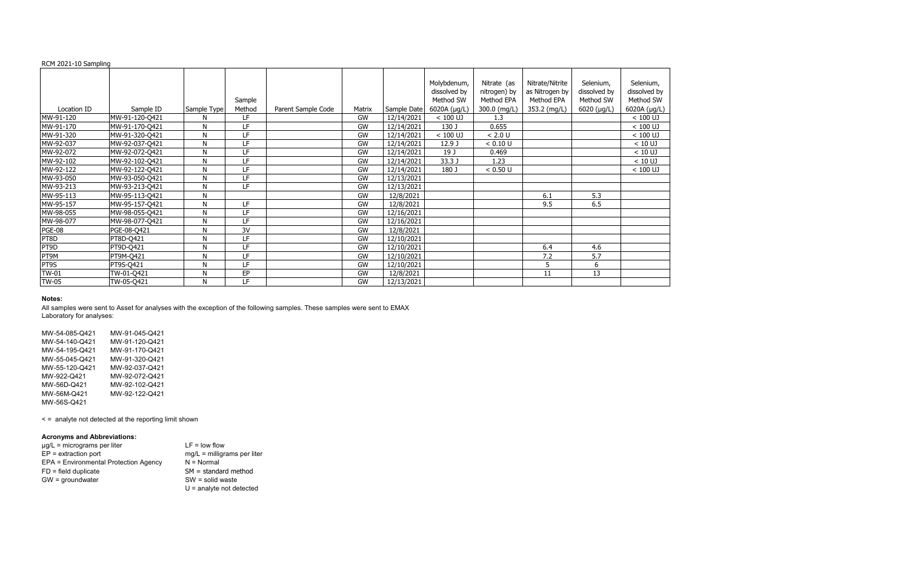RCM 2021-10 Sampling

| Location ID | Sample ID | Sample Type | Sample Method | Parent Sample Code | Matrix | Sample Date | Molybdenum, dissolved by Method SW 6020A (µg/L) | Nitrate (as nitrogen) by Method EPA 300.0 (mg/L) | Nitrate/Nitrite as Nitrogen by Method EPA 353.2 (mg/L) | Selenium, dissolved by Method SW 6020 (µg/L) | Selenium, dissolved by Method SW 6020A (µg/L) |
|---|---|---|---|---|---|---|---|---|---|---|---|
| MW-91-120 | MW-91-120-Q421 | N | LF | | GW | 12/14/2021 | < 100 UJ | 1.3 | | | < 100 UJ |
| MW-91-170 | MW-91-170-Q421 | N | LF | | GW | 12/14/2021 | 130 J | 0.655 | | | < 100 UJ |
| MW-91-320 | MW-91-320-Q421 | N | LF | | GW | 12/14/2021 | < 100 UJ | < 2.0 U | | | < 100 UJ |
| MW-92-037 | MW-92-037-Q421 | N | LF | | GW | 12/14/2021 | 12.9 J | < 0.10 U | | | < 10 UJ |
| MW-92-072 | MW-92-072-Q421 | N | LF | | GW | 12/14/2021 | 19 J | 0.469 | | | < 10 UJ |
| MW-92-102 | MW-92-102-Q421 | N | LF | | GW | 12/14/2021 | 33.3 J | 1.23 | | | < 10 UJ |
| MW-92-122 | MW-92-122-Q421 | N | LF | | GW | 12/14/2021 | 180 J | < 0.50 U | | | < 100 UJ |
| MW-93-050 | MW-93-050-Q421 | N | LF | | GW | 12/13/2021 | | | | | |
| MW-93-213 | MW-93-213-Q421 | N | LF | | GW | 12/13/2021 | | | | | |
| MW-95-113 | MW-95-113-Q421 | N | | | GW | 12/8/2021 | | | 6.1 | 5.3 | |
| MW-95-157 | MW-95-157-Q421 | N | LF | | GW | 12/8/2021 | | | 9.5 | 6.5 | |
| MW-98-055 | MW-98-055-Q421 | N | LF | | GW | 12/16/2021 | | | | | |
| MW-98-077 | MW-98-077-Q421 | N | LF | | GW | 12/16/2021 | | | | | |
| PGE-08 | PGE-08-Q421 | N | 3V | | GW | 12/8/2021 | | | | | |
| PT8D | PT8D-Q421 | N | LF | | GW | 12/10/2021 | | | | | |
| PT9D | PT9D-Q421 | N | LF | | GW | 12/10/2021 | | | 6.4 | 4.6 | |
| PT9M | PT9M-Q421 | N | LF | | GW | 12/10/2021 | | | 7.2 | 5.7 | |
| PT9S | PT9S-Q421 | N | LF | | GW | 12/10/2021 | | | 5 | 6 | |
| TW-01 | TW-01-Q421 | N | EP | | GW | 12/8/2021 | | | 11 | 13 | |
| TW-05 | TW-05-Q421 | N | LF | | GW | 12/13/2021 | | | | | |

**Notes:**

All samples were sent to Asset for analyses with the exception of the following samples. These samples were sent to EMAX Laboratory for analyses:

MW-54-085-Q421
MW-54-140-Q421
MW-54-195-Q421
MW-55-045-Q421
MW-55-120-Q421
MW-922-Q421
MW-56D-Q421
MW-56M-Q421
MW-56S-Q421
MW-91-045-Q421
MW-91-120-Q421
MW-91-170-Q421
MW-91-320-Q421
MW-92-037-Q421
MW-92-072-Q421
MW-92-102-Q421
MW-92-122-Q421

< = analyte not detected at the reporting limit shown

**Acronyms and Abbreviations:**

µg/L = micrograms per liter
EP = extraction port
EPA = Environmental Protection Agency
FD = field duplicate
GW = groundwater
LF = low flow
mg/L = milligrams per liter
N = Normal
SM = standard method
SW = solid waste
U = analyte not detected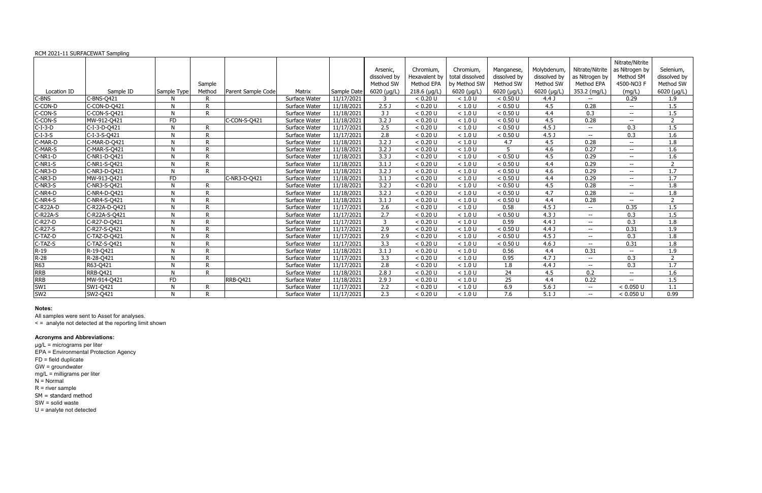RCM 2021-11 SURFACEWAT Sampling

| Location ID | Sample ID | Sample Type | Sample Method | Parent Sample Code | Matrix | Sample Date | Arsenic, dissolved by Method SW 6020 (µg/L) | Chromium, Hexavalent by Method EPA 218.6 (µg/L) | Chromium, total dissolved by Method SW 6020 (µg/L) | Manganese, dissolved by Method SW 6020 (µg/L) | Molybdenum, dissolved by Method SW 6020 (µg/L) | Nitrate/Nitrite as Nitrogen by Method EPA 353.2 (mg/L) | Nitrate/Nitrite as Nitrogen by Method SM 4500-NO3 F (mg/L) | Selenium, dissolved by Method SW 6020 (µg/L) |
|---|---|---|---|---|---|---|---|---|---|---|---|---|---|---|
| C-BNS | C-BNS-Q421 | N | R | | Surface Water | 11/17/2021 | 3 | < 0.20 U | < 1.0 U | < 0.50 U | 4.4 J | -- | 0.29 | 1.9 |
| C-CON-D | C-CON-D-Q421 | N | R | | Surface Water | 11/18/2021 | 2.5 J | < 0.20 U | < 1.0 U | < 0.50 U | 4.5 | 0.28 | -- | 1.5 |
| C-CON-S | C-CON-S-Q421 | N | R | | Surface Water | 11/18/2021 | 3 J | < 0.20 U | < 1.0 U | < 0.50 U | 4.4 | 0.3 | -- | 1.5 |
| C-CON-S | MW-912-Q421 | FD | | C-CON-S-Q421 | Surface Water | 11/18/2021 | 3.2 J | < 0.20 U | < 1.0 U | < 0.50 U | 4.5 | 0.28 | -- | 2 |
| C-I-3-D | C-I-3-D-Q421 | N | R | | Surface Water | 11/17/2021 | 2.5 | < 0.20 U | < 1.0 U | < 0.50 U | 4.5 J | -- | 0.3 | 1.5 |
| C-I-3-S | C-I-3-S-Q421 | N | R | | Surface Water | 11/17/2021 | 2.8 | < 0.20 U | < 1.0 U | < 0.50 U | 4.5 J | -- | 0.3 | 1.6 |
| C-MAR-D | C-MAR-D-Q421 | N | R | | Surface Water | 11/18/2021 | 3.2 J | < 0.20 U | < 1.0 U | 4.7 | 4.5 | 0.28 | -- | 1.8 |
| C-MAR-S | C-MAR-S-Q421 | N | R | | Surface Water | 11/18/2021 | 3.2 J | < 0.20 U | < 1.0 U | 5 | 4.6 | 0.27 | -- | 1.6 |
| C-NR1-D | C-NR1-D-Q421 | N | R | | Surface Water | 11/18/2021 | 3.3 J | < 0.20 U | < 1.0 U | < 0.50 U | 4.5 | 0.29 | -- | 1.6 |
| C-NR1-S | C-NR1-S-Q421 | N | R | | Surface Water | 11/18/2021 | 3.1 J | < 0.20 U | < 1.0 U | < 0.50 U | 4.4 | 0.29 | -- | 2 |
| C-NR3-D | C-NR3-D-Q421 | N | R | | Surface Water | 11/18/2021 | 3.2 J | < 0.20 U | < 1.0 U | < 0.50 U | 4.6 | 0.29 | -- | 1.7 |
| C-NR3-D | MW-913-Q421 | FD | | C-NR3-D-Q421 | Surface Water | 11/18/2021 | 3.1 J | < 0.20 U | < 1.0 U | < 0.50 U | 4.4 | 0.29 | -- | 1.7 |
| C-NR3-S | C-NR3-S-Q421 | N | R | | Surface Water | 11/18/2021 | 3.2 J | < 0.20 U | < 1.0 U | < 0.50 U | 4.5 | 0.28 | -- | 1.8 |
| C-NR4-D | C-NR4-D-Q421 | N | R | | Surface Water | 11/18/2021 | 3.2 J | < 0.20 U | < 1.0 U | < 0.50 U | 4.7 | 0.28 | -- | 1.8 |
| C-NR4-S | C-NR4-S-Q421 | N | R | | Surface Water | 11/18/2021 | 3.1 J | < 0.20 U | < 1.0 U | < 0.50 U | 4.4 | 0.28 | -- | 2 |
| C-R22A-D | C-R22A-D-Q421 | N | R | | Surface Water | 11/17/2021 | 2.6 | < 0.20 U | < 1.0 U | 0.58 | 4.5 J | -- | 0.35 | 1.5 |
| C-R22A-S | C-R22A-S-Q421 | N | R | | Surface Water | 11/17/2021 | 2.7 | < 0.20 U | < 1.0 U | < 0.50 U | 4.3 J | -- | 0.3 | 1.5 |
| C-R27-D | C-R27-D-Q421 | N | R | | Surface Water | 11/17/2021 | 3 | < 0.20 U | < 1.0 U | 0.59 | 4.4 J | -- | 0.3 | 1.8 |
| C-R27-S | C-R27-S-Q421 | N | R | | Surface Water | 11/17/2021 | 2.9 | < 0.20 U | < 1.0 U | < 0.50 U | 4.4 J | -- | 0.31 | 1.9 |
| C-TAZ-D | C-TAZ-D-Q421 | N | R | | Surface Water | 11/17/2021 | 2.9 | < 0.20 U | < 1.0 U | < 0.50 U | 4.5 J | -- | 0.3 | 1.8 |
| C-TAZ-S | C-TAZ-S-Q421 | N | R | | Surface Water | 11/17/2021 | 3.3 | < 0.20 U | < 1.0 U | < 0.50 U | 4.6 J | -- | 0.31 | 1.8 |
| R-19 | R-19-Q421 | N | R | | Surface Water | 11/18/2021 | 3.1 J | < 0.20 U | < 1.0 U | 0.56 | 4.4 | 0.31 | -- | 1.9 |
| R-28 | R-28-Q421 | N | R | | Surface Water | 11/17/2021 | 3.3 | < 0.20 U | < 1.0 U | 0.95 | 4.7 J | -- | 0.3 | 2 |
| R63 | R63-Q421 | N | R | | Surface Water | 11/17/2021 | 2.8 | < 0.20 U | < 1.0 U | 1.8 | 4.4 J | -- | 0.3 | 1.7 |
| RRB | RRB-Q421 | N | R | | Surface Water | 11/18/2021 | 2.8 J | < 0.20 U | < 1.0 U | 24 | 4.5 | 0.2 | -- | 1.6 |
| RRB | MW-914-Q421 | FD | | RRB-Q421 | Surface Water | 11/18/2021 | 2.9 J | < 0.20 U | < 1.0 U | 25 | 4.4 | 0.22 | -- | 1.5 |
| SW1 | SW1-Q421 | N | R | | Surface Water | 11/17/2021 | 2.2 | < 0.20 U | < 1.0 U | 6.9 | 5.6 J | -- | < 0.050 U | 1.1 |
| SW2 | SW2-Q421 | N | R | | Surface Water | 11/17/2021 | 2.3 | < 0.20 U | < 1.0 U | 7.6 | 5.1 J | -- | < 0.050 U | 0.99 |

**Notes:**

All samples were sent to Asset for analyses.

< = analyte not detected at the reporting limit shown

**Acronyms and Abbreviations:**

µg/L = micrograms per liter
EPA = Environmental Protection Agency
FD = field duplicate
GW = groundwater
mg/L = milligrams per liter
N = Normal
R = river sample
SM = standard method
SW = solid waste
U = analyte not detected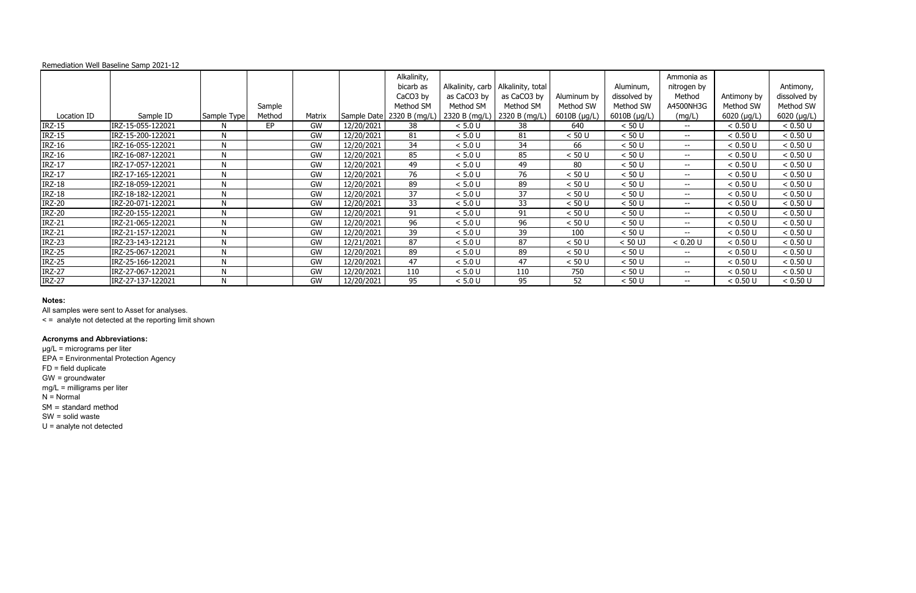Remediation Well Baseline Samp 2021-12

| Location ID | Sample ID | Sample Type | Sample Method | Matrix | Sample Date | Alkalinity, bicarb as $CaCO_3$ by Method SM 2320 B (mg/L) | Alkalinity, carb as $CaCO_3$ by Method SM 2320 B (mg/L) | Alkalinity, total as $CaCO_3$ by Method SM 2320 B (mg/L) | Aluminum by Method SW 6010B (µg/L) | Aluminum, dissolved by Method SW 6010B (µg/L) | Ammonia as nitrogen by Method A4500NH3G (mg/L) | Antimony by Method SW 6020 (µg/L) | Antimony, dissolved by Method SW 6020 (µg/L) |
|---|---|---|---|---|---|---|---|---|---|---|---|---|---|
| IRZ-15 | IRZ-15-055-122021 | N | EP | GW | 12/20/2021 | 38 | < 5.0 U | 38 | 640 | < 50 U | -- | < 0.50 U | < 0.50 U |
| IRZ-15 | IRZ-15-200-122021 | N | | GW | 12/20/2021 | 81 | < 5.0 U | 81 | < 50 U | < 50 U | -- | < 0.50 U | < 0.50 U |
| IRZ-16 | IRZ-16-055-122021 | N | | GW | 12/20/2021 | 34 | < 5.0 U | 34 | 66 | < 50 U | -- | < 0.50 U | < 0.50 U |
| IRZ-16 | IRZ-16-087-122021 | N | | GW | 12/20/2021 | 85 | < 5.0 U | 85 | < 50 U | < 50 U | -- | < 0.50 U | < 0.50 U |
| IRZ-17 | IRZ-17-057-122021 | N | | GW | 12/20/2021 | 49 | < 5.0 U | 49 | 80 | < 50 U | -- | < 0.50 U | < 0.50 U |
| IRZ-17 | IRZ-17-165-122021 | N | | GW | 12/20/2021 | 76 | < 5.0 U | 76 | < 50 U | < 50 U | -- | < 0.50 U | < 0.50 U |
| IRZ-18 | IRZ-18-059-122021 | N | | GW | 12/20/2021 | 89 | < 5.0 U | 89 | < 50 U | < 50 U | -- | < 0.50 U | < 0.50 U |
| IRZ-18 | IRZ-18-182-122021 | N | | GW | 12/20/2021 | 37 | < 5.0 U | 37 | < 50 U | < 50 U | -- | < 0.50 U | < 0.50 U |
| IRZ-20 | IRZ-20-071-122021 | N | | GW | 12/20/2021 | 33 | < 5.0 U | 33 | < 50 U | < 50 U | -- | < 0.50 U | < 0.50 U |
| IRZ-20 | IRZ-20-155-122021 | N | | GW | 12/20/2021 | 91 | < 5.0 U | 91 | < 50 U | < 50 U | -- | < 0.50 U | < 0.50 U |
| IRZ-21 | IRZ-21-065-122021 | N | | GW | 12/20/2021 | 96 | < 5.0 U | 96 | < 50 U | < 50 U | -- | < 0.50 U | < 0.50 U |
| IRZ-21 | IRZ-21-157-122021 | N | | GW | 12/20/2021 | 39 | < 5.0 U | 39 | 100 | < 50 U | -- | < 0.50 U | < 0.50 U |
| IRZ-23 | IRZ-23-143-122121 | N | | GW | 12/21/2021 | 87 | < 5.0 U | 87 | < 50 U | < 50 UJ | < 0.20 U | < 0.50 U | < 0.50 U |
| IRZ-25 | IRZ-25-067-122021 | N | | GW | 12/20/2021 | 89 | < 5.0 U | 89 | < 50 U | < 50 U | -- | < 0.50 U | < 0.50 U |
| IRZ-25 | IRZ-25-166-122021 | N | | GW | 12/20/2021 | 47 | < 5.0 U | 47 | < 50 U | < 50 U | -- | < 0.50 U | < 0.50 U |
| IRZ-27 | IRZ-27-067-122021 | N | | GW | 12/20/2021 | 110 | < 5.0 U | 110 | 750 | < 50 U | -- | < 0.50 U | < 0.50 U |
| IRZ-27 | IRZ-27-137-122021 | N | | GW | 12/20/2021 | 95 | < 5.0 U | 95 | 52 | < 50 U | -- | < 0.50 U | < 0.50 U |

**Notes:**

All samples were sent to Asset for analyses.

< = analyte not detected at the reporting limit shown

**Acronyms and Abbreviations:**

µg/L = micrograms per liter

EPA = Environmental Protection Agency

FD = field duplicate

GW = groundwater

mg/L = milligrams per liter

N = Normal

SM = standard method

SW = solid waste

U = analyte not detected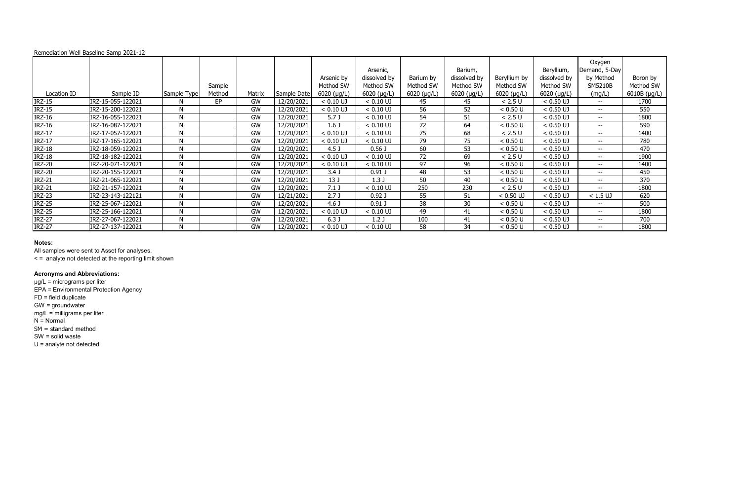Remediation Well Baseline Samp 2021-12

| Location ID | Sample ID | Sample Type | Sample Method | Matrix | Sample Date | Arsenic by Method SW 6020 (µg/L) | Arsenic, dissolved by Method SW 6020 (µg/L) | Barium by Method SW 6020 (µg/L) | Barium, dissolved by Method SW 6020 (µg/L) | Beryllium by Method SW 6020 (µg/L) | Beryllium, dissolved by Method SW 6020 (µg/L) | Oxygen Demand, 5-Day by Method SM5210B (mg/L) | Boron by Method SW 6010B (µg/L) |
|---|---|---|---|---|---|---|---|---|---|---|---|---|---|
| IRZ-15 | IRZ-15-055-122021 | N | EP | GW | 12/20/2021 | < 0.10 UJ | < 0.10 UJ | 45 | 45 | < 2.5 U | < 0.50 UJ | -- | 1700 |
| IRZ-15 | IRZ-15-200-122021 | N | | GW | 12/20/2021 | < 0.10 UJ | < 0.10 UJ | 56 | 52 | < 0.50 U | < 0.50 UJ | -- | 550 |
| IRZ-16 | IRZ-16-055-122021 | N | | GW | 12/20/2021 | 5.7 J | < 0.10 UJ | 54 | 51 | < 2.5 U | < 0.50 UJ | -- | 1800 |
| IRZ-16 | IRZ-16-087-122021 | N | | GW | 12/20/2021 | 1.6 J | < 0.10 UJ | 72 | 64 | < 0.50 U | < 0.50 UJ | -- | 590 |
| IRZ-17 | IRZ-17-057-122021 | N | | GW | 12/20/2021 | < 0.10 UJ | < 0.10 UJ | 75 | 68 | < 2.5 U | < 0.50 UJ | -- | 1400 |
| IRZ-17 | IRZ-17-165-122021 | N | | GW | 12/20/2021 | < 0.10 UJ | < 0.10 UJ | 79 | 75 | < 0.50 U | < 0.50 UJ | -- | 780 |
| IRZ-18 | IRZ-18-059-122021 | N | | GW | 12/20/2021 | 4.5 J | 0.56 J | 60 | 53 | < 0.50 U | < 0.50 UJ | -- | 470 |
| IRZ-18 | IRZ-18-182-122021 | N | | GW | 12/20/2021 | < 0.10 UJ | < 0.10 UJ | 72 | 69 | < 2.5 U | < 0.50 UJ | -- | 1900 |
| IRZ-20 | IRZ-20-071-122021 | N | | GW | 12/20/2021 | < 0.10 UJ | < 0.10 UJ | 97 | 96 | < 0.50 U | < 0.50 UJ | -- | 1400 |
| IRZ-20 | IRZ-20-155-122021 | N | | GW | 12/20/2021 | 3.4 J | 0.91 J | 48 | 53 | < 0.50 U | < 0.50 UJ | -- | 450 |
| IRZ-21 | IRZ-21-065-122021 | N | | GW | 12/20/2021 | 13 J | 1.3 J | 50 | 40 | < 0.50 U | < 0.50 UJ | -- | 370 |
| IRZ-21 | IRZ-21-157-122021 | N | | GW | 12/20/2021 | 7.1 J | < 0.10 UJ | 250 | 230 | < 2.5 U | < 0.50 UJ | -- | 1800 |
| IRZ-23 | IRZ-23-143-122121 | N | | GW | 12/21/2021 | 2.7 J | 0.92 J | 55 | 51 | < 0.50 UJ | < 0.50 UJ | < 1.5 UJ | 620 |
| IRZ-25 | IRZ-25-067-122021 | N | | GW | 12/20/2021 | 4.6 J | 0.91 J | 38 | 30 | < 0.50 U | < 0.50 UJ | -- | 500 |
| IRZ-25 | IRZ-25-166-122021 | N | | GW | 12/20/2021 | < 0.10 UJ | < 0.10 UJ | 49 | 41 | < 0.50 U | < 0.50 UJ | -- | 1800 |
| IRZ-27 | IRZ-27-067-122021 | N | | GW | 12/20/2021 | 6.3 J | 1.2 J | 100 | 41 | < 0.50 U | < 0.50 UJ | -- | 700 |
| IRZ-27 | IRZ-27-137-122021 | N | | GW | 12/20/2021 | < 0.10 UJ | < 0.10 UJ | 58 | 34 | < 0.50 U | < 0.50 UJ | -- | 1800 |

**Notes:**

All samples were sent to Asset for analyses.

< = analyte not detected at the reporting limit shown

**Acronyms and Abbreviations:**

µg/L = micrograms per liter

EPA = Environmental Protection Agency

FD = field duplicate

GW = groundwater

mg/L = milligrams per liter

N = Normal

SM = standard method

SW = solid waste

U = analyte not detected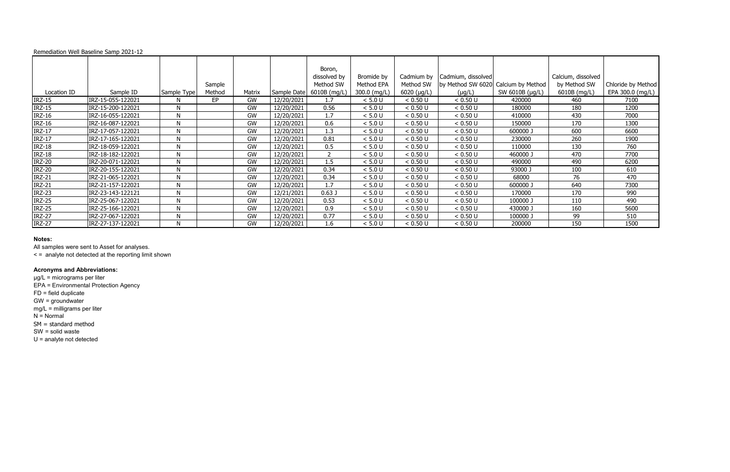Remediation Well Baseline Samp 2021-12

| Location ID | Sample ID | Sample Type | Sample Method | Matrix | Sample Date | Boron, dissolved by Method SW 6010B (mg/L) | Bromide by Method EPA 300.0 (mg/L) | Cadmium by Method SW 6020 (µg/L) | Cadmium, dissolved by Method SW 6020 (µg/L) | Calcium by Method SW 6010B (µg/L) | Calcium, dissolved by Method SW 6010B (mg/L) | Chloride by Method EPA 300.0 (mg/L) |
|---|---|---|---|---|---|---|---|---|---|---|---|---|
| IRZ-15 | IRZ-15-055-122021 | N | EP | GW | 12/20/2021 | 1.7 | < 5.0 U | < 0.50 U | < 0.50 U | 420000 | 460 | 7100 |
| IRZ-15 | IRZ-15-200-122021 | N | | GW | 12/20/2021 | 0.56 | < 5.0 U | < 0.50 U | < 0.50 U | 180000 | 180 | 1200 |
| IRZ-16 | IRZ-16-055-122021 | N | | GW | 12/20/2021 | 1.7 | < 5.0 U | < 0.50 U | < 0.50 U | 410000 | 430 | 7000 |
| IRZ-16 | IRZ-16-087-122021 | N | | GW | 12/20/2021 | 0.6 | < 5.0 U | < 0.50 U | < 0.50 U | 150000 | 170 | 1300 |
| IRZ-17 | IRZ-17-057-122021 | N | | GW | 12/20/2021 | 1.3 | < 5.0 U | < 0.50 U | < 0.50 U | 600000 J | 600 | 6600 |
| IRZ-17 | IRZ-17-165-122021 | N | | GW | 12/20/2021 | 0.81 | < 5.0 U | < 0.50 U | < 0.50 U | 230000 | 260 | 1900 |
| IRZ-18 | IRZ-18-059-122021 | N | | GW | 12/20/2021 | 0.5 | < 5.0 U | < 0.50 U | < 0.50 U | 110000 | 130 | 760 |
| IRZ-18 | IRZ-18-182-122021 | N | | GW | 12/20/2021 | 2 | < 5.0 U | < 0.50 U | < 0.50 U | 460000 J | 470 | 7700 |
| IRZ-20 | IRZ-20-071-122021 | N | | GW | 12/20/2021 | 1.5 | < 5.0 U | < 0.50 U | < 0.50 U | 490000 | 490 | 6200 |
| IRZ-20 | IRZ-20-155-122021 | N | | GW | 12/20/2021 | 0.34 | < 5.0 U | < 0.50 U | < 0.50 U | 93000 J | 100 | 610 |
| IRZ-21 | IRZ-21-065-122021 | N | | GW | 12/20/2021 | 0.34 | < 5.0 U | < 0.50 U | < 0.50 U | 68000 | 76 | 470 |
| IRZ-21 | IRZ-21-157-122021 | N | | GW | 12/20/2021 | 1.7 | < 5.0 U | < 0.50 U | < 0.50 U | 600000 J | 640 | 7300 |
| IRZ-23 | IRZ-23-143-122121 | N | | GW | 12/21/2021 | 0.63 J | < 5.0 U | < 0.50 U | < 0.50 U | 170000 | 170 | 990 |
| IRZ-25 | IRZ-25-067-122021 | N | | GW | 12/20/2021 | 0.53 | < 5.0 U | < 0.50 U | < 0.50 U | 100000 J | 110 | 490 |
| IRZ-25 | IRZ-25-166-122021 | N | | GW | 12/20/2021 | 0.9 | < 5.0 U | < 0.50 U | < 0.50 U | 430000 J | 160 | 5600 |
| IRZ-27 | IRZ-27-067-122021 | N | | GW | 12/20/2021 | 0.77 | < 5.0 U | < 0.50 U | < 0.50 U | 100000 J | 99 | 510 |
| IRZ-27 | IRZ-27-137-122021 | N | | GW | 12/20/2021 | 1.6 | < 5.0 U | < 0.50 U | < 0.50 U | 200000 | 150 | 1500 |

**Notes:**

All samples were sent to Asset for analyses.

< = analyte not detected at the reporting limit shown

**Acronyms and Abbreviations:**

µg/L = micrograms per liter

EPA = Environmental Protection Agency

FD = field duplicate

GW = groundwater

mg/L = milligrams per liter

N = Normal

SM = standard method

SW = solid waste

U = analyte not detected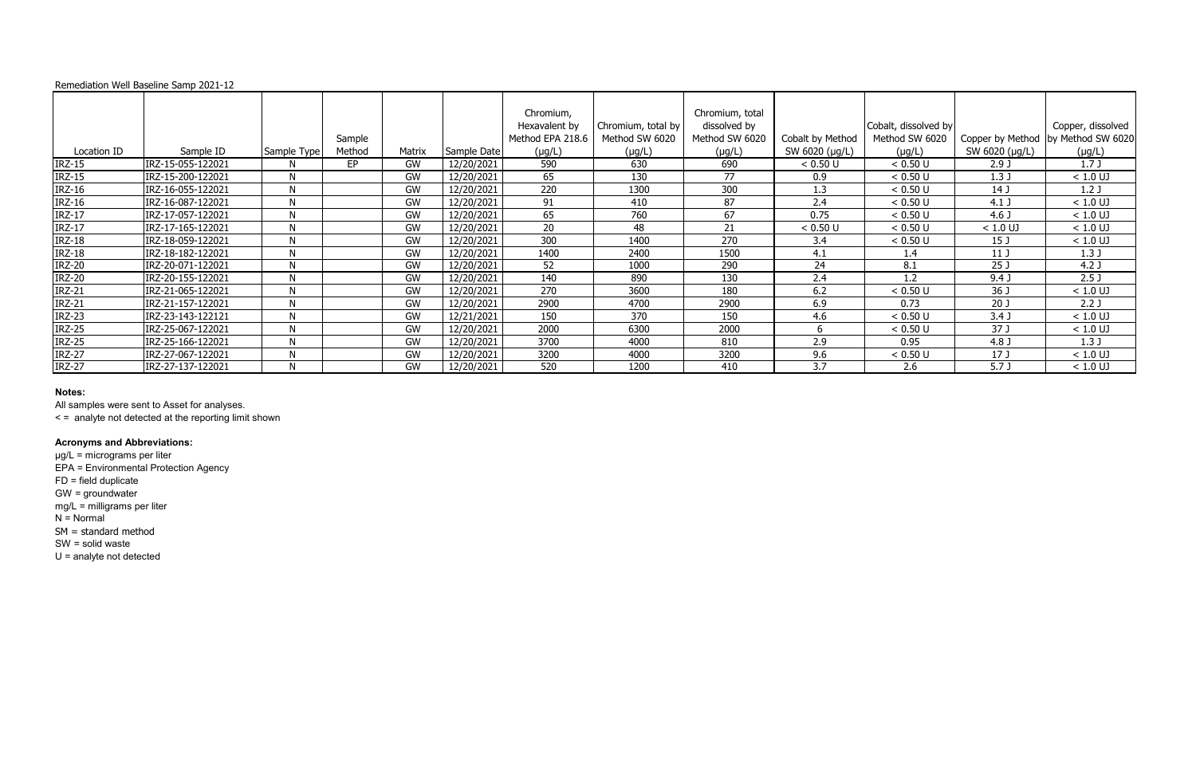Remediation Well Baseline Samp 2021-12

| Location ID | Sample ID | Sample Type | Sample Method | Matrix | Sample Date | Chromium, Hexavalent by Method EPA 218.6 (µg/L) | Chromium, total by Method SW 6020 (µg/L) | Chromium, total dissolved by Method SW 6020 (µg/L) | Cobalt by Method SW 6020 (µg/L) | Cobalt, dissolved by Method SW 6020 (µg/L) | Copper by Method SW 6020 (µg/L) | Copper, dissolved by Method SW 6020 (µg/L) |
|---|---|---|---|---|---|---|---|---|---|---|---|---|
| IRZ-15 | IRZ-15-055-122021 | N | EP | GW | 12/20/2021 | 590 | 630 | 690 | < 0.50 U | < 0.50 U | 2.9 J | 1.7 J |
| IRZ-15 | IRZ-15-200-122021 | N | | GW | 12/20/2021 | 65 | 130 | 77 | 0.9 | < 0.50 U | 1.3 J | < 1.0 UJ |
| IRZ-16 | IRZ-16-055-122021 | N | | GW | 12/20/2021 | 220 | 1300 | 300 | 1.3 | < 0.50 U | 14 J | 1.2 J |
| IRZ-16 | IRZ-16-087-122021 | N | | GW | 12/20/2021 | 91 | 410 | 87 | 2.4 | < 0.50 U | 4.1 J | < 1.0 UJ |
| IRZ-17 | IRZ-17-057-122021 | N | | GW | 12/20/2021 | 65 | 760 | 67 | 0.75 | < 0.50 U | 4.6 J | < 1.0 UJ |
| IRZ-17 | IRZ-17-165-122021 | N | | GW | 12/20/2021 | 20 | 48 | 21 | < 0.50 U | < 0.50 U | < 1.0 UJ | < 1.0 UJ |
| IRZ-18 | IRZ-18-059-122021 | N | | GW | 12/20/2021 | 300 | 1400 | 270 | 3.4 | < 0.50 U | 15 J | < 1.0 UJ |
| IRZ-18 | IRZ-18-182-122021 | N | | GW | 12/20/2021 | 1400 | 2400 | 1500 | 4.1 | 1.4 | 11 J | 1.3 J |
| IRZ-20 | IRZ-20-071-122021 | N | | GW | 12/20/2021 | 52 | 1000 | 290 | 24 | 8.1 | 25 J | 4.2 J |
| IRZ-20 | IRZ-20-155-122021 | N | | GW | 12/20/2021 | 140 | 890 | 130 | 2.4 | 1.2 | 9.4 J | 2.5 J |
| IRZ-21 | IRZ-21-065-122021 | N | | GW | 12/20/2021 | 270 | 3600 | 180 | 6.2 | < 0.50 U | 36 J | < 1.0 UJ |
| IRZ-21 | IRZ-21-157-122021 | N | | GW | 12/20/2021 | 2900 | 4700 | 2900 | 6.9 | 0.73 | 20 J | 2.2 J |
| IRZ-23 | IRZ-23-143-122121 | N | | GW | 12/21/2021 | 150 | 370 | 150 | 4.6 | < 0.50 U | 3.4 J | < 1.0 UJ |
| IRZ-25 | IRZ-25-067-122021 | N | | GW | 12/20/2021 | 2000 | 6300 | 2000 | 6 | < 0.50 U | 37 J | < 1.0 UJ |
| IRZ-25 | IRZ-25-166-122021 | N | | GW | 12/20/2021 | 3700 | 4000 | 810 | 2.9 | 0.95 | 4.8 J | 1.3 J |
| IRZ-27 | IRZ-27-067-122021 | N | | GW | 12/20/2021 | 3200 | 4000 | 3200 | 9.6 | < 0.50 U | 17 J | < 1.0 UJ |
| IRZ-27 | IRZ-27-137-122021 | N | | GW | 12/20/2021 | 520 | 1200 | 410 | 3.7 | 2.6 | 5.7 J | < 1.0 UJ |

**Notes:**

All samples were sent to Asset for analyses.

< = analyte not detected at the reporting limit shown

**Acronyms and Abbreviations:**

µg/L = micrograms per liter

EPA = Environmental Protection Agency

FD = field duplicate

GW = groundwater

mg/L = milligrams per liter

N = Normal

SM = standard method

SW = solid waste

U = analyte not detected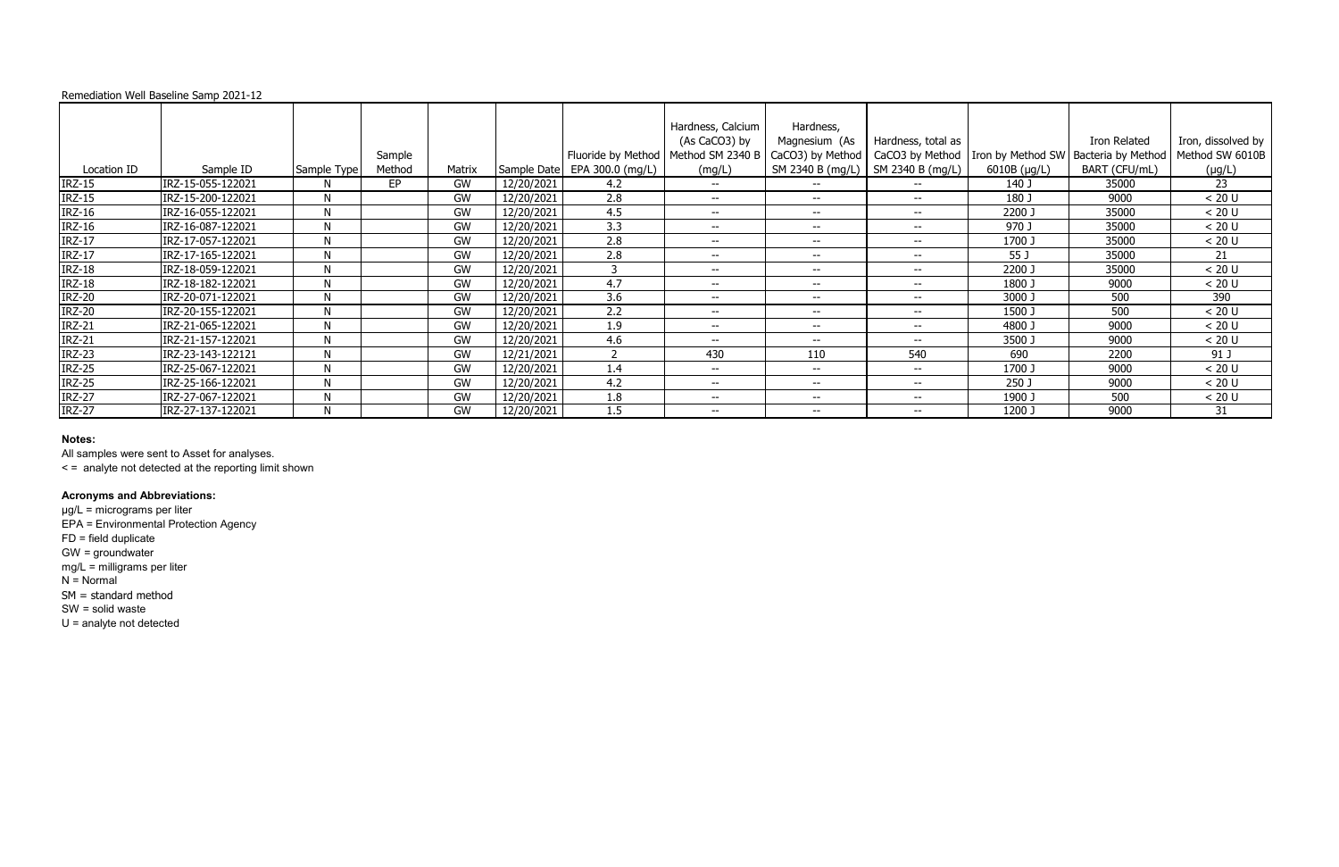Remediation Well Baseline Samp 2021-12

| Location ID | Sample ID | Sample Type | Sample Method | Matrix | Sample Date | Fluoride by Method EPA 300.0 (mg/L) | Hardness, Calcium (As CaCO3) by Method SM 2340 B (mg/L) | Hardness, Magnesium (As CaCO3) by Method SM 2340 B (mg/L) | Hardness, total as CaCO3 by Method SM 2340 B (mg/L) | Iron by Method SW 6010B (µg/L) | Iron Related Bacteria by Method BART (CFU/mL) | Iron, dissolved by Method SW 6010B (µg/L) |
|---|---|---|---|---|---|---|---|---|---|---|---|---|
| IRZ-15 | IRZ-15-055-122021 | N | EP | GW | 12/20/2021 | 4.2 | -- | -- | -- | 140 J | 35000 | 23 |
| IRZ-15 | IRZ-15-200-122021 | N | | GW | 12/20/2021 | 2.8 | -- | -- | -- | 180 J | 9000 | < 20 U |
| IRZ-16 | IRZ-16-055-122021 | N | | GW | 12/20/2021 | 4.5 | -- | -- | -- | 2200 J | 35000 | < 20 U |
| IRZ-16 | IRZ-16-087-122021 | N | | GW | 12/20/2021 | 3.3 | -- | -- | -- | 970 J | 35000 | < 20 U |
| IRZ-17 | IRZ-17-057-122021 | N | | GW | 12/20/2021 | 2.8 | -- | -- | -- | 1700 J | 35000 | < 20 U |
| IRZ-17 | IRZ-17-165-122021 | N | | GW | 12/20/2021 | 2.8 | -- | -- | -- | 55 J | 35000 | 21 |
| IRZ-18 | IRZ-18-059-122021 | N | | GW | 12/20/2021 | 3 | -- | -- | -- | 2200 J | 35000 | < 20 U |
| IRZ-18 | IRZ-18-182-122021 | N | | GW | 12/20/2021 | 4.7 | -- | -- | -- | 1800 J | 9000 | < 20 U |
| IRZ-20 | IRZ-20-071-122021 | N | | GW | 12/20/2021 | 3.6 | -- | -- | -- | 3000 J | 500 | 390 |
| IRZ-20 | IRZ-20-155-122021 | N | | GW | 12/20/2021 | 2.2 | -- | -- | -- | 1500 J | 500 | < 20 U |
| IRZ-21 | IRZ-21-065-122021 | N | | GW | 12/20/2021 | 1.9 | -- | -- | -- | 4800 J | 9000 | < 20 U |
| IRZ-21 | IRZ-21-157-122021 | N | | GW | 12/20/2021 | 4.6 | -- | -- | -- | 3500 J | 9000 | < 20 U |
| IRZ-23 | IRZ-23-143-122121 | N | | GW | 12/21/2021 | 2 | 430 | 110 | 540 | 690 | 2200 | 91 J |
| IRZ-25 | IRZ-25-067-122021 | N | | GW | 12/20/2021 | 1.4 | -- | -- | -- | 1700 J | 9000 | < 20 U |
| IRZ-25 | IRZ-25-166-122021 | N | | GW | 12/20/2021 | 4.2 | -- | -- | -- | 250 J | 9000 | < 20 U |
| IRZ-27 | IRZ-27-067-122021 | N | | GW | 12/20/2021 | 1.8 | -- | -- | -- | 1900 J | 500 | < 20 U |
| IRZ-27 | IRZ-27-137-122021 | N | | GW | 12/20/2021 | 1.5 | -- | -- | -- | 1200 J | 9000 | 31 |

**Notes:**

All samples were sent to Asset for analyses.

< = analyte not detected at the reporting limit shown

**Acronyms and Abbreviations:**

µg/L = micrograms per liter

EPA = Environmental Protection Agency

FD = field duplicate

GW = groundwater

mg/L = milligrams per liter

N = Normal

SM = standard method

SW = solid waste

U = analyte not detected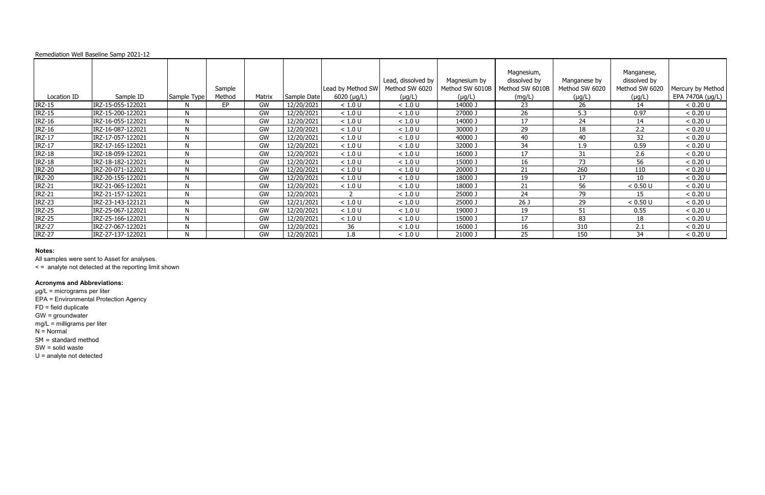Remediation Well Baseline Samp 2021-12

| Location ID | Sample ID | Sample Type | Sample Method | Matrix | Sample Date | Lead by Method SW 6020 (µg/L) | Lead, dissolved by Method SW 6020 (µg/L) | Magnesium by Method SW 6010B (µg/L) | Magnesium, dissolved by Method SW 6010B (mg/L) | Manganese by Method SW 6020 (µg/L) | Manganese, dissolved by Method SW 6020 (µg/L) | Mercury by Method EPA 7470A (µg/L) |
|---|---|---|---|---|---|---|---|---|---|---|---|---|
| IRZ-15 | IRZ-15-055-122021 | N | EP | GW | 12/20/2021 | < 1.0 U | < 1.0 U | 14000 J | 23 | 26 | 14 | < 0.20 U |
| IRZ-15 | IRZ-15-200-122021 | N | | GW | 12/20/2021 | < 1.0 U | < 1.0 U | 27000 J | 26 | 5.3 | 0.97 | < 0.20 U |
| IRZ-16 | IRZ-16-055-122021 | N | | GW | 12/20/2021 | < 1.0 U | < 1.0 U | 14000 J | 17 | 24 | 14 | < 0.20 U |
| IRZ-16 | IRZ-16-087-122021 | N | | GW | 12/20/2021 | < 1.0 U | < 1.0 U | 30000 J | 29 | 18 | 2.2 | < 0.20 U |
| IRZ-17 | IRZ-17-057-122021 | N | | GW | 12/20/2021 | < 1.0 U | < 1.0 U | 40000 J | 40 | 40 | 32 | < 0.20 U |
| IRZ-17 | IRZ-17-165-122021 | N | | GW | 12/20/2021 | < 1.0 U | < 1.0 U | 32000 J | 34 | 1.9 | 0.59 | < 0.20 U |
| IRZ-18 | IRZ-18-059-122021 | N | | GW | 12/20/2021 | < 1.0 U | < 1.0 U | 16000 J | 17 | 31 | 2.6 | < 0.20 U |
| IRZ-18 | IRZ-18-182-122021 | N | | GW | 12/20/2021 | < 1.0 U | < 1.0 U | 15000 J | 16 | 73 | 56 | < 0.20 U |
| IRZ-20 | IRZ-20-071-122021 | N | | GW | 12/20/2021 | < 1.0 U | < 1.0 U | 20000 J | 21 | 260 | 110 | < 0.20 U |
| IRZ-20 | IRZ-20-155-122021 | N | | GW | 12/20/2021 | < 1.0 U | < 1.0 U | 18000 J | 19 | 17 | 10 | < 0.20 U |
| IRZ-21 | IRZ-21-065-122021 | N | | GW | 12/20/2021 | < 1.0 U | < 1.0 U | 18000 J | 21 | 56 | < 0.50 U | < 0.20 U |
| IRZ-21 | IRZ-21-157-122021 | N | | GW | 12/20/2021 | 2 | < 1.0 U | 25000 J | 24 | 79 | 15 | < 0.20 U |
| IRZ-23 | IRZ-23-143-122121 | N | | GW | 12/21/2021 | < 1.0 U | < 1.0 U | 25000 J | 26 J | 29 | < 0.50 U | < 0.20 U |
| IRZ-25 | IRZ-25-067-122021 | N | | GW | 12/20/2021 | < 1.0 U | < 1.0 U | 19000 J | 19 | 51 | 0.55 | < 0.20 U |
| IRZ-25 | IRZ-25-166-122021 | N | | GW | 12/20/2021 | < 1.0 U | < 1.0 U | 15000 J | 17 | 83 | 18 | < 0.20 U |
| IRZ-27 | IRZ-27-067-122021 | N | | GW | 12/20/2021 | 36 | < 1.0 U | 16000 J | 16 | 310 | 2.1 | < 0.20 U |
| IRZ-27 | IRZ-27-137-122021 | N | | GW | 12/20/2021 | 1.8 | < 1.0 U | 21000 J | 25 | 150 | 34 | < 0.20 U |

**Notes:**

All samples were sent to Asset for analyses.

< = analyte not detected at the reporting limit shown

**Acronyms and Abbreviations:**

µg/L = micrograms per liter
EPA = Environmental Protection Agency
FD = field duplicate
GW = groundwater
mg/L = milligrams per liter
N = Normal
SM = standard method
SW = solid waste
U = analyte not detected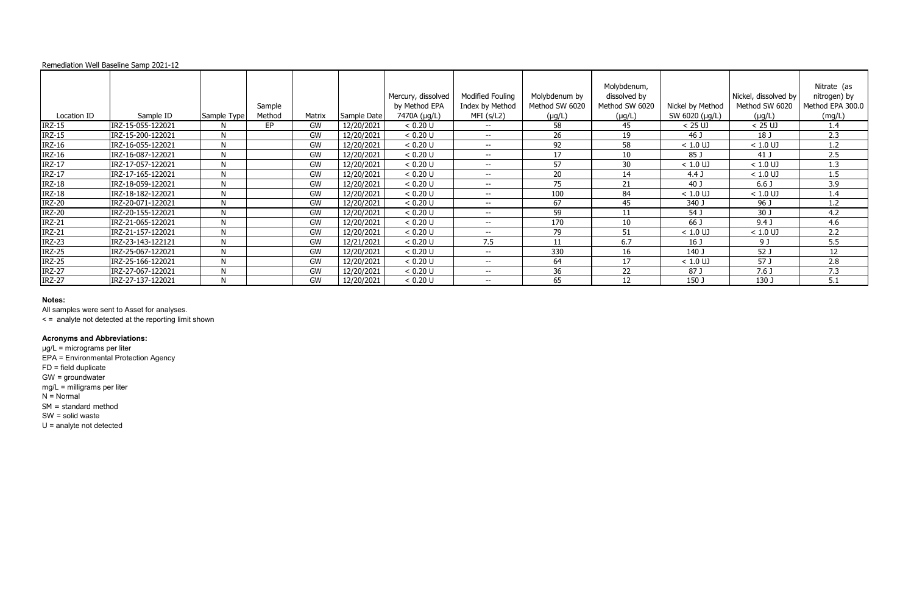Remediation Well Baseline Samp 2021-12

| Location ID | Sample ID | Sample Type | Sample Method | Matrix | Sample Date | Mercury, dissolved by Method EPA 7470A (µg/L) | Modified Fouling Index by Method MFI (s/L2) | Molybdenum by Method SW 6020 (µg/L) | Molybdenum, dissolved by Method SW 6020 (µg/L) | Nickel by Method SW 6020 (µg/L) | Nickel, dissolved by Method SW 6020 (µg/L) | Nitrate (as nitrogen) by Method EPA 300.0 (mg/L) |
|---|---|---|---|---|---|---|---|---|---|---|---|---|
| IRZ-15 | IRZ-15-055-122021 | N | EP | GW | 12/20/2021 | < 0.20 U | -- | 58 | 45 | < 25 UJ | < 25 UJ | 1.4 |
| IRZ-15 | IRZ-15-200-122021 | N | | GW | 12/20/2021 | < 0.20 U | -- | 26 | 19 | 46 J | 18 J | 2.3 |
| IRZ-16 | IRZ-16-055-122021 | N | | GW | 12/20/2021 | < 0.20 U | -- | 92 | 58 | < 1.0 UJ | < 1.0 UJ | 1.2 |
| IRZ-16 | IRZ-16-087-122021 | N | | GW | 12/20/2021 | < 0.20 U | -- | 17 | 10 | 85 J | 41 J | 2.5 |
| IRZ-17 | IRZ-17-057-122021 | N | | GW | 12/20/2021 | < 0.20 U | -- | 57 | 30 | < 1.0 UJ | < 1.0 UJ | 1.3 |
| IRZ-17 | IRZ-17-165-122021 | N | | GW | 12/20/2021 | < 0.20 U | -- | 20 | 14 | 4.4 J | < 1.0 UJ | 1.5 |
| IRZ-18 | IRZ-18-059-122021 | N | | GW | 12/20/2021 | < 0.20 U | -- | 75 | 21 | 40 J | 6.6 J | 3.9 |
| IRZ-18 | IRZ-18-182-122021 | N | | GW | 12/20/2021 | < 0.20 U | -- | 100 | 84 | < 1.0 UJ | < 1.0 UJ | 1.4 |
| IRZ-20 | IRZ-20-071-122021 | N | | GW | 12/20/2021 | < 0.20 U | -- | 67 | 45 | 340 J | 96 J | 1.2 |
| IRZ-20 | IRZ-20-155-122021 | N | | GW | 12/20/2021 | < 0.20 U | -- | 59 | 11 | 54 J | 30 J | 4.2 |
| IRZ-21 | IRZ-21-065-122021 | N | | GW | 12/20/2021 | < 0.20 U | -- | 170 | 10 | 66 J | 9.4 J | 4.6 |
| IRZ-21 | IRZ-21-157-122021 | N | | GW | 12/20/2021 | < 0.20 U | -- | 79 | 51 | < 1.0 UJ | < 1.0 UJ | 2.2 |
| IRZ-23 | IRZ-23-143-122121 | N | | GW | 12/21/2021 | < 0.20 U | 7.5 | 11 | 6.7 | 16 J | 9 J | 5.5 |
| IRZ-25 | IRZ-25-067-122021 | N | | GW | 12/20/2021 | < 0.20 U | -- | 330 | 16 | 140 J | 52 J | 12 |
| IRZ-25 | IRZ-25-166-122021 | N | | GW | 12/20/2021 | < 0.20 U | -- | 64 | 17 | < 1.0 UJ | 57 J | 2.8 |
| IRZ-27 | IRZ-27-067-122021 | N | | GW | 12/20/2021 | < 0.20 U | -- | 36 | 22 | 87 J | 7.6 J | 7.3 |
| IRZ-27 | IRZ-27-137-122021 | N | | GW | 12/20/2021 | < 0.20 U | -- | 65 | 12 | 150 J | 130 J | 5.1 |

**Notes:**

All samples were sent to Asset for analyses.

< = analyte not detected at the reporting limit shown

**Acronyms and Abbreviations:**

µg/L = micrograms per liter

EPA = Environmental Protection Agency

FD = field duplicate

GW = groundwater

mg/L = milligrams per liter

N = Normal

SM = standard method

SW = solid waste

U = analyte not detected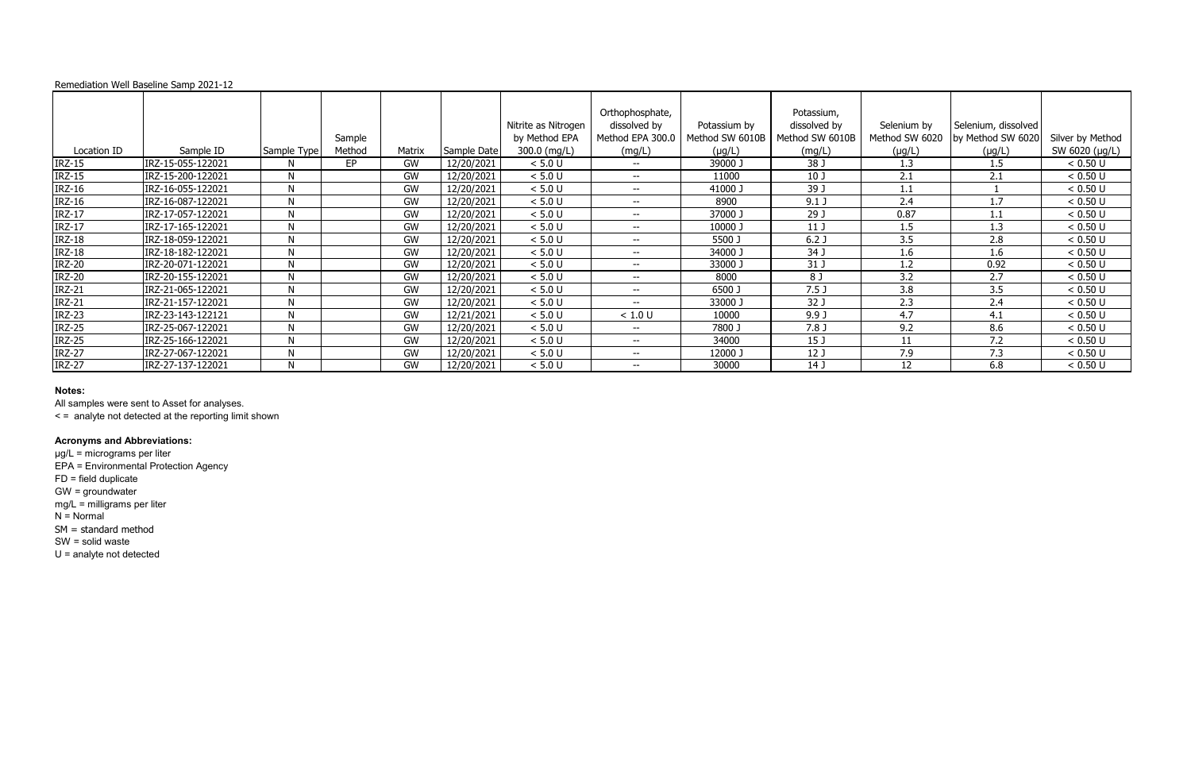Remediation Well Baseline Samp 2021-12

| Location ID | Sample ID | Sample Type | Sample Method | Matrix | Sample Date | Nitrite as Nitrogen by Method EPA 300.0 (mg/L) | Orthophosphate, dissolved by Method EPA 300.0 (mg/L) | Potassium by Method SW 6010B (µg/L) | Potassium, dissolved by Method SW 6010B (mg/L) | Selenium by Method SW 6020 (µg/L) | Selenium, dissolved by Method SW 6020 (µg/L) | Silver by Method SW 6020 (µg/L) |
|---|---|---|---|---|---|---|---|---|---|---|---|---|
| IRZ-15 | IRZ-15-055-122021 | N | EP | GW | 12/20/2021 | < 5.0 U | -- | 39000 J | 38 J | 1.3 | 1.5 | < 0.50 U |
| IRZ-15 | IRZ-15-200-122021 | N | | GW | 12/20/2021 | < 5.0 U | -- | 11000 | 10 J | 2.1 | 2.1 | < 0.50 U |
| IRZ-16 | IRZ-16-055-122021 | N | | GW | 12/20/2021 | < 5.0 U | -- | 41000 J | 39 J | 1.1 | 1 | < 0.50 U |
| IRZ-16 | IRZ-16-087-122021 | N | | GW | 12/20/2021 | < 5.0 U | -- | 8900 | 9.1 J | 2.4 | 1.7 | < 0.50 U |
| IRZ-17 | IRZ-17-057-122021 | N | | GW | 12/20/2021 | < 5.0 U | -- | 37000 J | 29 J | 0.87 | 1.1 | < 0.50 U |
| IRZ-17 | IRZ-17-165-122021 | N | | GW | 12/20/2021 | < 5.0 U | -- | 10000 J | 11 J | 1.5 | 1.3 | < 0.50 U |
| IRZ-18 | IRZ-18-059-122021 | N | | GW | 12/20/2021 | < 5.0 U | -- | 5500 J | 6.2 J | 3.5 | 2.8 | < 0.50 U |
| IRZ-18 | IRZ-18-182-122021 | N | | GW | 12/20/2021 | < 5.0 U | -- | 34000 J | 34 J | 1.6 | 1.6 | < 0.50 U |
| IRZ-20 | IRZ-20-071-122021 | N | | GW | 12/20/2021 | < 5.0 U | -- | 33000 J | 31 J | 1.2 | 0.92 | < 0.50 U |
| IRZ-20 | IRZ-20-155-122021 | N | | GW | 12/20/2021 | < 5.0 U | -- | 8000 | 8 J | 3.2 | 2.7 | < 0.50 U |
| IRZ-21 | IRZ-21-065-122021 | N | | GW | 12/20/2021 | < 5.0 U | -- | 6500 J | 7.5 J | 3.8 | 3.5 | < 0.50 U |
| IRZ-21 | IRZ-21-157-122021 | N | | GW | 12/20/2021 | < 5.0 U | -- | 33000 J | 32 J | 2.3 | 2.4 | < 0.50 U |
| IRZ-23 | IRZ-23-143-122121 | N | | GW | 12/21/2021 | < 5.0 U | < 1.0 U | 10000 | 9.9 J | 4.7 | 4.1 | < 0.50 U |
| IRZ-25 | IRZ-25-067-122021 | N | | GW | 12/20/2021 | < 5.0 U | -- | 7800 J | 7.8 J | 9.2 | 8.6 | < 0.50 U |
| IRZ-25 | IRZ-25-166-122021 | N | | GW | 12/20/2021 | < 5.0 U | -- | 34000 | 15 J | 11 | 7.2 | < 0.50 U |
| IRZ-27 | IRZ-27-067-122021 | N | | GW | 12/20/2021 | < 5.0 U | -- | 12000 J | 12 J | 7.9 | 7.3 | < 0.50 U |
| IRZ-27 | IRZ-27-137-122021 | N | | GW | 12/20/2021 | < 5.0 U | -- | 30000 | 14 J | 12 | 6.8 | < 0.50 U |

**Notes:**

All samples were sent to Asset for analyses.

< = analyte not detected at the reporting limit shown

**Acronyms and Abbreviations:**

µg/L = micrograms per liter

EPA = Environmental Protection Agency

FD = field duplicate

GW = groundwater

mg/L = milligrams per liter

N = Normal

SM = standard method

SW = solid waste

U = analyte not detected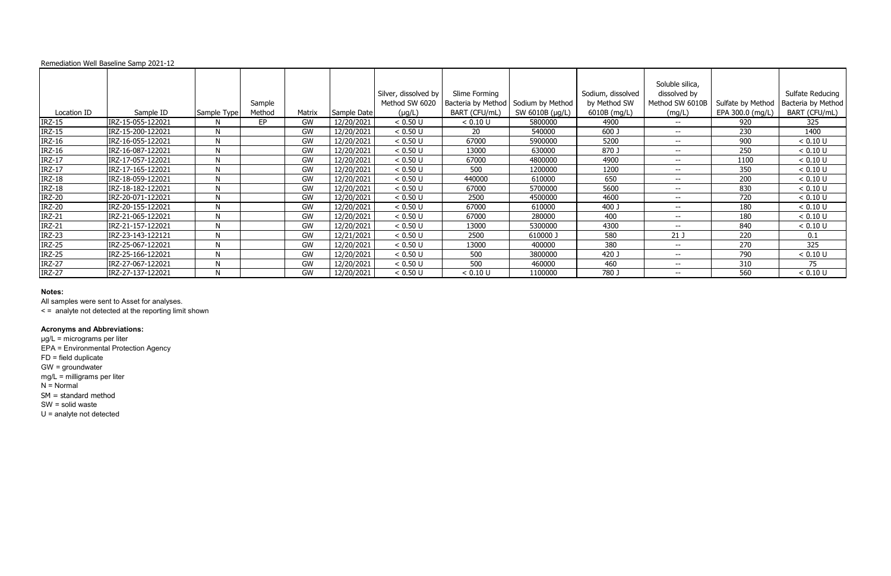Remediation Well Baseline Samp 2021-12

| Location ID | Sample ID | Sample Type | Sample Method | Matrix | Sample Date | Silver, dissolved by Method SW 6020 (µg/L) | Slime Forming Bacteria by Method BART (CFU/mL) | Sodium by Method SW 6010B (µg/L) | Sodium, dissolved by Method SW 6010B (mg/L) | Soluble silica, dissolved by Method SW 6010B (mg/L) | Sulfate by Method EPA 300.0 (mg/L) | Sulfate Reducing Bacteria by Method BART (CFU/mL) |
|---|---|---|---|---|---|---|---|---|---|---|---|---|
| IRZ-15 | IRZ-15-055-122021 | N | EP | GW | 12/20/2021 | < 0.50 U | < 0.10 U | 5800000 | 4900 | -- | 920 | 325 |
| IRZ-15 | IRZ-15-200-122021 | N | | GW | 12/20/2021 | < 0.50 U | 20 | 540000 | 600 J | -- | 230 | 1400 |
| IRZ-16 | IRZ-16-055-122021 | N | | GW | 12/20/2021 | < 0.50 U | 67000 | 5900000 | 5200 | -- | 900 | < 0.10 U |
| IRZ-16 | IRZ-16-087-122021 | N | | GW | 12/20/2021 | < 0.50 U | 13000 | 630000 | 870 J | -- | 250 | < 0.10 U |
| IRZ-17 | IRZ-17-057-122021 | N | | GW | 12/20/2021 | < 0.50 U | 67000 | 4800000 | 4900 | -- | 1100 | < 0.10 U |
| IRZ-17 | IRZ-17-165-122021 | N | | GW | 12/20/2021 | < 0.50 U | 500 | 1200000 | 1200 | -- | 350 | < 0.10 U |
| IRZ-18 | IRZ-18-059-122021 | N | | GW | 12/20/2021 | < 0.50 U | 440000 | 610000 | 650 | -- | 200 | < 0.10 U |
| IRZ-18 | IRZ-18-182-122021 | N | | GW | 12/20/2021 | < 0.50 U | 67000 | 5700000 | 5600 | -- | 830 | < 0.10 U |
| IRZ-20 | IRZ-20-071-122021 | N | | GW | 12/20/2021 | < 0.50 U | 2500 | 4500000 | 4600 | -- | 720 | < 0.10 U |
| IRZ-20 | IRZ-20-155-122021 | N | | GW | 12/20/2021 | < 0.50 U | 67000 | 610000 | 400 J | -- | 180 | < 0.10 U |
| IRZ-21 | IRZ-21-065-122021 | N | | GW | 12/20/2021 | < 0.50 U | 67000 | 280000 | 400 | -- | 180 | < 0.10 U |
| IRZ-21 | IRZ-21-157-122021 | N | | GW | 12/20/2021 | < 0.50 U | 13000 | 5300000 | 4300 | -- | 840 | < 0.10 U |
| IRZ-23 | IRZ-23-143-122121 | N | | GW | 12/21/2021 | < 0.50 U | 2500 | 610000 J | 580 | 21 J | 220 | 0.1 |
| IRZ-25 | IRZ-25-067-122021 | N | | GW | 12/20/2021 | < 0.50 U | 13000 | 400000 | 380 | -- | 270 | 325 |
| IRZ-25 | IRZ-25-166-122021 | N | | GW | 12/20/2021 | < 0.50 U | 500 | 3800000 | 420 J | -- | 790 | < 0.10 U |
| IRZ-27 | IRZ-27-067-122021 | N | | GW | 12/20/2021 | < 0.50 U | 500 | 460000 | 460 | -- | 310 | 75 |
| IRZ-27 | IRZ-27-137-122021 | N | | GW | 12/20/2021 | < 0.50 U | < 0.10 U | 1100000 | 780 J | -- | 560 | < 0.10 U |

**Notes:**

All samples were sent to Asset for analyses.

< = analyte not detected at the reporting limit shown

**Acronyms and Abbreviations:**

µg/L = micrograms per liter

EPA = Environmental Protection Agency

FD = field duplicate

GW = groundwater

mg/L = milligrams per liter

N = Normal

SM = standard method

SW = solid waste

U = analyte not detected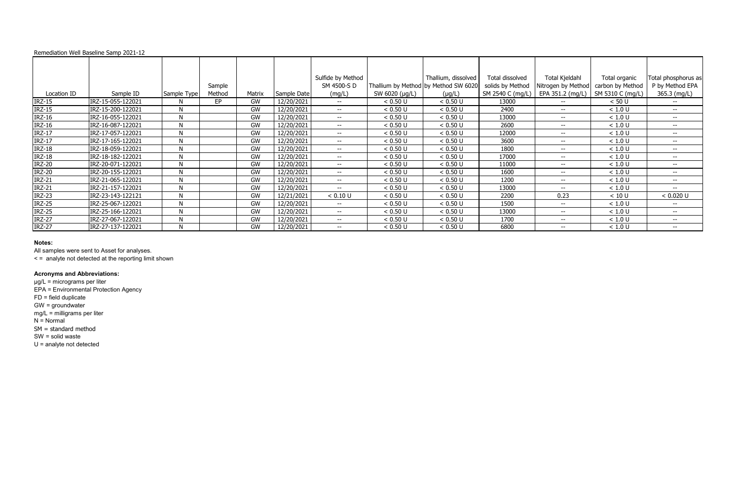Remediation Well Baseline Samp 2021-12

| Location ID | Sample ID | Sample Type | Sample Method | Matrix | Sample Date | Sulfide by Method SM 4500-S D (mg/L) | Thallium by Method SW 6020 (µg/L) | Thallium, dissolved by Method SW 6020 (µg/L) | Total dissolved solids by Method SM 2540 C (mg/L) | Total Kjeldahl Nitrogen by Method EPA 351.2 (mg/L) | Total organic carbon by Method SM 5310 C (mg/L) | Total phosphorus as P by Method EPA 365.3 (mg/L) |
|---|---|---|---|---|---|---|---|---|---|---|---|---|
| IRZ-15 | IRZ-15-055-122021 | N | EP | GW | 12/20/2021 | -- | < 0.50 U | < 0.50 U | 13000 | -- | < 50 U | -- |
| IRZ-15 | IRZ-15-200-122021 | N | | GW | 12/20/2021 | -- | < 0.50 U | < 0.50 U | 2400 | -- | < 1.0 U | -- |
| IRZ-16 | IRZ-16-055-122021 | N | | GW | 12/20/2021 | -- | < 0.50 U | < 0.50 U | 13000 | -- | < 1.0 U | -- |
| IRZ-16 | IRZ-16-087-122021 | N | | GW | 12/20/2021 | -- | < 0.50 U | < 0.50 U | 2600 | -- | < 1.0 U | -- |
| IRZ-17 | IRZ-17-057-122021 | N | | GW | 12/20/2021 | -- | < 0.50 U | < 0.50 U | 12000 | -- | < 1.0 U | -- |
| IRZ-17 | IRZ-17-165-122021 | N | | GW | 12/20/2021 | -- | < 0.50 U | < 0.50 U | 3600 | -- | < 1.0 U | -- |
| IRZ-18 | IRZ-18-059-122021 | N | | GW | 12/20/2021 | -- | < 0.50 U | < 0.50 U | 1800 | -- | < 1.0 U | -- |
| IRZ-18 | IRZ-18-182-122021 | N | | GW | 12/20/2021 | -- | < 0.50 U | < 0.50 U | 17000 | -- | < 1.0 U | -- |
| IRZ-20 | IRZ-20-071-122021 | N | | GW | 12/20/2021 | -- | < 0.50 U | < 0.50 U | 11000 | -- | < 1.0 U | -- |
| IRZ-20 | IRZ-20-155-122021 | N | | GW | 12/20/2021 | -- | < 0.50 U | < 0.50 U | 1600 | -- | < 1.0 U | -- |
| IRZ-21 | IRZ-21-065-122021 | N | | GW | 12/20/2021 | -- | < 0.50 U | < 0.50 U | 1200 | -- | < 1.0 U | -- |
| IRZ-21 | IRZ-21-157-122021 | N | | GW | 12/20/2021 | -- | < 0.50 U | < 0.50 U | 13000 | -- | < 1.0 U | -- |
| IRZ-23 | IRZ-23-143-122121 | N | | GW | 12/21/2021 | < 0.10 U | < 0.50 U | < 0.50 U | 2200 | 0.23 | < 10 U | < 0.020 U |
| IRZ-25 | IRZ-25-067-122021 | N | | GW | 12/20/2021 | -- | < 0.50 U | < 0.50 U | 1500 | -- | < 1.0 U | -- |
| IRZ-25 | IRZ-25-166-122021 | N | | GW | 12/20/2021 | -- | < 0.50 U | < 0.50 U | 13000 | -- | < 1.0 U | -- |
| IRZ-27 | IRZ-27-067-122021 | N | | GW | 12/20/2021 | -- | < 0.50 U | < 0.50 U | 1700 | -- | < 1.0 U | -- |
| IRZ-27 | IRZ-27-137-122021 | N | | GW | 12/20/2021 | -- | < 0.50 U | < 0.50 U | 6800 | -- | < 1.0 U | -- |

**Notes:**

All samples were sent to Asset for analyses.

< = analyte not detected at the reporting limit shown

**Acronyms and Abbreviations:**

µg/L = micrograms per liter
EPA = Environmental Protection Agency
FD = field duplicate
GW = groundwater
mg/L = milligrams per liter
N = Normal
SM = standard method
SW = solid waste
U = analyte not detected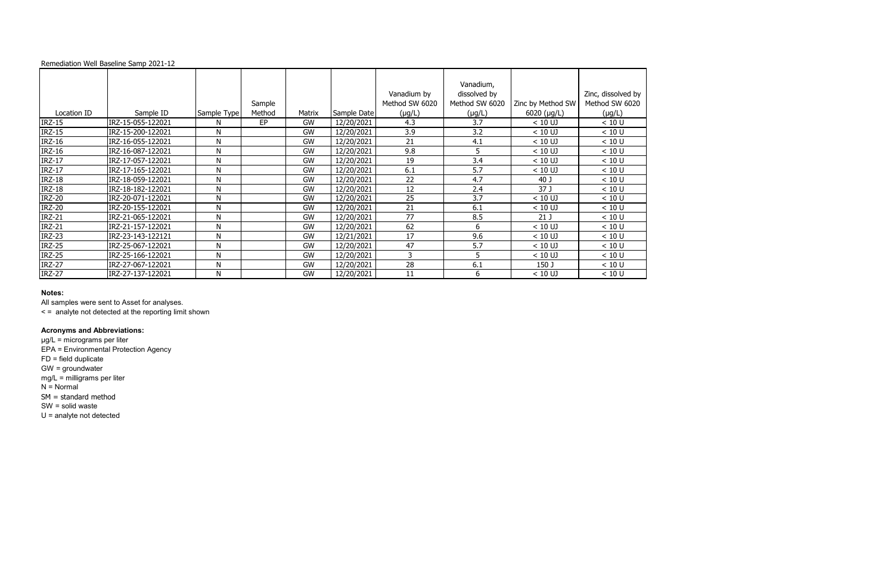Remediation Well Baseline Samp 2021-12

| Location ID | Sample ID | Sample Type | Sample Method | Matrix | Sample Date | Vanadium by Method SW 6020 (µg/L) | Vanadium, dissolved by Method SW 6020 (µg/L) | Zinc by Method SW 6020 (µg/L) | Zinc, dissolved by Method SW 6020 (µg/L) |
|---|---|---|---|---|---|---|---|---|---|
| IRZ-15 | IRZ-15-055-122021 | N | EP | GW | 12/20/2021 | 4.3 | 3.7 | < 10 UJ | < 10 U |
| IRZ-15 | IRZ-15-200-122021 | N | | GW | 12/20/2021 | 3.9 | 3.2 | < 10 UJ | < 10 U |
| IRZ-16 | IRZ-16-055-122021 | N | | GW | 12/20/2021 | 21 | 4.1 | < 10 UJ | < 10 U |
| IRZ-16 | IRZ-16-087-122021 | N | | GW | 12/20/2021 | 9.8 | 5 | < 10 UJ | < 10 U |
| IRZ-17 | IRZ-17-057-122021 | N | | GW | 12/20/2021 | 19 | 3.4 | < 10 UJ | < 10 U |
| IRZ-17 | IRZ-17-165-122021 | N | | GW | 12/20/2021 | 6.1 | 5.7 | < 10 UJ | < 10 U |
| IRZ-18 | IRZ-18-059-122021 | N | | GW | 12/20/2021 | 22 | 4.7 | 40 J | < 10 U |
| IRZ-18 | IRZ-18-182-122021 | N | | GW | 12/20/2021 | 12 | 2.4 | 37 J | < 10 U |
| IRZ-20 | IRZ-20-071-122021 | N | | GW | 12/20/2021 | 25 | 3.7 | < 10 UJ | < 10 U |
| IRZ-20 | IRZ-20-155-122021 | N | | GW | 12/20/2021 | 21 | 6.1 | < 10 UJ | < 10 U |
| IRZ-21 | IRZ-21-065-122021 | N | | GW | 12/20/2021 | 77 | 8.5 | 21 J | < 10 U |
| IRZ-21 | IRZ-21-157-122021 | N | | GW | 12/20/2021 | 62 | 6 | < 10 UJ | < 10 U |
| IRZ-23 | IRZ-23-143-122121 | N | | GW | 12/21/2021 | 17 | 9.6 | < 10 UJ | < 10 U |
| IRZ-25 | IRZ-25-067-122021 | N | | GW | 12/20/2021 | 47 | 5.7 | < 10 UJ | < 10 U |
| IRZ-25 | IRZ-25-166-122021 | N | | GW | 12/20/2021 | 3 | 5 | < 10 UJ | < 10 U |
| IRZ-27 | IRZ-27-067-122021 | N | | GW | 12/20/2021 | 28 | 6.1 | 150 J | < 10 U |
| IRZ-27 | IRZ-27-137-122021 | N | | GW | 12/20/2021 | 11 | 6 | < 10 UJ | < 10 U |

**Notes:**

All samples were sent to Asset for analyses.

< = analyte not detected at the reporting limit shown

**Acronyms and Abbreviations:**

µg/L = micrograms per liter
EPA = Environmental Protection Agency
FD = field duplicate
GW = groundwater
mg/L = milligrams per liter
N = Normal
SM = standard method
SW = solid waste
U = analyte not detected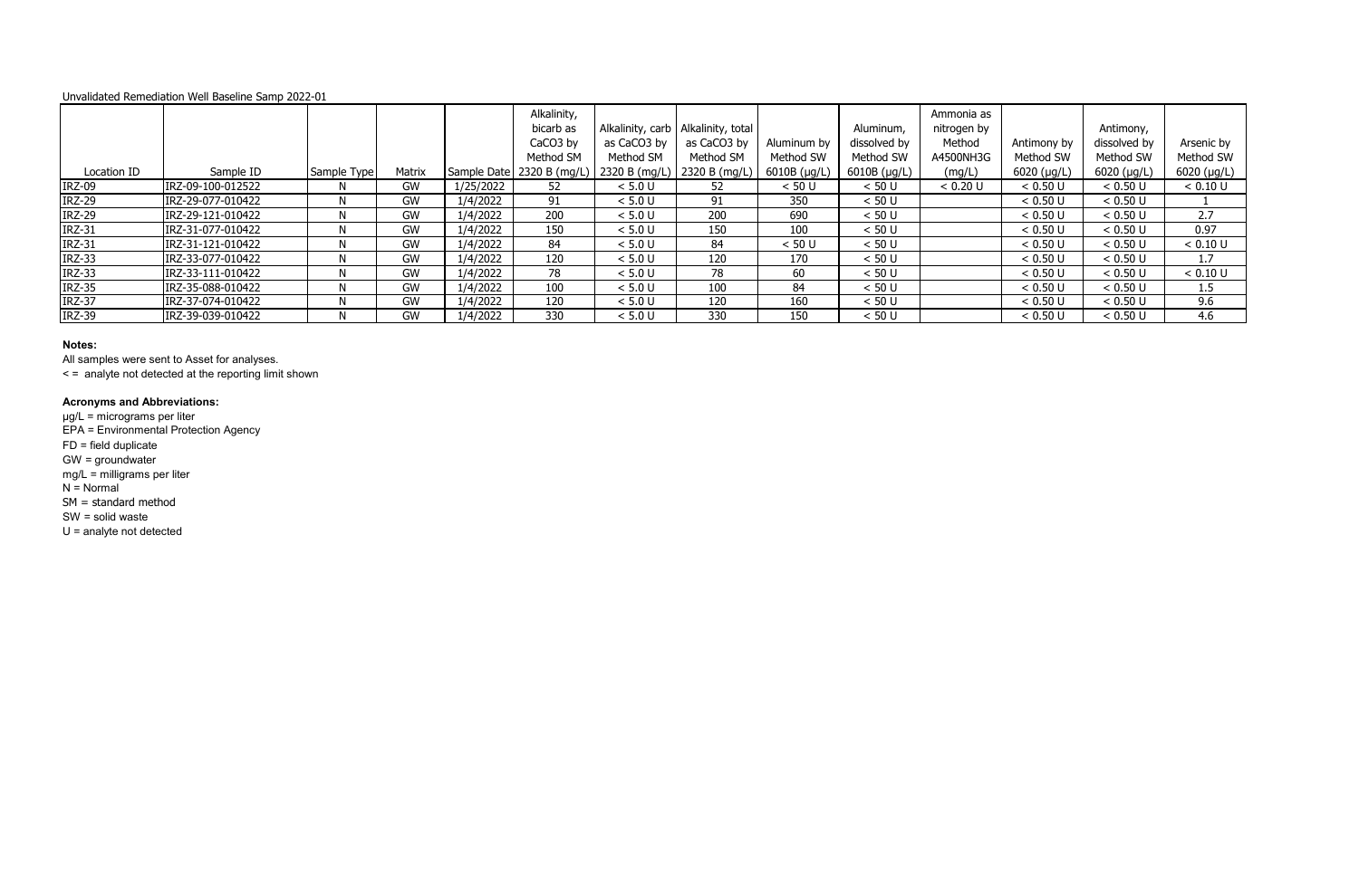Unvalidated Remediation Well Baseline Samp 2022-01

| Location ID | Sample ID | Sample Type | Matrix | Sample Date | Alkalinity, bicarb as $CaCO_3$ by Method SM 2320 B (mg/L) | Alkalinity, carb as $CaCO_3$ by Method SM 2320 B (mg/L) | Alkalinity, total as $CaCO_3$ by Method SM 2320 B (mg/L) | Aluminum by Method SW 6010B (µg/L) | Aluminum, dissolved by Method SW 6010B (µg/L) | Ammonia as nitrogen by Method A4500NH3G (mg/L) | Antimony by Method SW 6020 (µg/L) | Antimony, dissolved by Method SW 6020 (µg/L) | Arsenic by Method SW 6020 (µg/L) |
|---|---|---|---|---|---|---|---|---|---|---|---|---|---|
| IRZ-09 | IRZ-09-100-012522 | N | GW | 1/25/2022 | 52 | < 5.0 U | 52 | < 50 U | < 50 U | < 0.20 U | < 0.50 U | < 0.50 U | < 0.10 U |
| IRZ-29 | IRZ-29-077-010422 | N | GW | 1/4/2022 | 91 | < 5.0 U | 91 | 350 | < 50 U | | < 0.50 U | < 0.50 U | 1 |
| IRZ-29 | IRZ-29-121-010422 | N | GW | 1/4/2022 | 200 | < 5.0 U | 200 | 690 | < 50 U | | < 0.50 U | < 0.50 U | 2.7 |
| IRZ-31 | IRZ-31-077-010422 | N | GW | 1/4/2022 | 150 | < 5.0 U | 150 | 100 | < 50 U | | < 0.50 U | < 0.50 U | 0.97 |
| IRZ-31 | IRZ-31-121-010422 | N | GW | 1/4/2022 | 84 | < 5.0 U | 84 | < 50 U | < 50 U | | < 0.50 U | < 0.50 U | < 0.10 U |
| IRZ-33 | IRZ-33-077-010422 | N | GW | 1/4/2022 | 120 | < 5.0 U | 120 | 170 | < 50 U | | < 0.50 U | < 0.50 U | 1.7 |
| IRZ-33 | IRZ-33-111-010422 | N | GW | 1/4/2022 | 78 | < 5.0 U | 78 | 60 | < 50 U | | < 0.50 U | < 0.50 U | < 0.10 U |
| IRZ-35 | IRZ-35-088-010422 | N | GW | 1/4/2022 | 100 | < 5.0 U | 100 | 84 | < 50 U | | < 0.50 U | < 0.50 U | 1.5 |
| IRZ-37 | IRZ-37-074-010422 | N | GW | 1/4/2022 | 120 | < 5.0 U | 120 | 160 | < 50 U | | < 0.50 U | < 0.50 U | 9.6 |
| IRZ-39 | IRZ-39-039-010422 | N | GW | 1/4/2022 | 330 | < 5.0 U | 330 | 150 | < 50 U | | < 0.50 U | < 0.50 U | 4.6 |

**Notes:**

All samples were sent to Asset for analyses.

< = analyte not detected at the reporting limit shown

**Acronyms and Abbreviations:**

µg/L = micrograms per liter

EPA = Environmental Protection Agency

FD = field duplicate

GW = groundwater

mg/L = milligrams per liter

N = Normal

SM = standard method

SW = solid waste

U = analyte not detected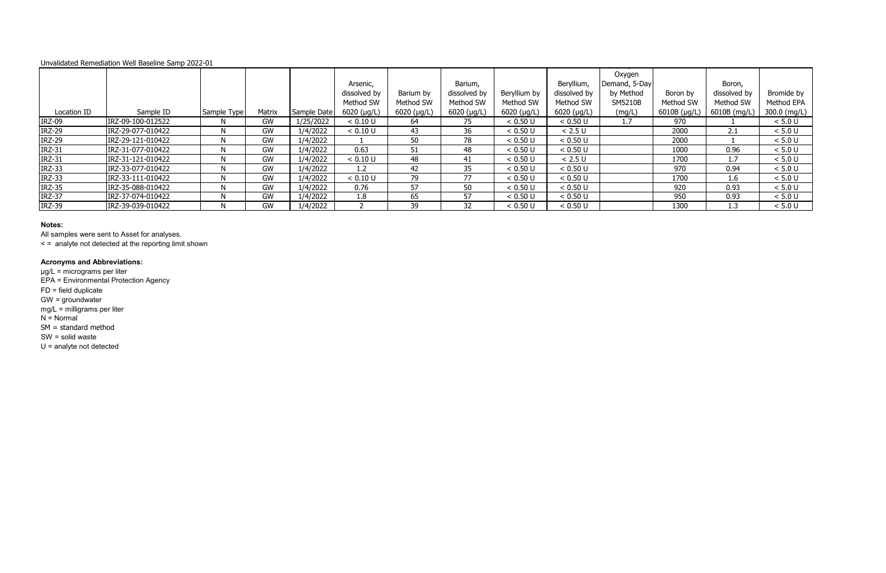Unvalidated Remediation Well Baseline Samp 2022-01

| Location ID | Sample ID | Sample Type | Matrix | Sample Date | Arsenic, dissolved by Method SW 6020 (µg/L) | Barium by Method SW 6020 (µg/L) | Barium, dissolved by Method SW 6020 (µg/L) | Beryllium by Method SW 6020 (µg/L) | Beryllium, dissolved by Method SW 6020 (µg/L) | Oxygen Demand, 5-Day by Method SM5210B (mg/L) | Boron by Method SW 6010B (µg/L) | Boron, dissolved by Method SW 6010B (mg/L) | Bromide by Method EPA 300.0 (mg/L) |
|---|---|---|---|---|---|---|---|---|---|---|---|---|---|
| IRZ-09 | IRZ-09-100-012522 | N | GW | 1/25/2022 | < 0.10 U | 64 | 75 | < 0.50 U | < 0.50 U | 1.7 | 970 | 1 | < 5.0 U |
| IRZ-29 | IRZ-29-077-010422 | N | GW | 1/4/2022 | < 0.10 U | 43 | 36 | < 0.50 U | < 2.5 U | | 2000 | 2.1 | < 5.0 U |
| IRZ-29 | IRZ-29-121-010422 | N | GW | 1/4/2022 | 1 | 50 | 78 | < 0.50 U | < 0.50 U | | 2000 | 1 | < 5.0 U |
| IRZ-31 | IRZ-31-077-010422 | N | GW | 1/4/2022 | 0.63 | 51 | 48 | < 0.50 U | < 0.50 U | | 1000 | 0.96 | < 5.0 U |
| IRZ-31 | IRZ-31-121-010422 | N | GW | 1/4/2022 | < 0.10 U | 48 | 41 | < 0.50 U | < 2.5 U | | 1700 | 1.7 | < 5.0 U |
| IRZ-33 | IRZ-33-077-010422 | N | GW | 1/4/2022 | 1.2 | 42 | 35 | < 0.50 U | < 0.50 U | | 970 | 0.94 | < 5.0 U |
| IRZ-33 | IRZ-33-111-010422 | N | GW | 1/4/2022 | < 0.10 U | 79 | 77 | < 0.50 U | < 0.50 U | | 1700 | 1.6 | < 5.0 U |
| IRZ-35 | IRZ-35-088-010422 | N | GW | 1/4/2022 | 0.76 | 57 | 50 | < 0.50 U | < 0.50 U | | 920 | 0.93 | < 5.0 U |
| IRZ-37 | IRZ-37-074-010422 | N | GW | 1/4/2022 | 1.8 | 65 | 57 | < 0.50 U | < 0.50 U | | 950 | 0.93 | < 5.0 U |
| IRZ-39 | IRZ-39-039-010422 | N | GW | 1/4/2022 | 2 | 39 | 32 | < 0.50 U | < 0.50 U | | 1300 | 1.3 | < 5.0 U |

**Notes:**

All samples were sent to Asset for analyses.

< = analyte not detected at the reporting limit shown

**Acronyms and Abbreviations:**

µg/L = micrograms per liter

EPA = Environmental Protection Agency

FD = field duplicate

GW = groundwater

mg/L = milligrams per liter

N = Normal

SM = standard method

SW = solid waste

U = analyte not detected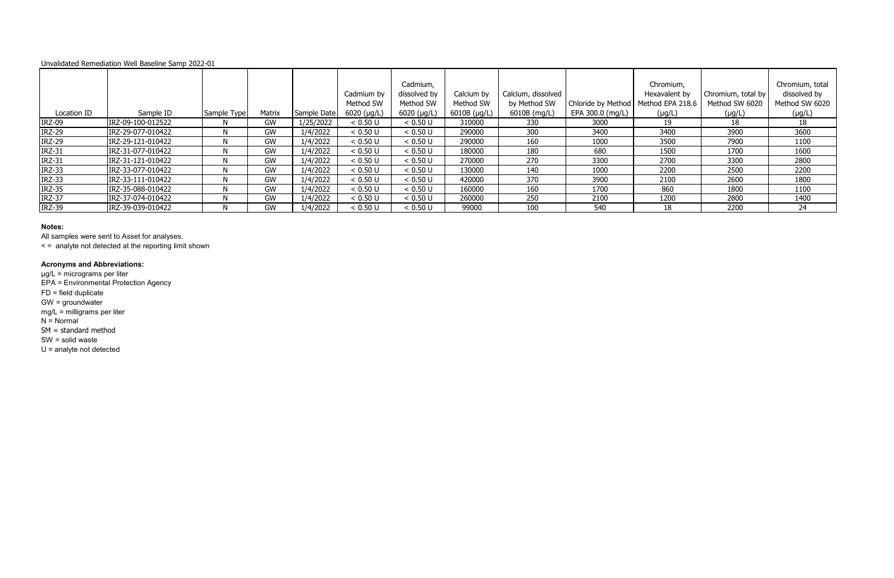Unvalidated Remediation Well Baseline Samp 2022-01

| Location ID | Sample ID | Sample Type | Matrix | Sample Date | Cadmium by Method SW 6020 (µg/L) | Cadmium, dissolved by Method SW 6020 (µg/L) | Calcium by Method SW 6010B (µg/L) | Calcium, dissolved by Method SW 6010B (mg/L) | Chloride by Method EPA 300.0 (mg/L) | Chromium, Hexavalent by Method EPA 218.6 (µg/L) | Chromium, total by Method SW 6020 (µg/L) | Chromium, total dissolved by Method SW 6020 (µg/L) |
|---|---|---|---|---|---|---|---|---|---|---|---|---|
| IRZ-09 | IRZ-09-100-012522 | N | GW | 1/25/2022 | < 0.50 U | < 0.50 U | 310000 | 330 | 3000 | 19 | 18 | 18 |
| IRZ-29 | IRZ-29-077-010422 | N | GW | 1/4/2022 | < 0.50 U | < 0.50 U | 290000 | 300 | 3400 | 3400 | 3900 | 3600 |
| IRZ-29 | IRZ-29-121-010422 | N | GW | 1/4/2022 | < 0.50 U | < 0.50 U | 290000 | 160 | 1000 | 3500 | 7900 | 1100 |
| IRZ-31 | IRZ-31-077-010422 | N | GW | 1/4/2022 | < 0.50 U | < 0.50 U | 180000 | 180 | 680 | 1500 | 1700 | 1600 |
| IRZ-31 | IRZ-31-121-010422 | N | GW | 1/4/2022 | < 0.50 U | < 0.50 U | 270000 | 270 | 3300 | 2700 | 3300 | 2800 |
| IRZ-33 | IRZ-33-077-010422 | N | GW | 1/4/2022 | < 0.50 U | < 0.50 U | 130000 | 140 | 1000 | 2200 | 2500 | 2200 |
| IRZ-33 | IRZ-33-111-010422 | N | GW | 1/4/2022 | < 0.50 U | < 0.50 U | 420000 | 370 | 3900 | 2100 | 2600 | 1800 |
| IRZ-35 | IRZ-35-088-010422 | N | GW | 1/4/2022 | < 0.50 U | < 0.50 U | 160000 | 160 | 1700 | 860 | 1800 | 1100 |
| IRZ-37 | IRZ-37-074-010422 | N | GW | 1/4/2022 | < 0.50 U | < 0.50 U | 260000 | 250 | 2100 | 1200 | 2800 | 1400 |
| IRZ-39 | IRZ-39-039-010422 | N | GW | 1/4/2022 | < 0.50 U | < 0.50 U | 99000 | 100 | 540 | 18 | 2200 | 24 |

**Notes:**

All samples were sent to Asset for analyses.

< = analyte not detected at the reporting limit shown

**Acronyms and Abbreviations:**

µg/L = micrograms per liter
EPA = Environmental Protection Agency
FD = field duplicate
GW = groundwater
mg/L = milligrams per liter
N = Normal
SM = standard method
SW = solid waste
U = analyte not detected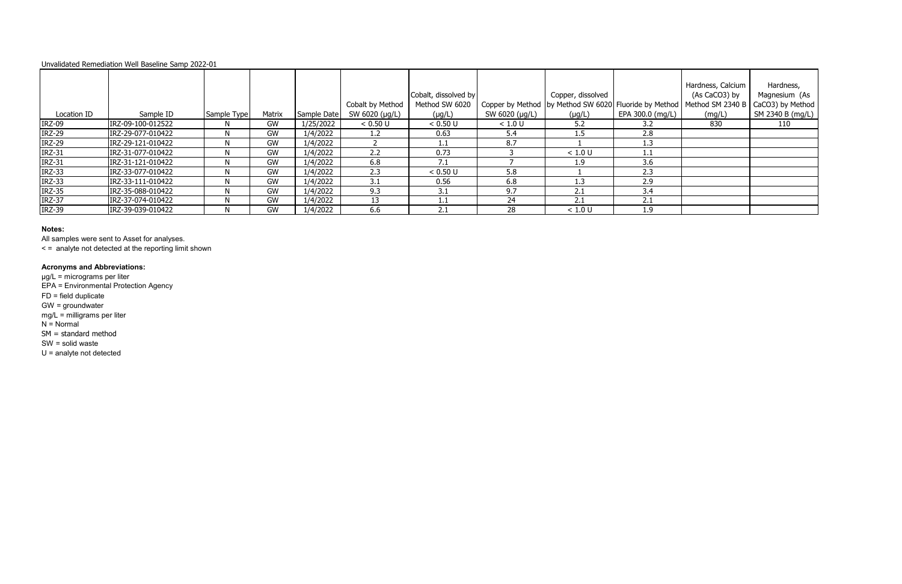Unvalidated Remediation Well Baseline Samp 2022-01

| Location ID | Sample ID | Sample Type | Matrix | Sample Date | Cobalt by Method SW 6020 (µg/L) | Cobalt, dissolved by Method SW 6020 (µg/L) | Copper by Method SW 6020 (µg/L) | Copper, dissolved by Method SW 6020 (µg/L) | Fluoride by Method EPA 300.0 (mg/L) | Hardness, Calcium (As CaCO3) by Method SM 2340 B (mg/L) | Hardness, Magnesium (As CaCO3) by Method SM 2340 B (mg/L) |
|---|---|---|---|---|---|---|---|---|---|---|---|
| IRZ-09 | IRZ-09-100-012522 | N | GW | 1/25/2022 | < 0.50 U | < 0.50 U | < 1.0 U | 5.2 | 3.2 | 830 | 110 |
| IRZ-29 | IRZ-29-077-010422 | N | GW | 1/4/2022 | 1.2 | 0.63 | 5.4 | 1.5 | 2.8 | | |
| IRZ-29 | IRZ-29-121-010422 | N | GW | 1/4/2022 | 2 | 1.1 | 8.7 | 1 | 1.3 | | |
| IRZ-31 | IRZ-31-077-010422 | N | GW | 1/4/2022 | 2.2 | 0.73 | 3 | < 1.0 U | 1.1 | | |
| IRZ-31 | IRZ-31-121-010422 | N | GW | 1/4/2022 | 6.8 | 7.1 | 7 | 1.9 | 3.6 | | |
| IRZ-33 | IRZ-33-077-010422 | N | GW | 1/4/2022 | 2.3 | < 0.50 U | 5.8 | 1 | 2.3 | | |
| IRZ-33 | IRZ-33-111-010422 | N | GW | 1/4/2022 | 3.1 | 0.56 | 6.8 | 1.3 | 2.9 | | |
| IRZ-35 | IRZ-35-088-010422 | N | GW | 1/4/2022 | 9.3 | 3.1 | 9.7 | 2.1 | 3.4 | | |
| IRZ-37 | IRZ-37-074-010422 | N | GW | 1/4/2022 | 13 | 1.1 | 24 | 2.1 | 2.1 | | |
| IRZ-39 | IRZ-39-039-010422 | N | GW | 1/4/2022 | 6.6 | 2.1 | 28 | < 1.0 U | 1.9 | | |

**Notes:**

All samples were sent to Asset for analyses.

< = analyte not detected at the reporting limit shown

**Acronyms and Abbreviations:**

µg/L = micrograms per liter

EPA = Environmental Protection Agency

FD = field duplicate

GW = groundwater

mg/L = milligrams per liter

N = Normal

SM = standard method

SW = solid waste

U = analyte not detected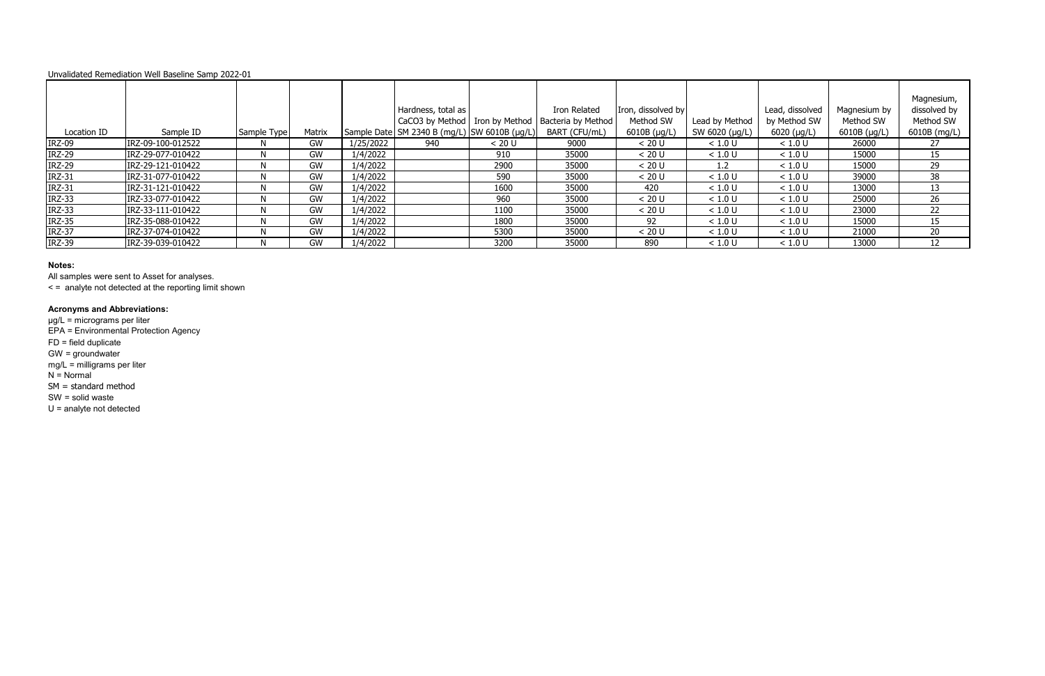Unvalidated Remediation Well Baseline Samp 2022-01

| Location ID | Sample ID | Sample Type | Matrix | Sample Date | Hardness, total as CaCO3 by Method SM 2340 B (mg/L) | Iron by Method SW 6010B (µg/L) | Iron Related Bacteria by Method BART (CFU/mL) | Iron, dissolved by Method SW 6010B (µg/L) | Lead by Method SW 6020 (µg/L) | Lead, dissolved by Method SW 6020 (µg/L) | Magnesium by Method SW 6010B (µg/L) | Magnesium, dissolved by Method SW 6010B (mg/L) |
|---|---|---|---|---|---|---|---|---|---|---|---|---|
| IRZ-09 | IRZ-09-100-012522 | N | GW | 1/25/2022 | 940 | < 20 U | 9000 | < 20 U | < 1.0 U | < 1.0 U | 26000 | 27 |
| IRZ-29 | IRZ-29-077-010422 | N | GW | 1/4/2022 | | 910 | 35000 | < 20 U | < 1.0 U | < 1.0 U | 15000 | 15 |
| IRZ-29 | IRZ-29-121-010422 | N | GW | 1/4/2022 | | 2900 | 35000 | < 20 U | 1.2 | < 1.0 U | 15000 | 29 |
| IRZ-31 | IRZ-31-077-010422 | N | GW | 1/4/2022 | | 590 | 35000 | < 20 U | < 1.0 U | < 1.0 U | 39000 | 38 |
| IRZ-31 | IRZ-31-121-010422 | N | GW | 1/4/2022 | | 1600 | 35000 | 420 | < 1.0 U | < 1.0 U | 13000 | 13 |
| IRZ-33 | IRZ-33-077-010422 | N | GW | 1/4/2022 | | 960 | 35000 | < 20 U | < 1.0 U | < 1.0 U | 25000 | 26 |
| IRZ-33 | IRZ-33-111-010422 | N | GW | 1/4/2022 | | 1100 | 35000 | < 20 U | < 1.0 U | < 1.0 U | 23000 | 22 |
| IRZ-35 | IRZ-35-088-010422 | N | GW | 1/4/2022 | | 1800 | 35000 | 92 | < 1.0 U | < 1.0 U | 15000 | 15 |
| IRZ-37 | IRZ-37-074-010422 | N | GW | 1/4/2022 | | 5300 | 35000 | < 20 U | < 1.0 U | < 1.0 U | 21000 | 20 |
| IRZ-39 | IRZ-39-039-010422 | N | GW | 1/4/2022 | | 3200 | 35000 | 890 | < 1.0 U | < 1.0 U | 13000 | 12 |

**Notes:**

All samples were sent to Asset for analyses.

< = analyte not detected at the reporting limit shown

**Acronyms and Abbreviations:**

µg/L = micrograms per liter

EPA = Environmental Protection Agency

FD = field duplicate

GW = groundwater

mg/L = milligrams per liter

N = Normal

SM = standard method

SW = solid waste

U = analyte not detected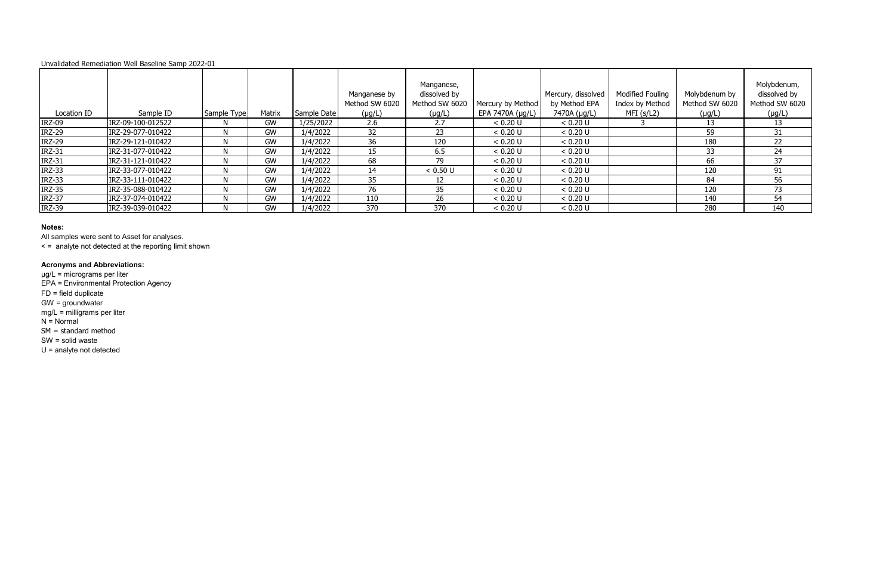Unvalidated Remediation Well Baseline Samp 2022-01

| Location ID | Sample ID | Sample Type | Matrix | Sample Date | Manganese by Method SW 6020 (µg/L) | Manganese, dissolved by Method SW 6020 (µg/L) | Mercury by Method EPA 7470A (µg/L) | Mercury, dissolved by Method EPA 7470A (µg/L) | Modified Fouling Index by Method MFI (s/L2) | Molybdenum by Method SW 6020 (µg/L) | Molybdenum, dissolved by Method SW 6020 (µg/L) |
|---|---|---|---|---|---|---|---|---|---|---|---|
| IRZ-09 | IRZ-09-100-012522 | N | GW | 1/25/2022 | 2.6 | 2.7 | < 0.20 U | < 0.20 U | 3 | 13 | 13 |
| IRZ-29 | IRZ-29-077-010422 | N | GW | 1/4/2022 | 32 | 23 | < 0.20 U | < 0.20 U | | 59 | 31 |
| IRZ-29 | IRZ-29-121-010422 | N | GW | 1/4/2022 | 36 | 120 | < 0.20 U | < 0.20 U | | 180 | 22 |
| IRZ-31 | IRZ-31-077-010422 | N | GW | 1/4/2022 | 15 | 6.5 | < 0.20 U | < 0.20 U | | 33 | 24 |
| IRZ-31 | IRZ-31-121-010422 | N | GW | 1/4/2022 | 68 | 79 | < 0.20 U | < 0.20 U | | 66 | 37 |
| IRZ-33 | IRZ-33-077-010422 | N | GW | 1/4/2022 | 14 | < 0.50 U | < 0.20 U | < 0.20 U | | 120 | 91 |
| IRZ-33 | IRZ-33-111-010422 | N | GW | 1/4/2022 | 35 | 12 | < 0.20 U | < 0.20 U | | 84 | 56 |
| IRZ-35 | IRZ-35-088-010422 | N | GW | 1/4/2022 | 76 | 35 | < 0.20 U | < 0.20 U | | 120 | 73 |
| IRZ-37 | IRZ-37-074-010422 | N | GW | 1/4/2022 | 110 | 26 | < 0.20 U | < 0.20 U | | 140 | 54 |
| IRZ-39 | IRZ-39-039-010422 | N | GW | 1/4/2022 | 370 | 370 | < 0.20 U | < 0.20 U | | 280 | 140 |

**Notes:**

All samples were sent to Asset for analyses.

< = analyte not detected at the reporting limit shown

**Acronyms and Abbreviations:**

µg/L = micrograms per liter

EPA = Environmental Protection Agency

FD = field duplicate

GW = groundwater

mg/L = milligrams per liter

N = Normal

SM = standard method

SW = solid waste

U = analyte not detected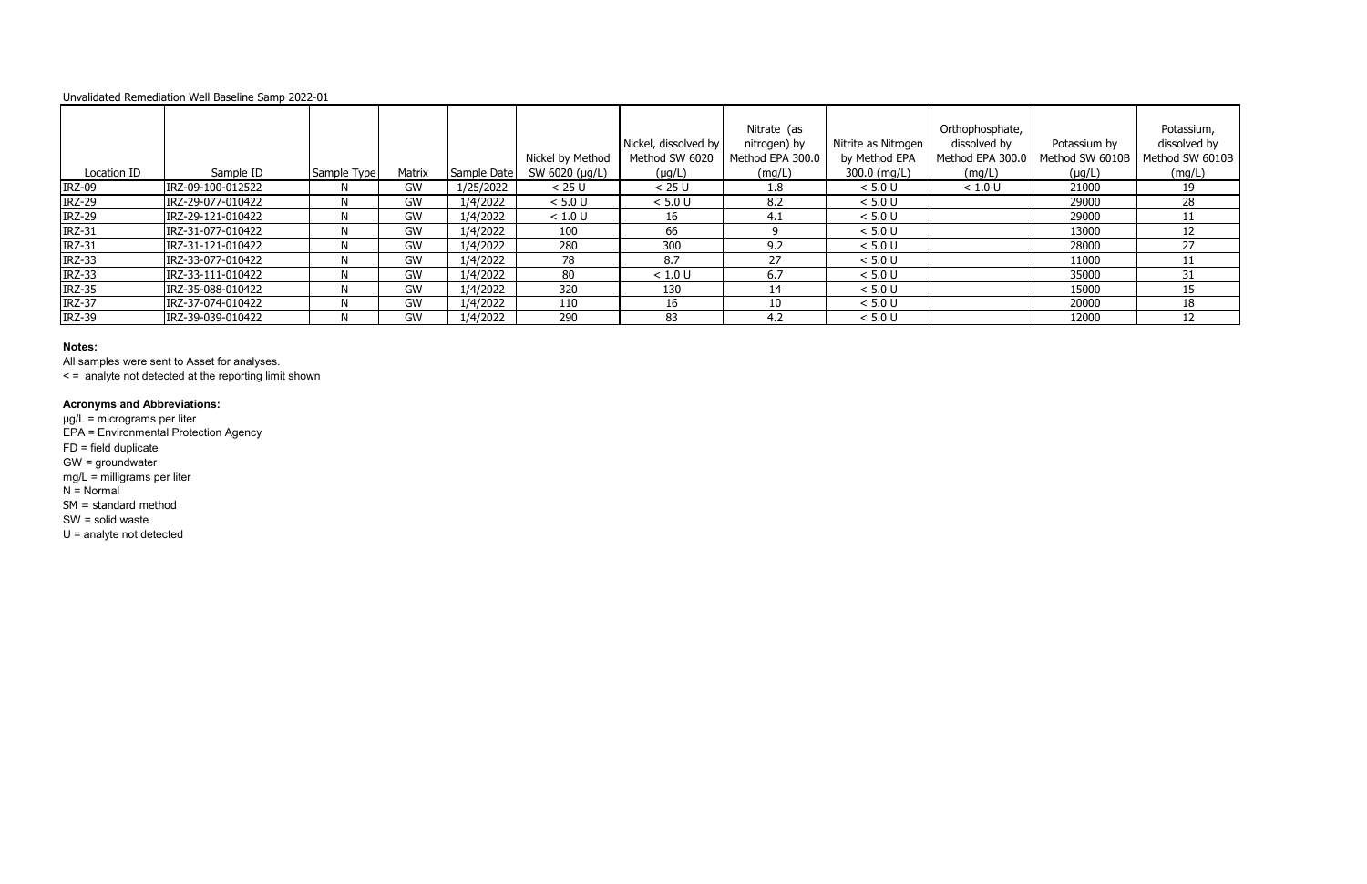Unvalidated Remediation Well Baseline Samp 2022-01

| Location ID | Sample ID | Sample Type | Matrix | Sample Date | Nickel by Method SW 6020 (µg/L) | Nickel, dissolved by Method SW 6020 (µg/L) | Nitrate (as nitrogen) by Method EPA 300.0 (mg/L) | Nitrite as Nitrogen by Method EPA 300.0 (mg/L) | Orthophosphate, dissolved by Method EPA 300.0 (mg/L) | Potassium by Method SW 6010B (µg/L) | Potassium, dissolved by Method SW 6010B (mg/L) |
|---|---|---|---|---|---|---|---|---|---|---|---|
| IRZ-09 | IRZ-09-100-012522 | N | GW | 1/25/2022 | < 25 U | < 25 U | 1.8 | < 5.0 U | < 1.0 U | 21000 | 19 |
| IRZ-29 | IRZ-29-077-010422 | N | GW | 1/4/2022 | < 5.0 U | < 5.0 U | 8.2 | < 5.0 U | | 29000 | 28 |
| IRZ-29 | IRZ-29-121-010422 | N | GW | 1/4/2022 | < 1.0 U | 16 | 4.1 | < 5.0 U | | 29000 | 11 |
| IRZ-31 | IRZ-31-077-010422 | N | GW | 1/4/2022 | 100 | 66 | 9 | < 5.0 U | | 13000 | 12 |
| IRZ-31 | IRZ-31-121-010422 | N | GW | 1/4/2022 | 280 | 300 | 9.2 | < 5.0 U | | 28000 | 27 |
| IRZ-33 | IRZ-33-077-010422 | N | GW | 1/4/2022 | 78 | 8.7 | 27 | < 5.0 U | | 11000 | 11 |
| IRZ-33 | IRZ-33-111-010422 | N | GW | 1/4/2022 | 80 | < 1.0 U | 6.7 | < 5.0 U | | 35000 | 31 |
| IRZ-35 | IRZ-35-088-010422 | N | GW | 1/4/2022 | 320 | 130 | 14 | < 5.0 U | | 15000 | 15 |
| IRZ-37 | IRZ-37-074-010422 | N | GW | 1/4/2022 | 110 | 16 | 10 | < 5.0 U | | 20000 | 18 |
| IRZ-39 | IRZ-39-039-010422 | N | GW | 1/4/2022 | 290 | 83 | 4.2 | < 5.0 U | | 12000 | 12 |

**Notes:**

All samples were sent to Asset for analyses.

< = analyte not detected at the reporting limit shown

**Acronyms and Abbreviations:**

µg/L = micrograms per liter

EPA = Environmental Protection Agency

FD = field duplicate

GW = groundwater

mg/L = milligrams per liter

N = Normal

SM = standard method

SW = solid waste

U = analyte not detected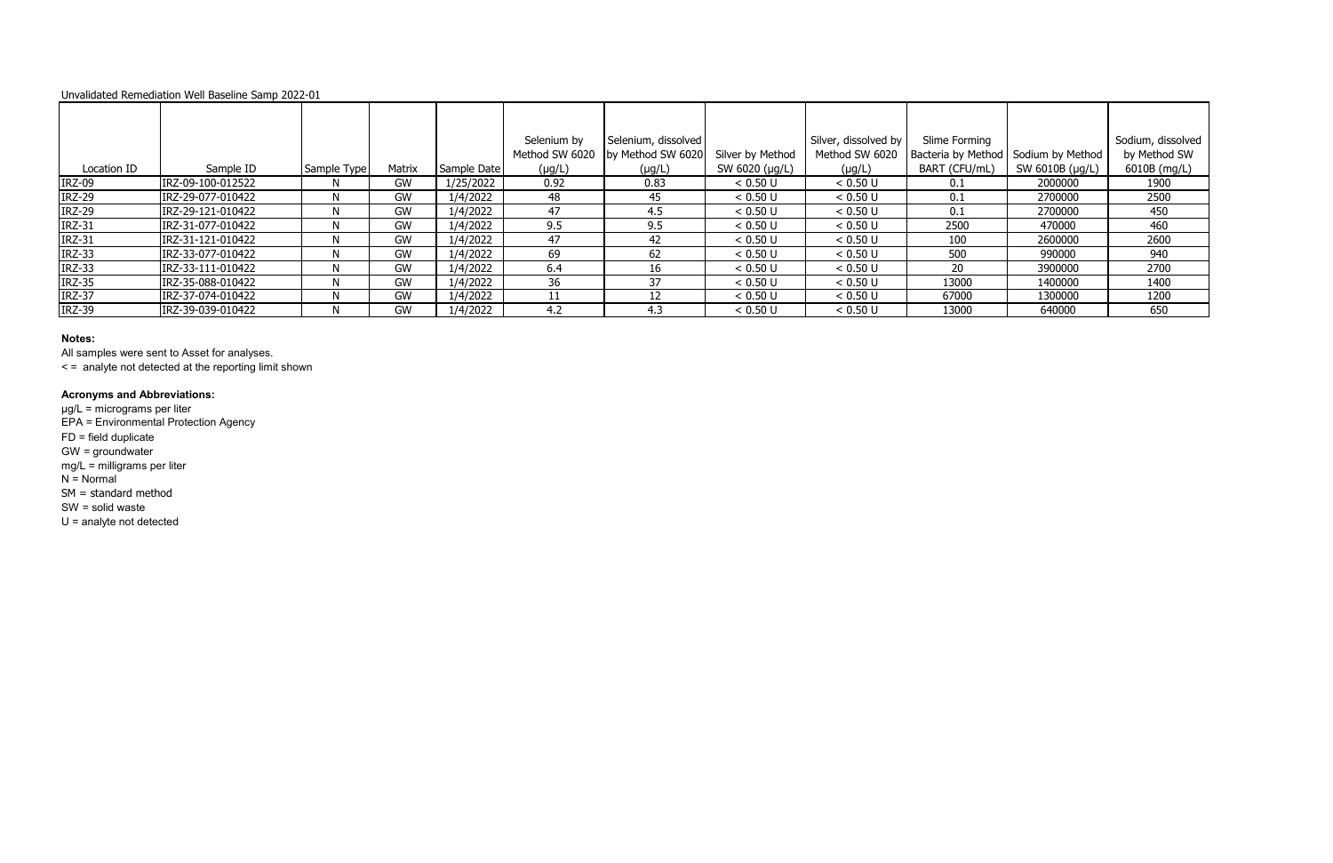Unvalidated Remediation Well Baseline Samp 2022-01

| Location ID | Sample ID | Sample Type | Matrix | Sample Date | Selenium by Method SW 6020 (µg/L) | Selenium, dissolved by Method SW 6020 (µg/L) | Silver by Method SW 6020 (µg/L) | Silver, dissolved by Method SW 6020 (µg/L) | Slime Forming Bacteria by Method BART (CFU/mL) | Sodium by Method SW 6010B (µg/L) | Sodium, dissolved by Method SW 6010B (mg/L) |
|---|---|---|---|---|---|---|---|---|---|---|---|
| IRZ-09 | IRZ-09-100-012522 | N | GW | 1/25/2022 | 0.92 | 0.83 | < 0.50 U | < 0.50 U | 0.1 | 2000000 | 1900 |
| IRZ-29 | IRZ-29-077-010422 | N | GW | 1/4/2022 | 48 | 45 | < 0.50 U | < 0.50 U | 0.1 | 2700000 | 2500 |
| IRZ-29 | IRZ-29-121-010422 | N | GW | 1/4/2022 | 47 | 4.5 | < 0.50 U | < 0.50 U | 0.1 | 2700000 | 450 |
| IRZ-31 | IRZ-31-077-010422 | N | GW | 1/4/2022 | 9.5 | 9.5 | < 0.50 U | < 0.50 U | 2500 | 470000 | 460 |
| IRZ-31 | IRZ-31-121-010422 | N | GW | 1/4/2022 | 47 | 42 | < 0.50 U | < 0.50 U | 100 | 2600000 | 2600 |
| IRZ-33 | IRZ-33-077-010422 | N | GW | 1/4/2022 | 69 | 62 | < 0.50 U | < 0.50 U | 500 | 990000 | 940 |
| IRZ-33 | IRZ-33-111-010422 | N | GW | 1/4/2022 | 6.4 | 16 | < 0.50 U | < 0.50 U | 20 | 3900000 | 2700 |
| IRZ-35 | IRZ-35-088-010422 | N | GW | 1/4/2022 | 36 | 37 | < 0.50 U | < 0.50 U | 13000 | 1400000 | 1400 |
| IRZ-37 | IRZ-37-074-010422 | N | GW | 1/4/2022 | 11 | 12 | < 0.50 U | < 0.50 U | 67000 | 1300000 | 1200 |
| IRZ-39 | IRZ-39-039-010422 | N | GW | 1/4/2022 | 4.2 | 4.3 | < 0.50 U | < 0.50 U | 13000 | 640000 | 650 |

**Notes:**

All samples were sent to Asset for analyses.

< = analyte not detected at the reporting limit shown

**Acronyms and Abbreviations:**

µg/L = micrograms per liter

EPA = Environmental Protection Agency

FD = field duplicate

GW = groundwater

mg/L = milligrams per liter

N = Normal

SM = standard method

SW = solid waste

U = analyte not detected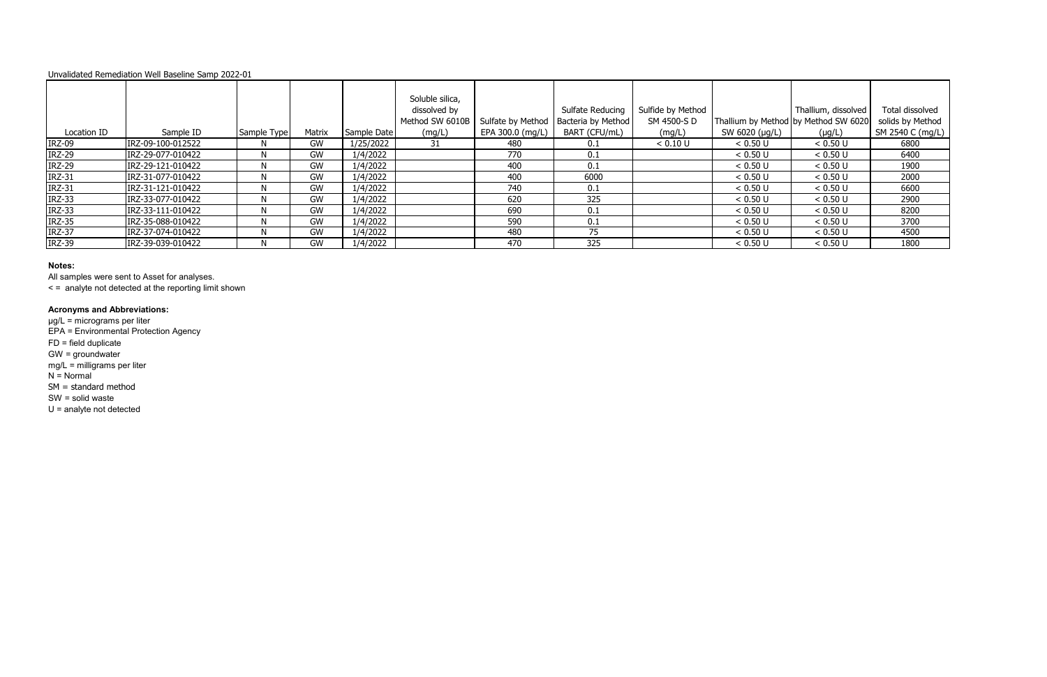Unvalidated Remediation Well Baseline Samp 2022-01

| Location ID | Sample ID | Sample Type | Matrix | Sample Date | Soluble silica, dissolved by Method SW 6010B (mg/L) | Sulfate by Method EPA 300.0 (mg/L) | Sulfate Reducing Bacteria by Method BART (CFU/mL) | Sulfide by Method SM 4500-S D (mg/L) | Thallium by Method SW 6020 (µg/L) | Thallium, dissolved by Method SW 6020 (µg/L) | Total dissolved solids by Method SM 2540 C (mg/L) |
|---|---|---|---|---|---|---|---|---|---|---|---|
| IRZ-09 | IRZ-09-100-012522 | N | GW | 1/25/2022 | 31 | 480 | 0.1 | < 0.10 U | < 0.50 U | < 0.50 U | 6800 |
| IRZ-29 | IRZ-29-077-010422 | N | GW | 1/4/2022 | | 770 | 0.1 | | < 0.50 U | < 0.50 U | 6400 |
| IRZ-29 | IRZ-29-121-010422 | N | GW | 1/4/2022 | | 400 | 0.1 | | < 0.50 U | < 0.50 U | 1900 |
| IRZ-31 | IRZ-31-077-010422 | N | GW | 1/4/2022 | | 400 | 6000 | | < 0.50 U | < 0.50 U | 2000 |
| IRZ-31 | IRZ-31-121-010422 | N | GW | 1/4/2022 | | 740 | 0.1 | | < 0.50 U | < 0.50 U | 6600 |
| IRZ-33 | IRZ-33-077-010422 | N | GW | 1/4/2022 | | 620 | 325 | | < 0.50 U | < 0.50 U | 2900 |
| IRZ-33 | IRZ-33-111-010422 | N | GW | 1/4/2022 | | 690 | 0.1 | | < 0.50 U | < 0.50 U | 8200 |
| IRZ-35 | IRZ-35-088-010422 | N | GW | 1/4/2022 | | 590 | 0.1 | | < 0.50 U | < 0.50 U | 3700 |
| IRZ-37 | IRZ-37-074-010422 | N | GW | 1/4/2022 | | 480 | 75 | | < 0.50 U | < 0.50 U | 4500 |
| IRZ-39 | IRZ-39-039-010422 | N | GW | 1/4/2022 | | 470 | 325 | | < 0.50 U | < 0.50 U | 1800 |

**Notes:**

All samples were sent to Asset for analyses.

< = analyte not detected at the reporting limit shown

**Acronyms and Abbreviations:**

µg/L = micrograms per liter

EPA = Environmental Protection Agency

FD = field duplicate

GW = groundwater

mg/L = milligrams per liter

N = Normal

SM = standard method

SW = solid waste

U = analyte not detected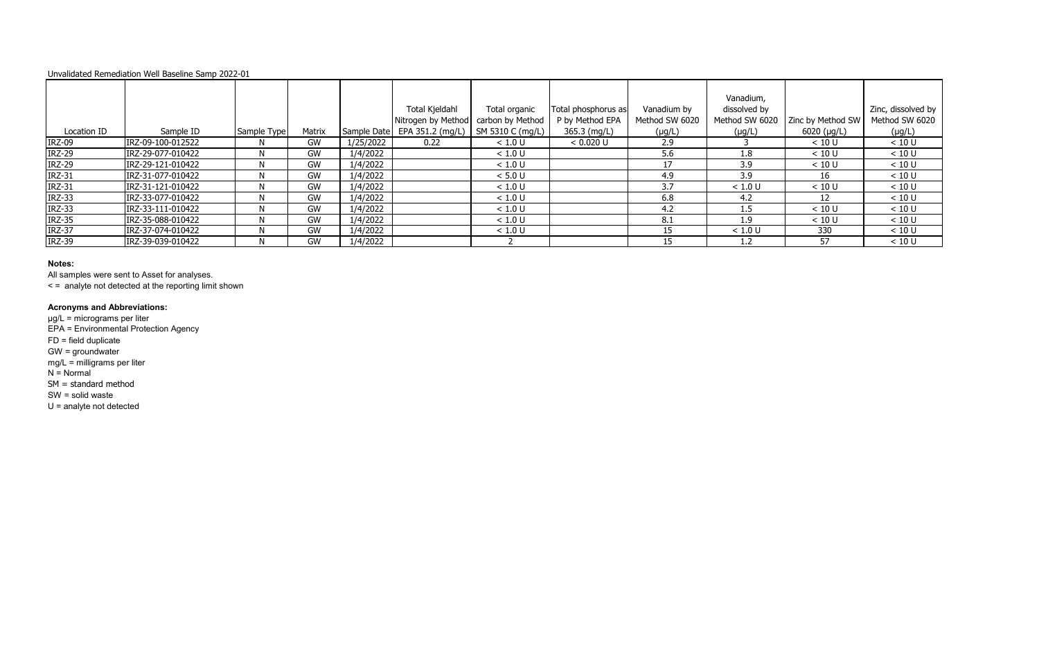Unvalidated Remediation Well Baseline Samp 2022-01

| Location ID | Sample ID | Sample Type | Matrix | Sample Date | Total Kjeldahl Nitrogen by Method EPA 351.2 (mg/L) | Total organic carbon by Method SM 5310 C (mg/L) | Total phosphorus as P by Method EPA 365.3 (mg/L) | Vanadium by Method SW 6020 (µg/L) | Vanadium, dissolved by Method SW 6020 (µg/L) | Zinc by Method SW 6020 (µg/L) | Zinc, dissolved by Method SW 6020 (µg/L) |
|---|---|---|---|---|---|---|---|---|---|---|---|
| IRZ-09 | IRZ-09-100-012522 | N | GW | 1/25/2022 | 0.22 | < 1.0 U | < 0.020 U | 2.9 | 3 | < 10 U | < 10 U |
| IRZ-29 | IRZ-29-077-010422 | N | GW | 1/4/2022 | | < 1.0 U | | 5.6 | 1.8 | < 10 U | < 10 U |
| IRZ-29 | IRZ-29-121-010422 | N | GW | 1/4/2022 | | < 1.0 U | | 17 | 3.9 | < 10 U | < 10 U |
| IRZ-31 | IRZ-31-077-010422 | N | GW | 1/4/2022 | | < 5.0 U | | 4.9 | 3.9 | 16 | < 10 U |
| IRZ-31 | IRZ-31-121-010422 | N | GW | 1/4/2022 | | < 1.0 U | | 3.7 | < 1.0 U | < 10 U | < 10 U |
| IRZ-33 | IRZ-33-077-010422 | N | GW | 1/4/2022 | | < 1.0 U | | 6.8 | 4.2 | 12 | < 10 U |
| IRZ-33 | IRZ-33-111-010422 | N | GW | 1/4/2022 | | < 1.0 U | | 4.2 | 1.5 | < 10 U | < 10 U |
| IRZ-35 | IRZ-35-088-010422 | N | GW | 1/4/2022 | | < 1.0 U | | 8.1 | 1.9 | < 10 U | < 10 U |
| IRZ-37 | IRZ-37-074-010422 | N | GW | 1/4/2022 | | < 1.0 U | | 15 | < 1.0 U | 330 | < 10 U |
| IRZ-39 | IRZ-39-039-010422 | N | GW | 1/4/2022 | | 2 | | 15 | 1.2 | 57 | < 10 U |

**Notes:**

All samples were sent to Asset for analyses.

< = analyte not detected at the reporting limit shown

**Acronyms and Abbreviations:**

µg/L = micrograms per liter
EPA = Environmental Protection Agency
FD = field duplicate
GW = groundwater
mg/L = milligrams per liter
N = Normal
SM = standard method
SW = solid waste
U = analyte not detected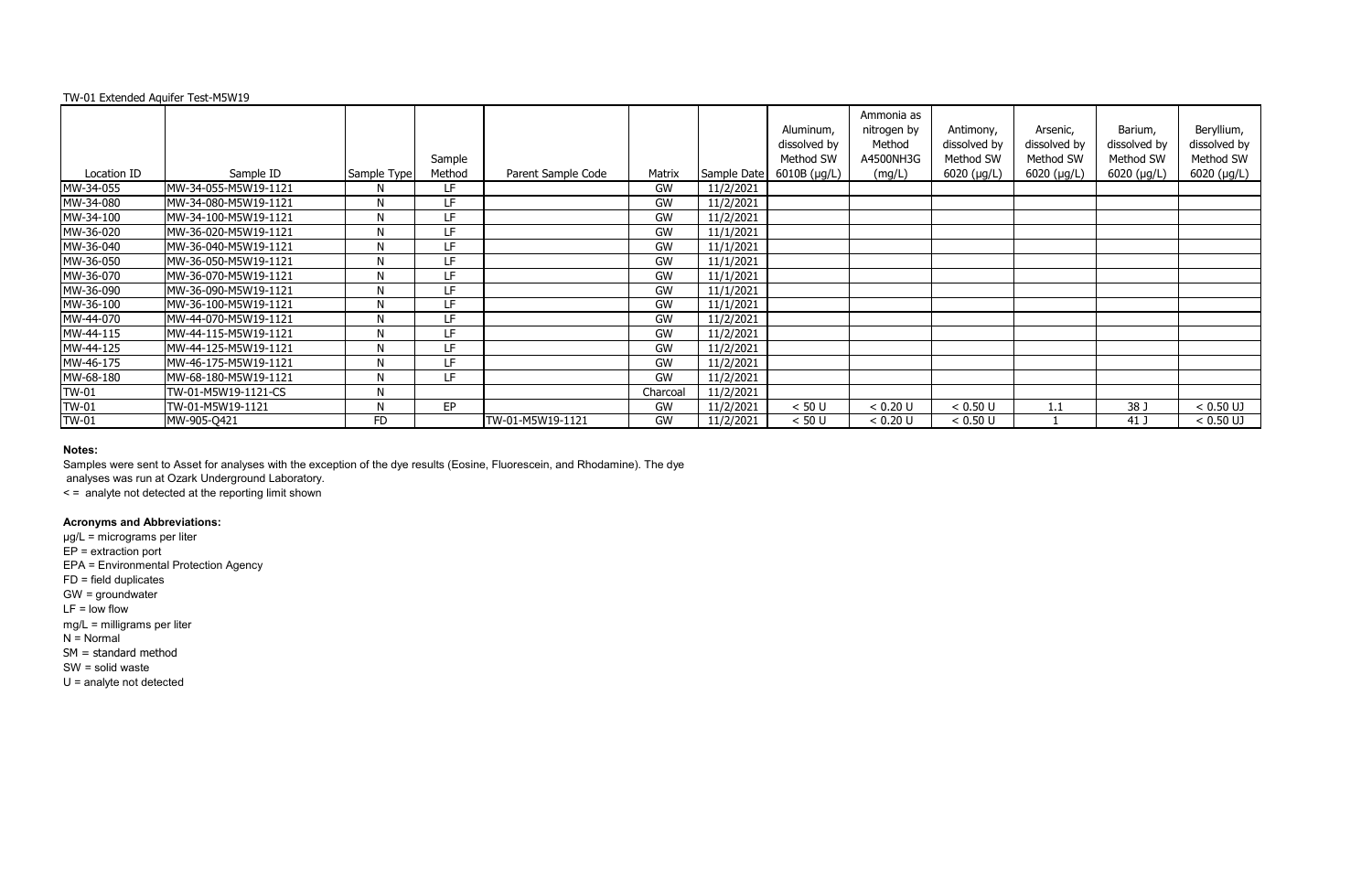TW-01 Extended Aquifer Test-M5W19

| Location ID | Sample ID | Sample Type | Sample Method | Parent Sample Code | Matrix | Sample Date | Aluminum, dissolved by Method SW 6010B (µg/L) | Ammonia as nitrogen by Method A4500NH3G (mg/L) | Antimony, dissolved by Method SW 6020 (µg/L) | Arsenic, dissolved by Method SW 6020 (µg/L) | Barium, dissolved by Method SW 6020 (µg/L) | Beryllium, dissolved by Method SW 6020 (µg/L) |
|---|---|---|---|---|---|---|---|---|---|---|---|---|
| MW-34-055 | MW-34-055-M5W19-1121 | N | LF | | GW | 11/2/2021 | | | | | | |
| MW-34-080 | MW-34-080-M5W19-1121 | N | LF | | GW | 11/2/2021 | | | | | | |
| MW-34-100 | MW-34-100-M5W19-1121 | N | LF | | GW | 11/2/2021 | | | | | | |
| MW-36-020 | MW-36-020-M5W19-1121 | N | LF | | GW | 11/1/2021 | | | | | | |
| MW-36-040 | MW-36-040-M5W19-1121 | N | LF | | GW | 11/1/2021 | | | | | | |
| MW-36-050 | MW-36-050-M5W19-1121 | N | LF | | GW | 11/1/2021 | | | | | | |
| MW-36-070 | MW-36-070-M5W19-1121 | N | LF | | GW | 11/1/2021 | | | | | | |
| MW-36-090 | MW-36-090-M5W19-1121 | N | LF | | GW | 11/1/2021 | | | | | | |
| MW-36-100 | MW-36-100-M5W19-1121 | N | LF | | GW | 11/1/2021 | | | | | | |
| MW-44-070 | MW-44-070-M5W19-1121 | N | LF | | GW | 11/2/2021 | | | | | | |
| MW-44-115 | MW-44-115-M5W19-1121 | N | LF | | GW | 11/2/2021 | | | | | | |
| MW-44-125 | MW-44-125-M5W19-1121 | N | LF | | GW | 11/2/2021 | | | | | | |
| MW-46-175 | MW-46-175-M5W19-1121 | N | LF | | GW | 11/2/2021 | | | | | | |
| MW-68-180 | MW-68-180-M5W19-1121 | N | LF | | GW | 11/2/2021 | | | | | | |
| TW-01 | TW-01-M5W19-1121-CS | N | | | Charcoal | 11/2/2021 | | | | | | |
| TW-01 | TW-01-M5W19-1121 | N | EP | | GW | 11/2/2021 | < 50 U | < 0.20 U | < 0.50 U | 1.1 | 38 J | < 0.50 UJ |
| TW-01 | MW-905-Q421 | FD | | TW-01-M5W19-1121 | GW | 11/2/2021 | < 50 U | < 0.20 U | < 0.50 U | 1 | 41 J | < 0.50 UJ |

**Notes:**

Samples were sent to Asset for analyses with the exception of the dye results (Eosine, Fluorescein, and Rhodamine). The dye analyses was run at Ozark Underground Laboratory.

< = analyte not detected at the reporting limit shown

**Acronyms and Abbreviations:**

µg/L = micrograms per liter
EP = extraction port
EPA = Environmental Protection Agency
FD = field duplicates
GW = groundwater
LF = low flow
mg/L = milligrams per liter
N = Normal
SM = standard method
SW = solid waste
U = analyte not detected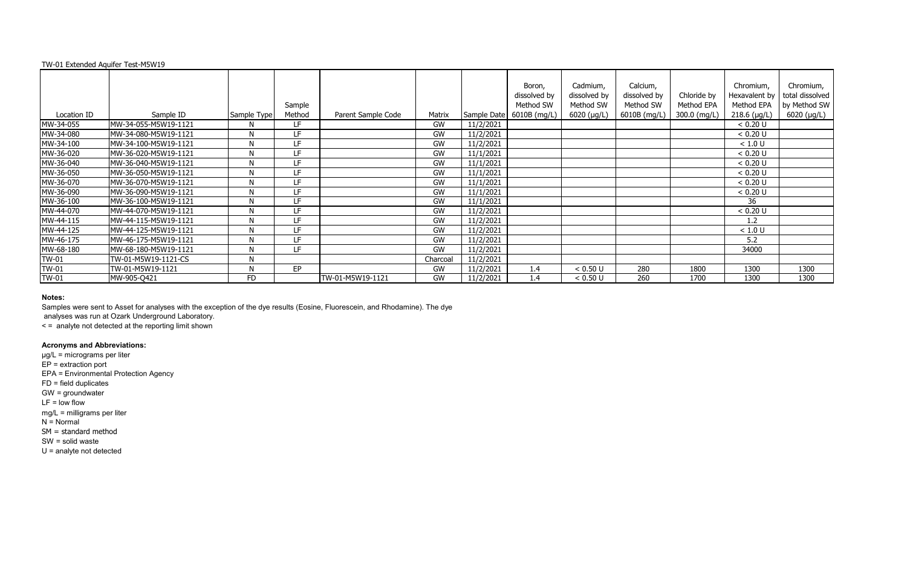TW-01 Extended Aquifer Test-M5W19

| Location ID | Sample ID | Sample Type | Sample Method | Parent Sample Code | Matrix | Sample Date | Boron, dissolved by Method SW 6010B (mg/L) | Cadmium, dissolved by Method SW 6020 (µg/L) | Calcium, dissolved by Method SW 6010B (mg/L) | Chloride by Method EPA 300.0 (mg/L) | Chromium, Hexavalent by Method EPA 218.6 (µg/L) | Chromium, total dissolved by Method SW 6020 (µg/L) |
|---|---|---|---|---|---|---|---|---|---|---|---|---|
| MW-34-055 | MW-34-055-M5W19-1121 | N | LF | | GW | 11/2/2021 | | | | | < 0.20 U | |
| MW-34-080 | MW-34-080-M5W19-1121 | N | LF | | GW | 11/2/2021 | | | | | < 0.20 U | |
| MW-34-100 | MW-34-100-M5W19-1121 | N | LF | | GW | 11/2/2021 | | | | | < 1.0 U | |
| MW-36-020 | MW-36-020-M5W19-1121 | N | LF | | GW | 11/1/2021 | | | | | < 0.20 U | |
| MW-36-040 | MW-36-040-M5W19-1121 | N | LF | | GW | 11/1/2021 | | | | | < 0.20 U | |
| MW-36-050 | MW-36-050-M5W19-1121 | N | LF | | GW | 11/1/2021 | | | | | < 0.20 U | |
| MW-36-070 | MW-36-070-M5W19-1121 | N | LF | | GW | 11/1/2021 | | | | | < 0.20 U | |
| MW-36-090 | MW-36-090-M5W19-1121 | N | LF | | GW | 11/1/2021 | | | | | < 0.20 U | |
| MW-36-100 | MW-36-100-M5W19-1121 | N | LF | | GW | 11/1/2021 | | | | | 36 | |
| MW-44-070 | MW-44-070-M5W19-1121 | N | LF | | GW | 11/2/2021 | | | | | < 0.20 U | |
| MW-44-115 | MW-44-115-M5W19-1121 | N | LF | | GW | 11/2/2021 | | | | | 1.2 | |
| MW-44-125 | MW-44-125-M5W19-1121 | N | LF | | GW | 11/2/2021 | | | | | < 1.0 U | |
| MW-46-175 | MW-46-175-M5W19-1121 | N | LF | | GW | 11/2/2021 | | | | | 5.2 | |
| MW-68-180 | MW-68-180-M5W19-1121 | N | LF | | GW | 11/2/2021 | | | | | 34000 | |
| TW-01 | TW-01-M5W19-1121-CS | N | | | Charcoal | 11/2/2021 | | | | | | |
| TW-01 | TW-01-M5W19-1121 | N | EP | | GW | 11/2/2021 | 1.4 | < 0.50 U | 280 | 1800 | 1300 | 1300 |
| TW-01 | MW-905-Q421 | FD | | TW-01-M5W19-1121 | GW | 11/2/2021 | 1.4 | < 0.50 U | 260 | 1700 | 1300 | 1300 |

**Notes:**

Samples were sent to Asset for analyses with the exception of the dye results (Eosine, Fluorescein, and Rhodamine). The dye analyses was run at Ozark Underground Laboratory.

< = analyte not detected at the reporting limit shown

**Acronyms and Abbreviations:**

µg/L = micrograms per liter
EP = extraction port
EPA = Environmental Protection Agency
FD = field duplicates
GW = groundwater
LF = low flow
mg/L = milligrams per liter
N = Normal
SM = standard method
SW = solid waste
U = analyte not detected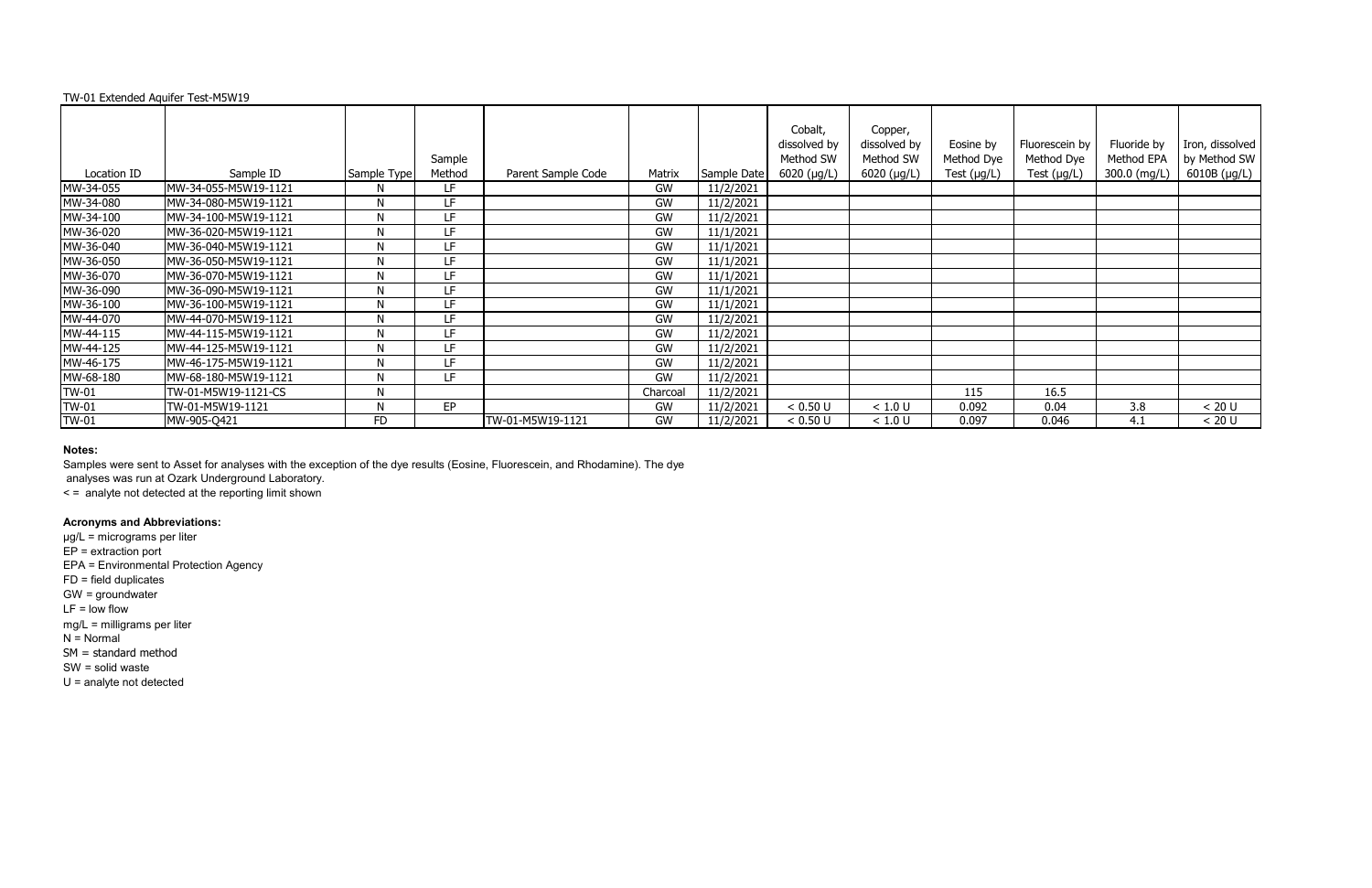TW-01 Extended Aquifer Test-M5W19

| Location ID | Sample ID | Sample Type | Sample Method | Parent Sample Code | Matrix | Sample Date | Cobalt, dissolved by Method SW 6020 (µg/L) | Copper, dissolved by Method SW 6020 (µg/L) | Eosine by Method Dye Test (µg/L) | Fluorescein by Method Dye Test (µg/L) | Fluoride by Method EPA 300.0 (mg/L) | Iron, dissolved by Method SW 6010B (µg/L) |
|---|---|---|---|---|---|---|---|---|---|---|---|---|
| MW-34-055 | MW-34-055-M5W19-1121 | N | LF | | GW | 11/2/2021 | | | | | | |
| MW-34-080 | MW-34-080-M5W19-1121 | N | LF | | GW | 11/2/2021 | | | | | | |
| MW-34-100 | MW-34-100-M5W19-1121 | N | LF | | GW | 11/2/2021 | | | | | | |
| MW-36-020 | MW-36-020-M5W19-1121 | N | LF | | GW | 11/1/2021 | | | | | | |
| MW-36-040 | MW-36-040-M5W19-1121 | N | LF | | GW | 11/1/2021 | | | | | | |
| MW-36-050 | MW-36-050-M5W19-1121 | N | LF | | GW | 11/1/2021 | | | | | | |
| MW-36-070 | MW-36-070-M5W19-1121 | N | LF | | GW | 11/1/2021 | | | | | | |
| MW-36-090 | MW-36-090-M5W19-1121 | N | LF | | GW | 11/1/2021 | | | | | | |
| MW-36-100 | MW-36-100-M5W19-1121 | N | LF | | GW | 11/1/2021 | | | | | | |
| MW-44-070 | MW-44-070-M5W19-1121 | N | LF | | GW | 11/2/2021 | | | | | | |
| MW-44-115 | MW-44-115-M5W19-1121 | N | LF | | GW | 11/2/2021 | | | | | | |
| MW-44-125 | MW-44-125-M5W19-1121 | N | LF | | GW | 11/2/2021 | | | | | | |
| MW-46-175 | MW-46-175-M5W19-1121 | N | LF | | GW | 11/2/2021 | | | | | | |
| MW-68-180 | MW-68-180-M5W19-1121 | N | LF | | GW | 11/2/2021 | | | | | | |
| TW-01 | TW-01-M5W19-1121-CS | N | | | Charcoal | 11/2/2021 | | | 115 | 16.5 | | |
| TW-01 | TW-01-M5W19-1121 | N | EP | | GW | 11/2/2021 | < 0.50 U | < 1.0 U | 0.092 | 0.04 | 3.8 | < 20 U |
| TW-01 | MW-905-Q421 | FD | | TW-01-M5W19-1121 | GW | 11/2/2021 | < 0.50 U | < 1.0 U | 0.097 | 0.046 | 4.1 | < 20 U |

**Notes:**

Samples were sent to Asset for analyses with the exception of the dye results (Eosine, Fluorescein, and Rhodamine). The dye analyses was run at Ozark Underground Laboratory.

< = analyte not detected at the reporting limit shown

**Acronyms and Abbreviations:**

µg/L = micrograms per liter
EP = extraction port
EPA = Environmental Protection Agency
FD = field duplicates
GW = groundwater
LF = low flow
mg/L = milligrams per liter
N = Normal
SM = standard method
SW = solid waste
U = analyte not detected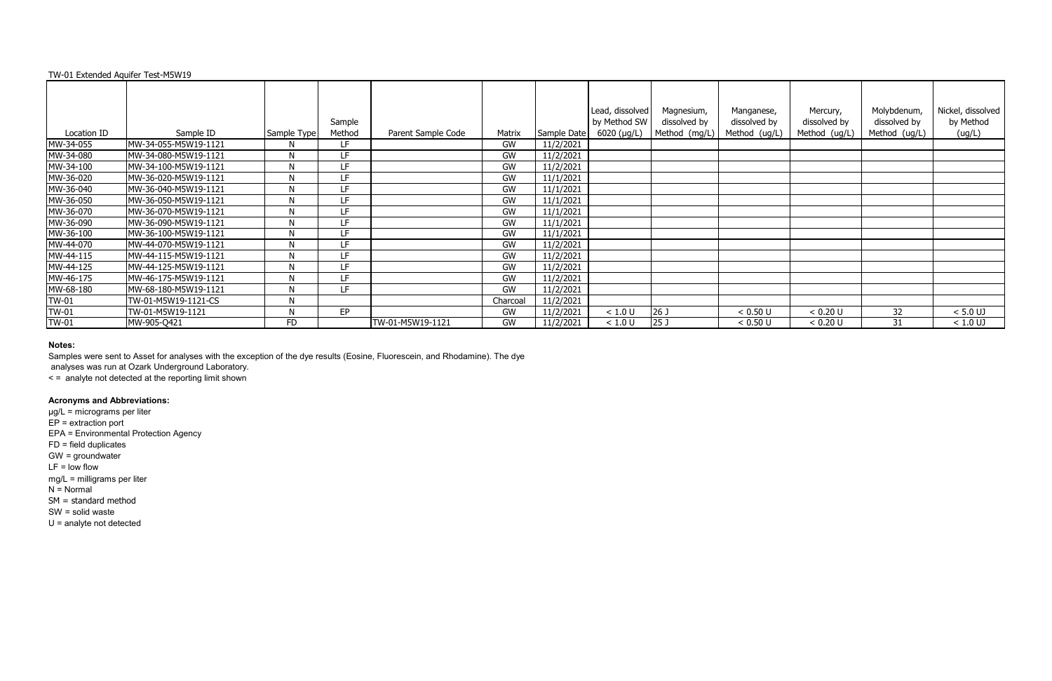TW-01 Extended Aquifer Test-M5W19

| Location ID | Sample ID | Sample Type | Sample Method | Parent Sample Code | Matrix | Sample Date | Lead, dissolved by Method SW 6020 (µg/L) | Magnesium, dissolved by Method (mg/L) | Manganese, dissolved by Method (ug/L) | Mercury, dissolved by Method (ug/L) | Molybdenum, dissolved by Method (ug/L) | Nickel, dissolved by Method (ug/L) |
|---|---|---|---|---|---|---|---|---|---|---|---|---|
| MW-34-055 | MW-34-055-M5W19-1121 | N | LF | | GW | 11/2/2021 | | | | | | |
| MW-34-080 | MW-34-080-M5W19-1121 | N | LF | | GW | 11/2/2021 | | | | | | |
| MW-34-100 | MW-34-100-M5W19-1121 | N | LF | | GW | 11/2/2021 | | | | | | |
| MW-36-020 | MW-36-020-M5W19-1121 | N | LF | | GW | 11/1/2021 | | | | | | |
| MW-36-040 | MW-36-040-M5W19-1121 | N | LF | | GW | 11/1/2021 | | | | | | |
| MW-36-050 | MW-36-050-M5W19-1121 | N | LF | | GW | 11/1/2021 | | | | | | |
| MW-36-070 | MW-36-070-M5W19-1121 | N | LF | | GW | 11/1/2021 | | | | | | |
| MW-36-090 | MW-36-090-M5W19-1121 | N | LF | | GW | 11/1/2021 | | | | | | |
| MW-36-100 | MW-36-100-M5W19-1121 | N | LF | | GW | 11/1/2021 | | | | | | |
| MW-44-070 | MW-44-070-M5W19-1121 | N | LF | | GW | 11/2/2021 | | | | | | |
| MW-44-115 | MW-44-115-M5W19-1121 | N | LF | | GW | 11/2/2021 | | | | | | |
| MW-44-125 | MW-44-125-M5W19-1121 | N | LF | | GW | 11/2/2021 | | | | | | |
| MW-46-175 | MW-46-175-M5W19-1121 | N | LF | | GW | 11/2/2021 | | | | | | |
| MW-68-180 | MW-68-180-M5W19-1121 | N | LF | | GW | 11/2/2021 | | | | | | |
| TW-01 | TW-01-M5W19-1121-CS | N | | | Charcoal | 11/2/2021 | | | | | | |
| TW-01 | TW-01-M5W19-1121 | N | EP | | GW | 11/2/2021 | < 1.0 U | 26 J | < 0.50 U | < 0.20 U | 32 | < 5.0 UJ |
| TW-01 | MW-905-Q421 | FD | | TW-01-M5W19-1121 | GW | 11/2/2021 | < 1.0 U | 25 J | < 0.50 U | < 0.20 U | 31 | < 1.0 UJ |

**Notes:**

Samples were sent to Asset for analyses with the exception of the dye results (Eosine, Fluorescein, and Rhodamine). The dye analyses was run at Ozark Underground Laboratory.

< = analyte not detected at the reporting limit shown

**Acronyms and Abbreviations:**

µg/L = micrograms per liter
EP = extraction port
EPA = Environmental Protection Agency
FD = field duplicates
GW = groundwater
LF = low flow
mg/L = milligrams per liter
N = Normal
SM = standard method
SW = solid waste
U = analyte not detected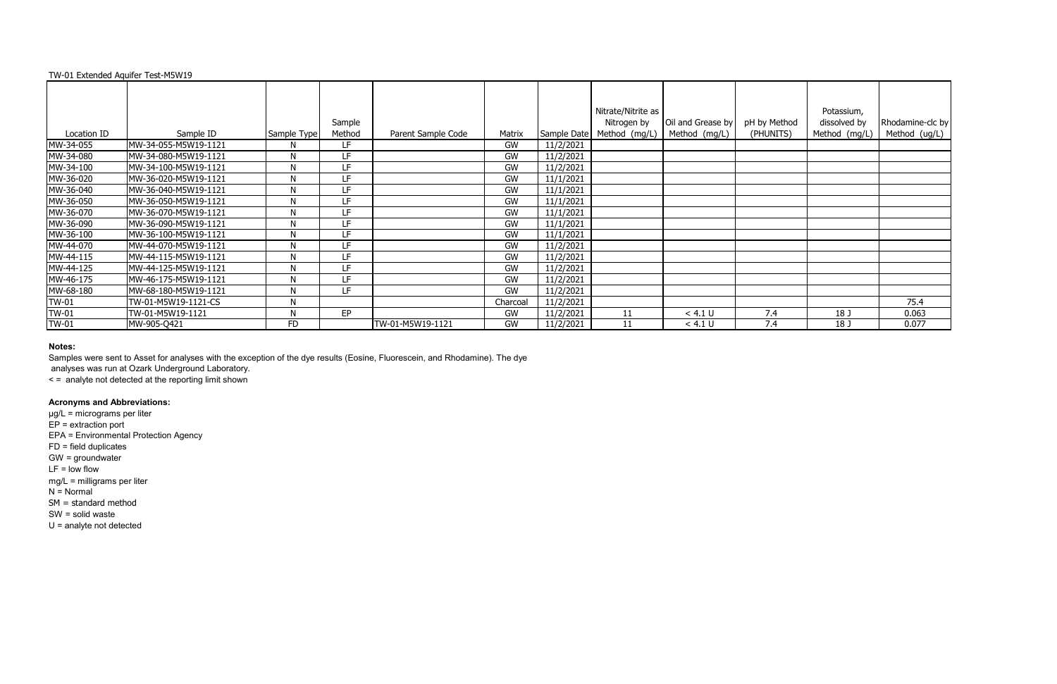TW-01 Extended Aquifer Test-M5W19

| Location ID | Sample ID | Sample Type | Sample Method | Parent Sample Code | Matrix | Sample Date | Nitrate/Nitrite as Nitrogen by Method (mg/L) | Oil and Grease by Method (mg/L) | pH by Method (PHUNITS) | Potassium, dissolved by Method (mg/L) | Rhodamine-clc by Method (ug/L) |
|---|---|---|---|---|---|---|---|---|---|---|---|
| MW-34-055 | MW-34-055-M5W19-1121 | N | LF | | GW | 11/2/2021 | | | | | |
| MW-34-080 | MW-34-080-M5W19-1121 | N | LF | | GW | 11/2/2021 | | | | | |
| MW-34-100 | MW-34-100-M5W19-1121 | N | LF | | GW | 11/2/2021 | | | | | |
| MW-36-020 | MW-36-020-M5W19-1121 | N | LF | | GW | 11/1/2021 | | | | | |
| MW-36-040 | MW-36-040-M5W19-1121 | N | LF | | GW | 11/1/2021 | | | | | |
| MW-36-050 | MW-36-050-M5W19-1121 | N | LF | | GW | 11/1/2021 | | | | | |
| MW-36-070 | MW-36-070-M5W19-1121 | N | LF | | GW | 11/1/2021 | | | | | |
| MW-36-090 | MW-36-090-M5W19-1121 | N | LF | | GW | 11/1/2021 | | | | | |
| MW-36-100 | MW-36-100-M5W19-1121 | N | LF | | GW | 11/1/2021 | | | | | |
| MW-44-070 | MW-44-070-M5W19-1121 | N | LF | | GW | 11/2/2021 | | | | | |
| MW-44-115 | MW-44-115-M5W19-1121 | N | LF | | GW | 11/2/2021 | | | | | |
| MW-44-125 | MW-44-125-M5W19-1121 | N | LF | | GW | 11/2/2021 | | | | | |
| MW-46-175 | MW-46-175-M5W19-1121 | N | LF | | GW | 11/2/2021 | | | | | |
| MW-68-180 | MW-68-180-M5W19-1121 | N | LF | | GW | 11/2/2021 | | | | | |
| TW-01 | TW-01-M5W19-1121-CS | N | | | Charcoal | 11/2/2021 | | | | | 75.4 |
| TW-01 | TW-01-M5W19-1121 | N | EP | | GW | 11/2/2021 | 11 | < 4.1 U | 7.4 | 18 J | 0.063 |
| TW-01 | MW-905-Q421 | FD | | TW-01-M5W19-1121 | GW | 11/2/2021 | 11 | < 4.1 U | 7.4 | 18 J | 0.077 |

**Notes:**

Samples were sent to Asset for analyses with the exception of the dye results (Eosine, Fluorescein, and Rhodamine). The dye analyses was run at Ozark Underground Laboratory.

< = analyte not detected at the reporting limit shown

**Acronyms and Abbreviations:**

µg/L = micrograms per liter
EP = extraction port
EPA = Environmental Protection Agency
FD = field duplicates
GW = groundwater
LF = low flow
mg/L = milligrams per liter
N = Normal
SM = standard method
SW = solid waste
U = analyte not detected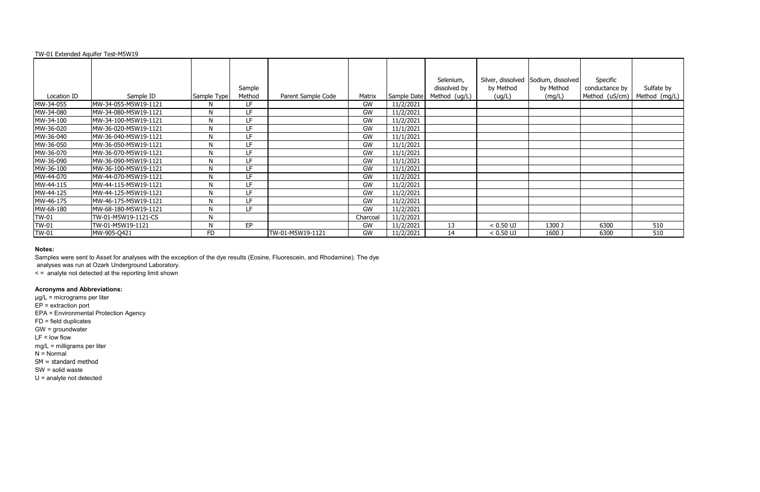TW-01 Extended Aquifer Test-M5W19

| Location ID | Sample ID | Sample Type | Sample Method | Parent Sample Code | Matrix | Sample Date | Selenium, dissolved by Method (ug/L) | Silver, dissolved by Method (ug/L) | Sodium, dissolved by Method (mg/L) | Specific conductance by Method (uS/cm) | Sulfate by Method (mg/L) |
|---|---|---|---|---|---|---|---|---|---|---|---|
| MW-34-055 | MW-34-055-M5W19-1121 | N | LF | | GW | 11/2/2021 | | | | | |
| MW-34-080 | MW-34-080-M5W19-1121 | N | LF | | GW | 11/2/2021 | | | | | |
| MW-34-100 | MW-34-100-M5W19-1121 | N | LF | | GW | 11/2/2021 | | | | | |
| MW-36-020 | MW-36-020-M5W19-1121 | N | LF | | GW | 11/1/2021 | | | | | |
| MW-36-040 | MW-36-040-M5W19-1121 | N | LF | | GW | 11/1/2021 | | | | | |
| MW-36-050 | MW-36-050-M5W19-1121 | N | LF | | GW | 11/1/2021 | | | | | |
| MW-36-070 | MW-36-070-M5W19-1121 | N | LF | | GW | 11/1/2021 | | | | | |
| MW-36-090 | MW-36-090-M5W19-1121 | N | LF | | GW | 11/1/2021 | | | | | |
| MW-36-100 | MW-36-100-M5W19-1121 | N | LF | | GW | 11/1/2021 | | | | | |
| MW-44-070 | MW-44-070-M5W19-1121 | N | LF | | GW | 11/2/2021 | | | | | |
| MW-44-115 | MW-44-115-M5W19-1121 | N | LF | | GW | 11/2/2021 | | | | | |
| MW-44-125 | MW-44-125-M5W19-1121 | N | LF | | GW | 11/2/2021 | | | | | |
| MW-46-175 | MW-46-175-M5W19-1121 | N | LF | | GW | 11/2/2021 | | | | | |
| MW-68-180 | MW-68-180-M5W19-1121 | N | LF | | GW | 11/2/2021 | | | | | |
| TW-01 | TW-01-M5W19-1121-CS | N | | | Charcoal | 11/2/2021 | | | | | |
| TW-01 | TW-01-M5W19-1121 | N | EP | | GW | 11/2/2021 | 13 | < 0.50 UJ | 1300 J | 6300 | 510 |
| TW-01 | MW-905-Q421 | FD | | TW-01-M5W19-1121 | GW | 11/2/2021 | 14 | < 0.50 UJ | 1600 J | 6300 | 510 |

**Notes:**

Samples were sent to Asset for analyses with the exception of the dye results (Eosine, Fluorescein, and Rhodamine). The dye analyses was run at Ozark Underground Laboratory.

< = analyte not detected at the reporting limit shown

**Acronyms and Abbreviations:**

μg/L = micrograms per liter
EP = extraction port
EPA = Environmental Protection Agency
FD = field duplicates
GW = groundwater
LF = low flow
mg/L = milligrams per liter
N = Normal
SM = standard method
SW = solid waste
U = analyte not detected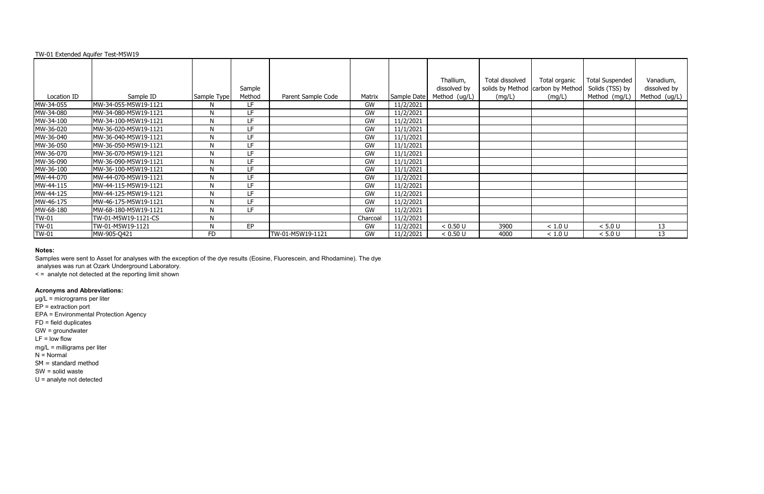TW-01 Extended Aquifer Test-M5W19

| Location ID | Sample ID | Sample Type | Sample Method | Parent Sample Code | Matrix | Sample Date | Thallium, dissolved by Method (ug/L) | Total dissolved solids by Method (mg/L) | Total organic carbon by Method (mg/L) | Total Suspended Solids (TSS) by Method (mg/L) | Vanadium, dissolved by Method (ug/L) |
|---|---|---|---|---|---|---|---|---|---|---|---|
| MW-34-055 | MW-34-055-M5W19-1121 | N | LF | | GW | 11/2/2021 | | | | | |
| MW-34-080 | MW-34-080-M5W19-1121 | N | LF | | GW | 11/2/2021 | | | | | |
| MW-34-100 | MW-34-100-M5W19-1121 | N | LF | | GW | 11/2/2021 | | | | | |
| MW-36-020 | MW-36-020-M5W19-1121 | N | LF | | GW | 11/1/2021 | | | | | |
| MW-36-040 | MW-36-040-M5W19-1121 | N | LF | | GW | 11/1/2021 | | | | | |
| MW-36-050 | MW-36-050-M5W19-1121 | N | LF | | GW | 11/1/2021 | | | | | |
| MW-36-070 | MW-36-070-M5W19-1121 | N | LF | | GW | 11/1/2021 | | | | | |
| MW-36-090 | MW-36-090-M5W19-1121 | N | LF | | GW | 11/1/2021 | | | | | |
| MW-36-100 | MW-36-100-M5W19-1121 | N | LF | | GW | 11/1/2021 | | | | | |
| MW-44-070 | MW-44-070-M5W19-1121 | N | LF | | GW | 11/2/2021 | | | | | |
| MW-44-115 | MW-44-115-M5W19-1121 | N | LF | | GW | 11/2/2021 | | | | | |
| MW-44-125 | MW-44-125-M5W19-1121 | N | LF | | GW | 11/2/2021 | | | | | |
| MW-46-175 | MW-46-175-M5W19-1121 | N | LF | | GW | 11/2/2021 | | | | | |
| MW-68-180 | MW-68-180-M5W19-1121 | N | LF | | GW | 11/2/2021 | | | | | |
| TW-01 | TW-01-M5W19-1121-CS | N | | | Charcoal | 11/2/2021 | | | | | |
| TW-01 | TW-01-M5W19-1121 | N | EP | | GW | 11/2/2021 | < 0.50 U | 3900 | < 1.0 U | < 5.0 U | 13 |
| TW-01 | MW-905-Q421 | FD | | TW-01-M5W19-1121 | GW | 11/2/2021 | < 0.50 U | 4000 | < 1.0 U | < 5.0 U | 13 |

**Notes:**

Samples were sent to Asset for analyses with the exception of the dye results (Eosine, Fluorescein, and Rhodamine). The dye analyses was run at Ozark Underground Laboratory.

< = analyte not detected at the reporting limit shown

**Acronyms and Abbreviations:**

µg/L = micrograms per liter
EP = extraction port
EPA = Environmental Protection Agency
FD = field duplicates
GW = groundwater
LF = low flow
mg/L = milligrams per liter
N = Normal
SM = standard method
SW = solid waste
U = analyte not detected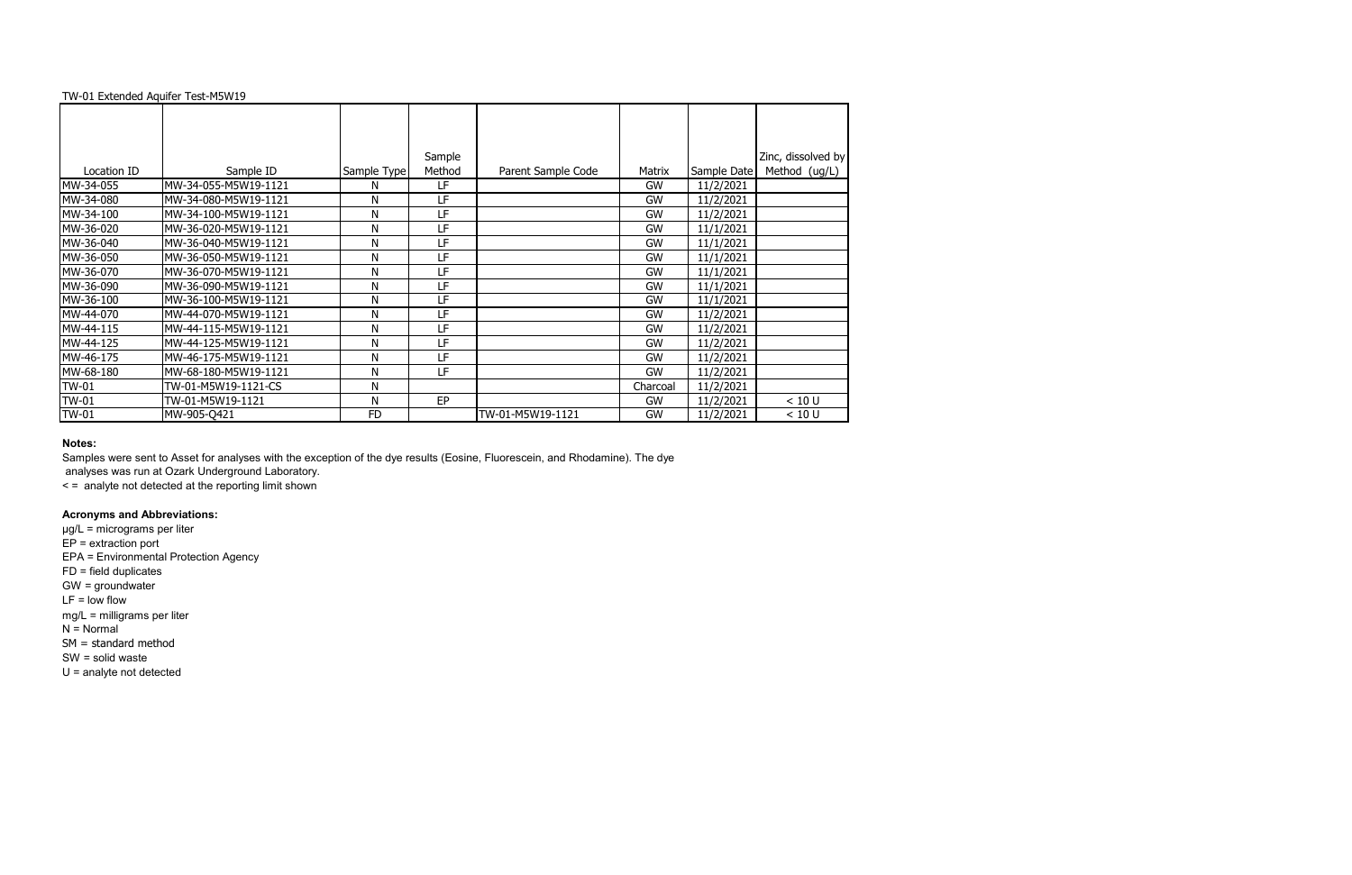TW-01 Extended Aquifer Test-M5W19

| Location ID | Sample ID | Sample Type | Sample Method | Parent Sample Code | Matrix | Sample Date | Zinc, dissolved by Method (ug/L) |
|---|---|---|---|---|---|---|---|
| MW-34-055 | MW-34-055-M5W19-1121 | N | LF | | GW | 11/2/2021 | |
| MW-34-080 | MW-34-080-M5W19-1121 | N | LF | | GW | 11/2/2021 | |
| MW-34-100 | MW-34-100-M5W19-1121 | N | LF | | GW | 11/2/2021 | |
| MW-36-020 | MW-36-020-M5W19-1121 | N | LF | | GW | 11/1/2021 | |
| MW-36-040 | MW-36-040-M5W19-1121 | N | LF | | GW | 11/1/2021 | |
| MW-36-050 | MW-36-050-M5W19-1121 | N | LF | | GW | 11/1/2021 | |
| MW-36-070 | MW-36-070-M5W19-1121 | N | LF | | GW | 11/1/2021 | |
| MW-36-090 | MW-36-090-M5W19-1121 | N | LF | | GW | 11/1/2021 | |
| MW-36-100 | MW-36-100-M5W19-1121 | N | LF | | GW | 11/1/2021 | |
| MW-44-070 | MW-44-070-M5W19-1121 | N | LF | | GW | 11/2/2021 | |
| MW-44-115 | MW-44-115-M5W19-1121 | N | LF | | GW | 11/2/2021 | |
| MW-44-125 | MW-44-125-M5W19-1121 | N | LF | | GW | 11/2/2021 | |
| MW-46-175 | MW-46-175-M5W19-1121 | N | LF | | GW | 11/2/2021 | |
| MW-68-180 | MW-68-180-M5W19-1121 | N | LF | | GW | 11/2/2021 | |
| TW-01 | TW-01-M5W19-1121-CS | N | | | Charcoal | 11/2/2021 | |
| TW-01 | TW-01-M5W19-1121 | N | EP | | GW | 11/2/2021 | < 10 U |
| TW-01 | MW-905-Q421 | FD | | TW-01-M5W19-1121 | GW | 11/2/2021 | < 10 U |

**Notes:**

Samples were sent to Asset for analyses with the exception of the dye results (Eosine, Fluorescein, and Rhodamine). The dye analyses was run at Ozark Underground Laboratory.

< = analyte not detected at the reporting limit shown

**Acronyms and Abbreviations:**

µg/L = micrograms per liter
EP = extraction port
EPA = Environmental Protection Agency
FD = field duplicates
GW = groundwater
LF = low flow
mg/L = milligrams per liter
N = Normal
SM = standard method
SW = solid waste
U = analyte not detected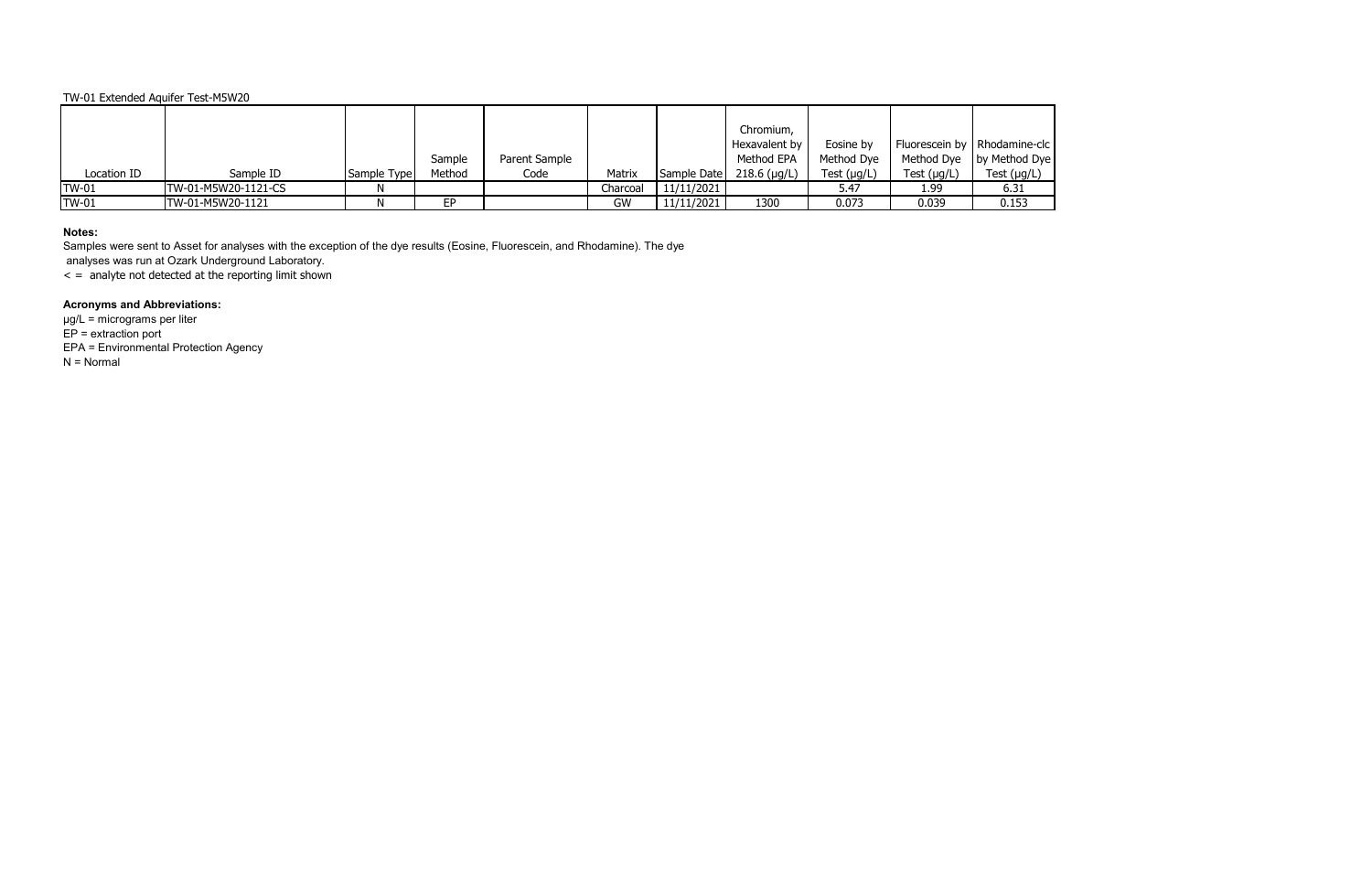TW-01 Extended Aquifer Test-M5W20

| Location ID | Sample ID | Sample Type | Sample Method | Parent Sample Code | Matrix | Sample Date | Chromium, Hexavalent by Method EPA 218.6 (µg/L) | Eosine by Method Dye Test (µg/L) | Fluorescein by Method Dye Test (µg/L) | Rhodamine-clc by Method Dye Test (µg/L) |
|---|---|---|---|---|---|---|---|---|---|---|
| TW-01 | TW-01-M5W20-1121-CS | N | | | Charcoal | 11/11/2021 | | 5.47 | 1.99 | 6.31 |
| TW-01 | TW-01-M5W20-1121 | N | EP | | GW | 11/11/2021 | 1300 | 0.073 | 0.039 | 0.153 |

**Notes:**

Samples were sent to Asset for analyses with the exception of the dye results (Eosine, Fluorescein, and Rhodamine). The dye analyses was run at Ozark Underground Laboratory.

< = analyte not detected at the reporting limit shown

**Acronyms and Abbreviations:**

µg/L = micrograms per liter

EP = extraction port

EPA = Environmental Protection Agency

N = Normal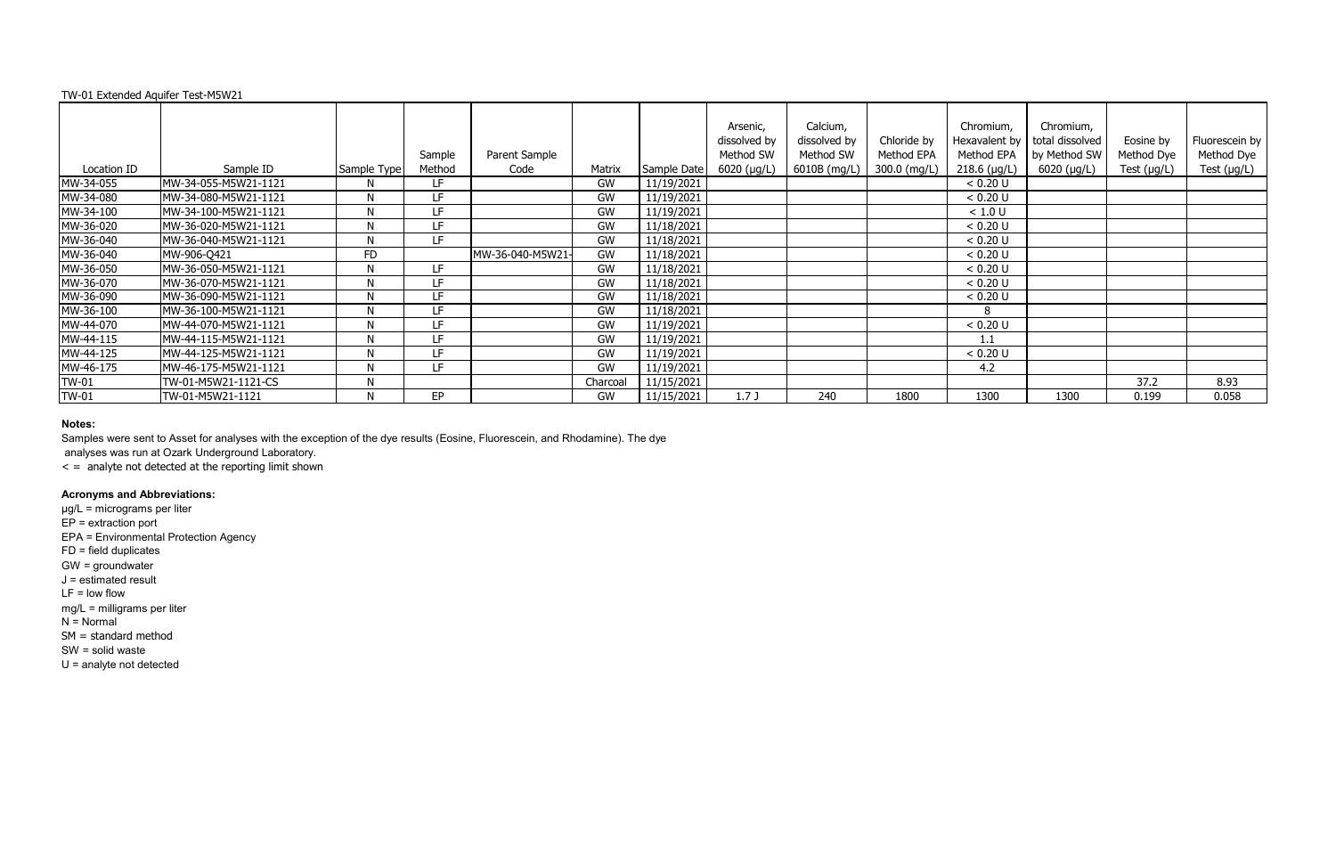TW-01 Extended Aquifer Test-M5W21

| Location ID | Sample ID | Sample Type | Sample Method | Parent Sample Code | Matrix | Sample Date | Arsenic, dissolved by Method SW 6020 (µg/L) | Calcium, dissolved by Method SW 6010B (mg/L) | Chloride by Method EPA 300.0 (mg/L) | Chromium, Hexavalent by Method EPA 218.6 (µg/L) | Chromium, total dissolved by Method SW 6020 (µg/L) | Eosine by Method Dye Test (µg/L) | Fluorescein by Method Dye Test (µg/L) |
|---|---|---|---|---|---|---|---|---|---|---|---|---|---|
| MW-34-055 | MW-34-055-M5W21-1121 | N | LF | | GW | 11/19/2021 | | | | < 0.20 U | | | |
| MW-34-080 | MW-34-080-M5W21-1121 | N | LF | | GW | 11/19/2021 | | | | < 0.20 U | | | |
| MW-34-100 | MW-34-100-M5W21-1121 | N | LF | | GW | 11/19/2021 | | | | < 1.0 U | | | |
| MW-36-020 | MW-36-020-M5W21-1121 | N | LF | | GW | 11/18/2021 | | | | < 0.20 U | | | |
| MW-36-040 | MW-36-040-M5W21-1121 | N | LF | | GW | 11/18/2021 | | | | < 0.20 U | | | |
| MW-36-040 | MW-906-Q421 | FD | | MW-36-040-M5W21- | GW | 11/18/2021 | | | | < 0.20 U | | | |
| MW-36-050 | MW-36-050-M5W21-1121 | N | LF | | GW | 11/18/2021 | | | | < 0.20 U | | | |
| MW-36-070 | MW-36-070-M5W21-1121 | N | LF | | GW | 11/18/2021 | | | | < 0.20 U | | | |
| MW-36-090 | MW-36-090-M5W21-1121 | N | LF | | GW | 11/18/2021 | | | | < 0.20 U | | | |
| MW-36-100 | MW-36-100-M5W21-1121 | N | LF | | GW | 11/18/2021 | | | | 8 | | | |
| MW-44-070 | MW-44-070-M5W21-1121 | N | LF | | GW | 11/19/2021 | | | | < 0.20 U | | | |
| MW-44-115 | MW-44-115-M5W21-1121 | N | LF | | GW | 11/19/2021 | | | | 1.1 | | | |
| MW-44-125 | MW-44-125-M5W21-1121 | N | LF | | GW | 11/19/2021 | | | | < 0.20 U | | | |
| MW-46-175 | MW-46-175-M5W21-1121 | N | LF | | GW | 11/19/2021 | | | | 4.2 | | | |
| TW-01 | TW-01-M5W21-1121-CS | N | | | Charcoal | 11/15/2021 | | | | | | 37.2 | 8.93 |
| TW-01 | TW-01-M5W21-1121 | N | EP | | GW | 11/15/2021 | 1.7 J | 240 | 1800 | 1300 | 1300 | 0.199 | 0.058 |

**Notes:**

Samples were sent to Asset for analyses with the exception of the dye results (Eosine, Fluorescein, and Rhodamine). The dye analyses was run at Ozark Underground Laboratory.

< = analyte not detected at the reporting limit shown

**Acronyms and Abbreviations:**

µg/L = micrograms per liter
EP = extraction port
EPA = Environmental Protection Agency
FD = field duplicates
GW = groundwater
J = estimated result
LF = low flow
mg/L = milligrams per liter
N = Normal
SM = standard method
SW = solid waste
U = analyte not detected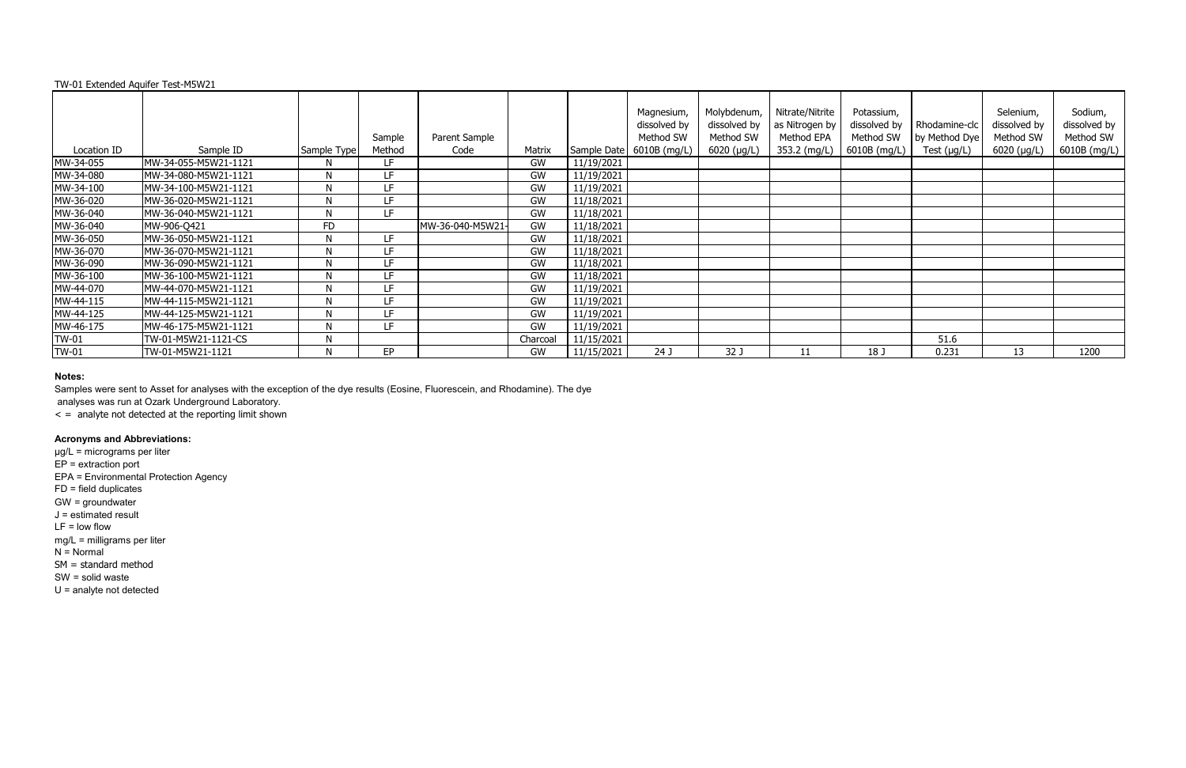TW-01 Extended Aquifer Test-M5W21

| Location ID | Sample ID | Sample Type | Sample Method | Parent Sample Code | Matrix | Sample Date | Magnesium, dissolved by Method SW 6010B (mg/L) | Molybdenum, dissolved by Method SW 6020 (µg/L) | Nitrate/Nitrite as Nitrogen by Method EPA 353.2 (mg/L) | Potassium, dissolved by Method SW 6010B (mg/L) | Rhodamine-clc by Method Dye Test (µg/L) | Selenium, dissolved by Method SW 6020 (µg/L) | Sodium, dissolved by Method SW 6010B (mg/L) |
|---|---|---|---|---|---|---|---|---|---|---|---|---|---|
| MW-34-055 | MW-34-055-M5W21-1121 | N | LF | | GW | 11/19/2021 | | | | | | | |
| MW-34-080 | MW-34-080-M5W21-1121 | N | LF | | GW | 11/19/2021 | | | | | | | |
| MW-34-100 | MW-34-100-M5W21-1121 | N | LF | | GW | 11/19/2021 | | | | | | | |
| MW-36-020 | MW-36-020-M5W21-1121 | N | LF | | GW | 11/18/2021 | | | | | | | |
| MW-36-040 | MW-36-040-M5W21-1121 | N | LF | | GW | 11/18/2021 | | | | | | | |
| MW-36-040 | MW-906-Q421 | FD | | MW-36-040-M5W21- | GW | 11/18/2021 | | | | | | | |
| MW-36-050 | MW-36-050-M5W21-1121 | N | LF | | GW | 11/18/2021 | | | | | | | |
| MW-36-070 | MW-36-070-M5W21-1121 | N | LF | | GW | 11/18/2021 | | | | | | | |
| MW-36-090 | MW-36-090-M5W21-1121 | N | LF | | GW | 11/18/2021 | | | | | | | |
| MW-36-100 | MW-36-100-M5W21-1121 | N | LF | | GW | 11/18/2021 | | | | | | | |
| MW-44-070 | MW-44-070-M5W21-1121 | N | LF | | GW | 11/19/2021 | | | | | | | |
| MW-44-115 | MW-44-115-M5W21-1121 | N | LF | | GW | 11/19/2021 | | | | | | | |
| MW-44-125 | MW-44-125-M5W21-1121 | N | LF | | GW | 11/19/2021 | | | | | | | |
| MW-46-175 | MW-46-175-M5W21-1121 | N | LF | | GW | 11/19/2021 | | | | | | | |
| TW-01 | TW-01-M5W21-1121-CS | N | | | Charcoal | 11/15/2021 | | | | | 51.6 | | |
| TW-01 | TW-01-M5W21-1121 | N | EP | | GW | 11/15/2021 | 24 J | 32 J | 11 | 18 J | 0.231 | 13 | 1200 |

**Notes:**

Samples were sent to Asset for analyses with the exception of the dye results (Eosine, Fluorescein, and Rhodamine). The dye analyses was run at Ozark Underground Laboratory.

< = analyte not detected at the reporting limit shown

**Acronyms and Abbreviations:**

µg/L = micrograms per liter
EP = extraction port
EPA = Environmental Protection Agency
FD = field duplicates
GW = groundwater
J = estimated result
LF = low flow
mg/L = milligrams per liter
N = Normal
SM = standard method
SW = solid waste
U = analyte not detected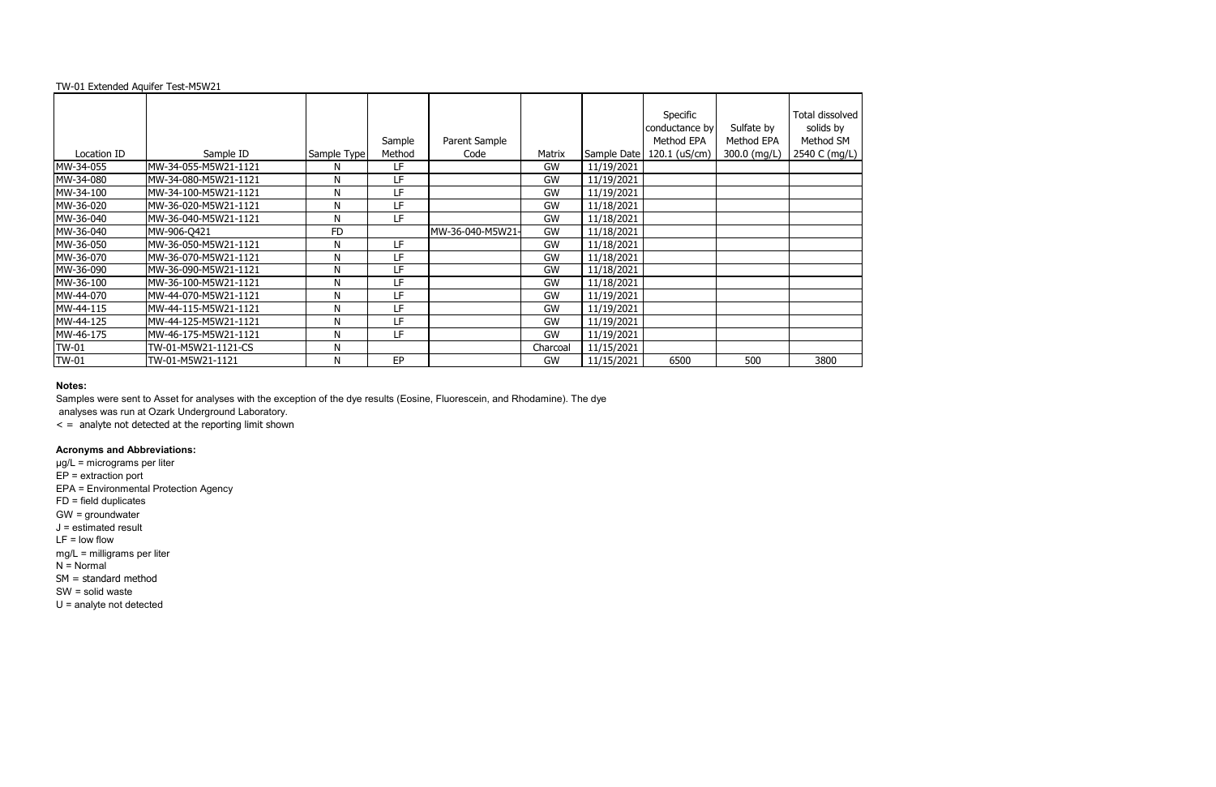TW-01 Extended Aquifer Test-M5W21

| Location ID | Sample ID | Sample Type | Sample Method | Parent Sample Code | Matrix | Sample Date | Specific conductance by Method EPA 120.1 (uS/cm) | Sulfate by Method EPA 300.0 (mg/L) | Total dissolved solids by Method SM 2540 C (mg/L) |
|---|---|---|---|---|---|---|---|---|---|
| MW-34-055 | MW-34-055-M5W21-1121 | N | LF | | GW | 11/19/2021 | | | |
| MW-34-080 | MW-34-080-M5W21-1121 | N | LF | | GW | 11/19/2021 | | | |
| MW-34-100 | MW-34-100-M5W21-1121 | N | LF | | GW | 11/19/2021 | | | |
| MW-36-020 | MW-36-020-M5W21-1121 | N | LF | | GW | 11/18/2021 | | | |
| MW-36-040 | MW-36-040-M5W21-1121 | N | LF | | GW | 11/18/2021 | | | |
| MW-36-040 | MW-906-Q421 | FD | | MW-36-040-M5W21- | GW | 11/18/2021 | | | |
| MW-36-050 | MW-36-050-M5W21-1121 | N | LF | | GW | 11/18/2021 | | | |
| MW-36-070 | MW-36-070-M5W21-1121 | N | LF | | GW | 11/18/2021 | | | |
| MW-36-090 | MW-36-090-M5W21-1121 | N | LF | | GW | 11/18/2021 | | | |
| MW-36-100 | MW-36-100-M5W21-1121 | N | LF | | GW | 11/18/2021 | | | |
| MW-44-070 | MW-44-070-M5W21-1121 | N | LF | | GW | 11/19/2021 | | | |
| MW-44-115 | MW-44-115-M5W21-1121 | N | LF | | GW | 11/19/2021 | | | |
| MW-44-125 | MW-44-125-M5W21-1121 | N | LF | | GW | 11/19/2021 | | | |
| MW-46-175 | MW-46-175-M5W21-1121 | N | LF | | GW | 11/19/2021 | | | |
| TW-01 | TW-01-M5W21-1121-CS | N | | | Charcoal | 11/15/2021 | | | |
| TW-01 | TW-01-M5W21-1121 | N | EP | | GW | 11/15/2021 | 6500 | 500 | 3800 |

**Notes:**

Samples were sent to Asset for analyses with the exception of the dye results (Eosine, Fluorescein, and Rhodamine). The dye analyses was run at Ozark Underground Laboratory.

< = analyte not detected at the reporting limit shown

**Acronyms and Abbreviations:**

µg/L = micrograms per liter
EP = extraction port
EPA = Environmental Protection Agency
FD = field duplicates
GW = groundwater
J = estimated result
LF = low flow
mg/L = milligrams per liter
N = Normal
SM = standard method
SW = solid waste
U = analyte not detected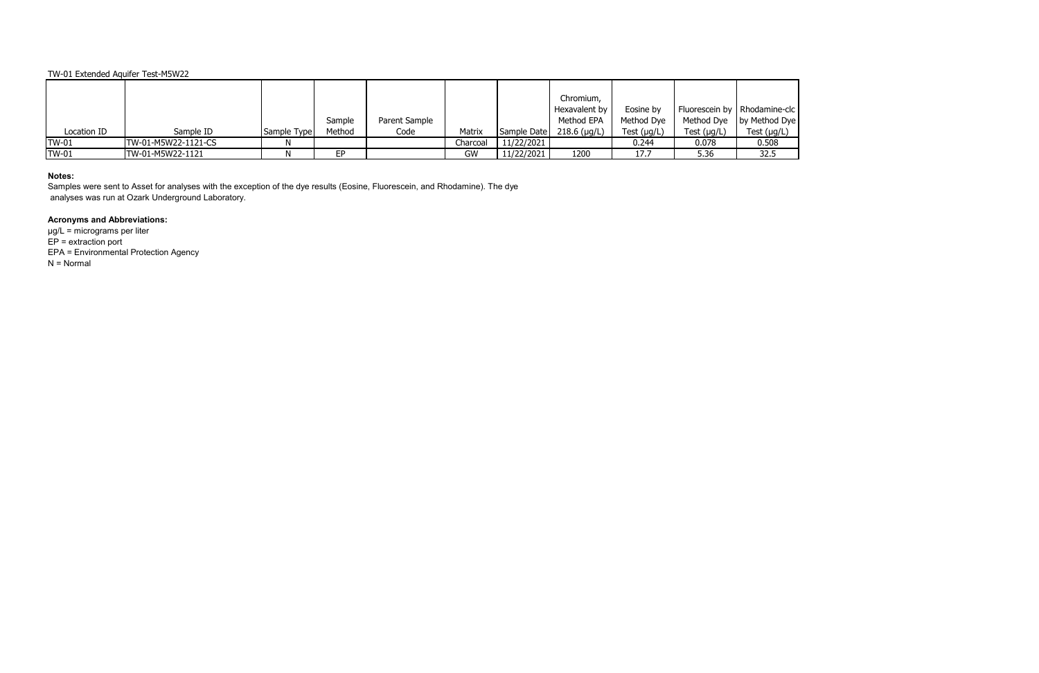TW-01 Extended Aquifer Test-M5W22

| Location ID | Sample ID | Sample Type | Sample Method | Parent Sample Code | Matrix | Sample Date | Chromium, Hexavalent by Method EPA 218.6 (µg/L) | Eosine by Method Dye Test (µg/L) | Fluorescein by Method Dye Test (µg/L) | Rhodamine-clc by Method Dye Test (µg/L) |
|---|---|---|---|---|---|---|---|---|---|---|
| TW-01 | TW-01-M5W22-1121-CS | N | | | Charcoal | 11/22/2021 | | 0.244 | 0.078 | 0.508 |
| TW-01 | TW-01-M5W22-1121 | N | EP | | GW | 11/22/2021 | 1200 | 17.7 | 5.36 | 32.5 |

**Notes:**

Samples were sent to Asset for analyses with the exception of the dye results (Eosine, Fluorescein, and Rhodamine). The dye analyses was run at Ozark Underground Laboratory.

**Acronyms and Abbreviations:**

µg/L = micrograms per liter
EP = extraction port
EPA = Environmental Protection Agency
N = Normal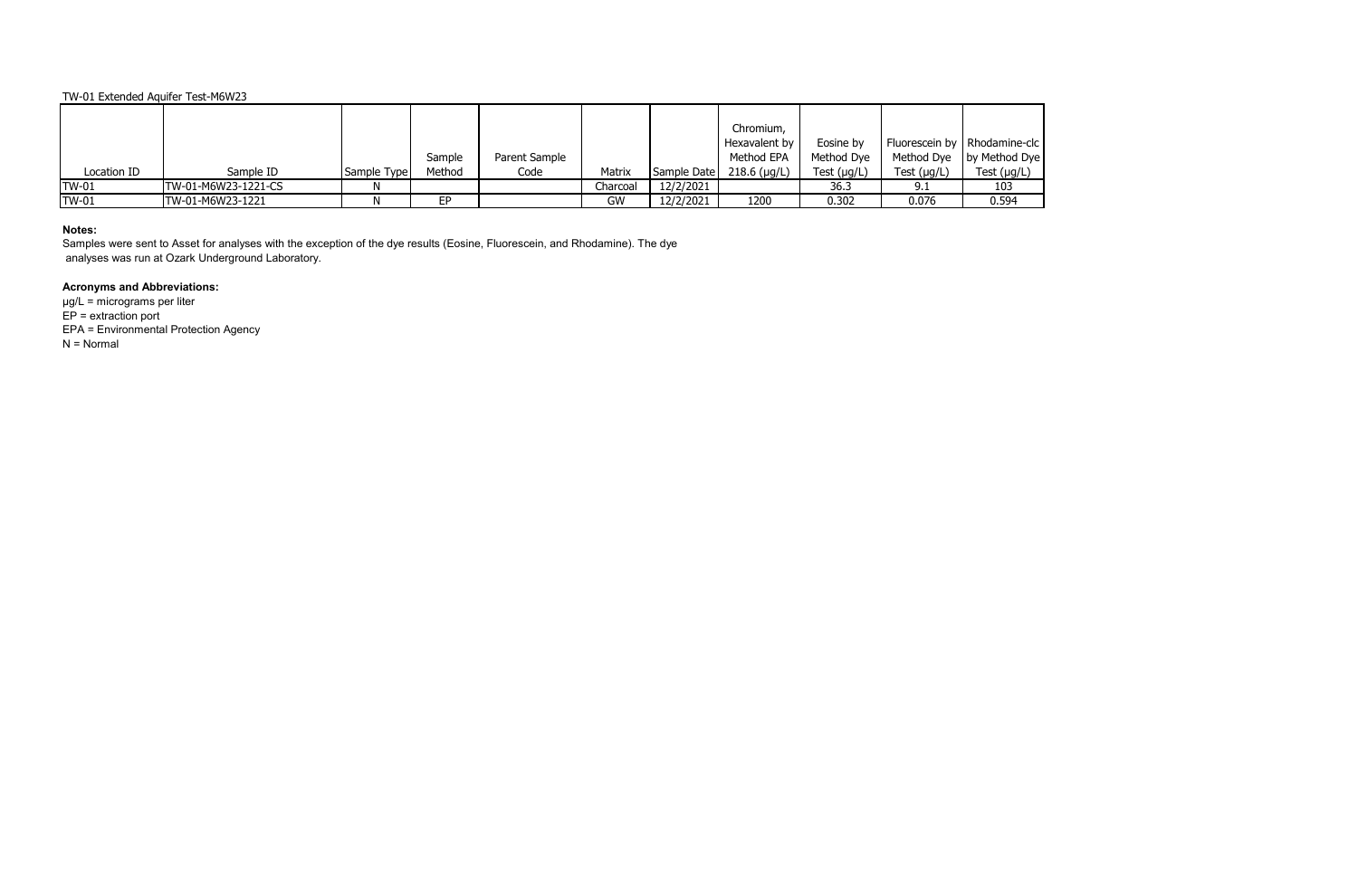TW-01 Extended Aquifer Test-M6W23

| Location ID | Sample ID | Sample Type | Sample Method | Parent Sample Code | Matrix | Sample Date | Chromium, Hexavalent by Method EPA 218.6 (µg/L) | Eosine by Method Dye Test (µg/L) | Fluorescein by Method Dye Test (µg/L) | Rhodamine-clc by Method Dye Test (µg/L) |
|---|---|---|---|---|---|---|---|---|---|---|
| TW-01 | TW-01-M6W23-1221-CS | N | | | Charcoal | 12/2/2021 | | 36.3 | 9.1 | 103 |
| TW-01 | TW-01-M6W23-1221 | N | EP | | GW | 12/2/2021 | 1200 | 0.302 | 0.076 | 0.594 |

**Notes:**

Samples were sent to Asset for analyses with the exception of the dye results (Eosine, Fluorescein, and Rhodamine). The dye analyses was run at Ozark Underground Laboratory.

**Acronyms and Abbreviations:**

µg/L = micrograms per liter
EP = extraction port
EPA = Environmental Protection Agency
N = Normal